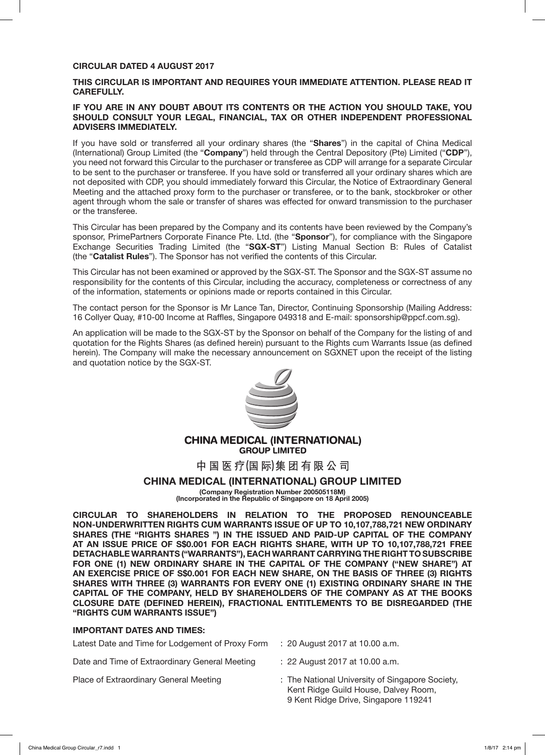**CIRCULAR DATED 4 AUGUST 2017**

**THIS CIRCULAR IS IMPORTANT AND REQUIRES YOUR IMMEDIATE ATTENTION. PLEASE READ IT CAREFULLY.**

**IF YOU ARE IN ANY DOUBT ABOUT ITS CONTENTS OR THE ACTION YOU SHOULD TAKE, YOU SHOULD CONSULT YOUR LEGAL, FINANCIAL, TAX OR OTHER INDEPENDENT PROFESSIONAL ADVISERS IMMEDIATELY.**

If you have sold or transferred all your ordinary shares (the "**Shares**") in the capital of China Medical (International) Group Limited (the "**Company**") held through the Central Depository (Pte) Limited ("**CDP**"), you need not forward this Circular to the purchaser or transferee as CDP will arrange for a separate Circular to be sent to the purchaser or transferee. If you have sold or transferred all your ordinary shares which are not deposited with CDP, you should immediately forward this Circular, the Notice of Extraordinary General Meeting and the attached proxy form to the purchaser or transferee, or to the bank, stockbroker or other agent through whom the sale or transfer of shares was effected for onward transmission to the purchaser or the transferee.

This Circular has been prepared by the Company and its contents have been reviewed by the Company's sponsor, PrimePartners Corporate Finance Pte. Ltd. (the "**Sponsor**"), for compliance with the Singapore Exchange Securities Trading Limited (the "**SGX-ST**") Listing Manual Section B: Rules of Catalist (the "**Catalist Rules**"). The Sponsor has not verified the contents of this Circular.

This Circular has not been examined or approved by the SGX-ST. The Sponsor and the SGX-ST assume no responsibility for the contents of this Circular, including the accuracy, completeness or correctness of any of the information, statements or opinions made or reports contained in this Circular.

The contact person for the Sponsor is Mr Lance Tan, Director, Continuing Sponsorship (Mailing Address: 16 Collyer Quay, #10-00 Income at Raffles, Singapore 049318 and E-mail: sponsorship@ppcf.com.sg).

An application will be made to the SGX-ST by the Sponsor on behalf of the Company for the listing of and quotation for the Rights Shares (as defined herein) pursuant to the Rights cum Warrants Issue (as defined herein). The Company will make the necessary announcement on SGXNET upon the receipt of the listing and quotation notice by the SGX-ST.

**CHINA MEDICAL (INTERNATIONAL) GROUP LIMITED**

中国医疗(国际)集团有限公司

# CHINA MEDICAL (INTERNATIONAL) GROUP LIMITED

**(Company Registration Number 200505118M)**
**(Incorporated in the Republic of Singapore on 18 April 2005)**

**CIRCULAR TO SHAREHOLDERS IN RELATION TO THE PROPOSED RENOUNCEABLE NON-UNDERWRITTEN RIGHTS CUM WARRANTS ISSUE OF UP TO 10,107,788,721 NEW ORDINARY SHARES (THE "RIGHTS SHARES ") IN THE ISSUED AND PAID-UP CAPITAL OF THE COMPANY AT AN ISSUE PRICE OF S$0.001 FOR EACH RIGHTS SHARE, WITH UP TO 10,107,788,721 FREE DETACHABLE WARRANTS ("WARRANTS"), EACH WARRANT CARRYING THE RIGHT TO SUBSCRIBE FOR ONE (1) NEW ORDINARY SHARE IN THE CAPITAL OF THE COMPANY ("NEW SHARE") AT AN EXERCISE PRICE OF S$0.001 FOR EACH NEW SHARE, ON THE BASIS OF THREE (3) RIGHTS SHARES WITH THREE (3) WARRANTS FOR EVERY ONE (1) EXISTING ORDINARY SHARE IN THE CAPITAL OF THE COMPANY, HELD BY SHAREHOLDERS OF THE COMPANY AS AT THE BOOKS CLOSURE DATE (DEFINED HEREIN), FRACTIONAL ENTITLEMENTS TO BE DISREGARDED (THE "RIGHTS CUM WARRANTS ISSUE")**

**IMPORTANT DATES AND TIMES:**

| | |
|---|---|
| Latest Date and Time for Lodgement of Proxy Form | : 20 August 2017 at 10.00 a.m. |
| Date and Time of Extraordinary General Meeting | : 22 August 2017 at 10.00 a.m. |
| Place of Extraordinary General Meeting | : The National University of Singapore Society, Kent Ridge Guild House, Dalvey Room, 9 Kent Ridge Drive, Singapore 119241 |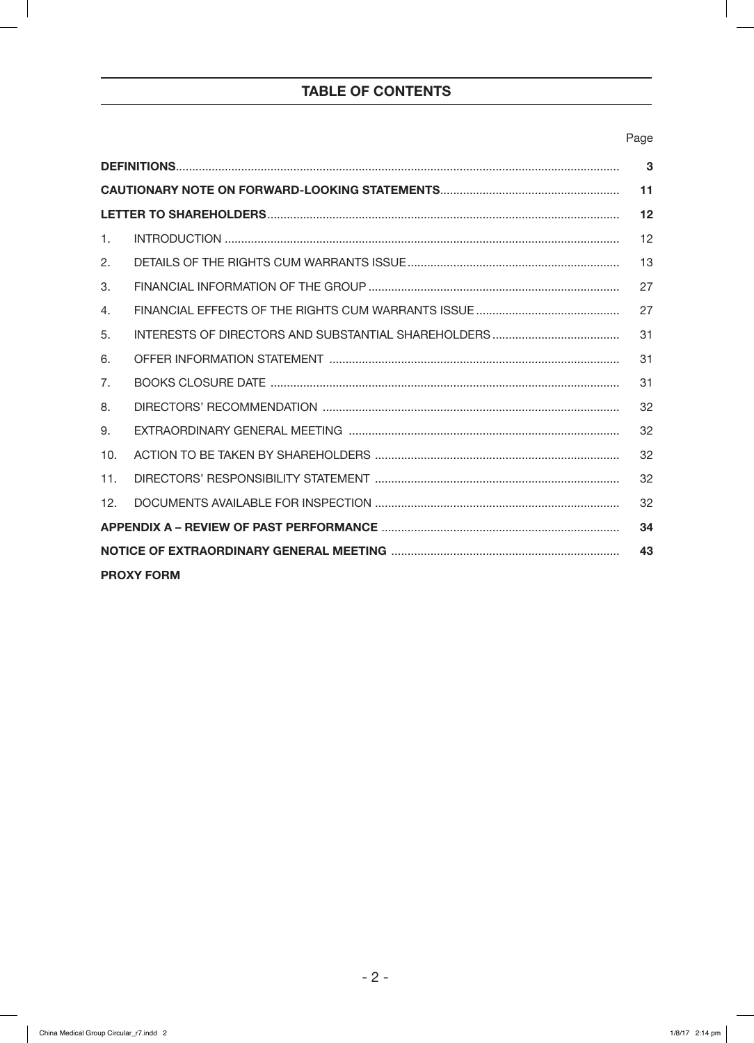# TABLE OF CONTENTS

| | | Page |
|---|---|---|
| **DEFINITIONS** | | **3** |
| **CAUTIONARY NOTE ON FORWARD-LOOKING STATEMENTS** | | **11** |
| **LETTER TO SHAREHOLDERS** | | **12** |
| 1. | INTRODUCTION | 12 |
| 2. | DETAILS OF THE RIGHTS CUM WARRANTS ISSUE | 13 |
| 3. | FINANCIAL INFORMATION OF THE GROUP | 27 |
| 4. | FINANCIAL EFFECTS OF THE RIGHTS CUM WARRANTS ISSUE | 27 |
| 5. | INTERESTS OF DIRECTORS AND SUBSTANTIAL SHAREHOLDERS | 31 |
| 6. | OFFER INFORMATION STATEMENT | 31 |
| 7. | BOOKS CLOSURE DATE | 31 |
| 8. | DIRECTORS' RECOMMENDATION | 32 |
| 9. | EXTRAORDINARY GENERAL MEETING | 32 |
| 10. | ACTION TO BE TAKEN BY SHAREHOLDERS | 32 |
| 11. | DIRECTORS' RESPONSIBILITY STATEMENT | 32 |
| 12. | DOCUMENTS AVAILABLE FOR INSPECTION | 32 |
| **APPENDIX A – REVIEW OF PAST PERFORMANCE** | | **34** |
| **NOTICE OF EXTRAORDINARY GENERAL MEETING** | | **43** |
| **PROXY FORM** | | |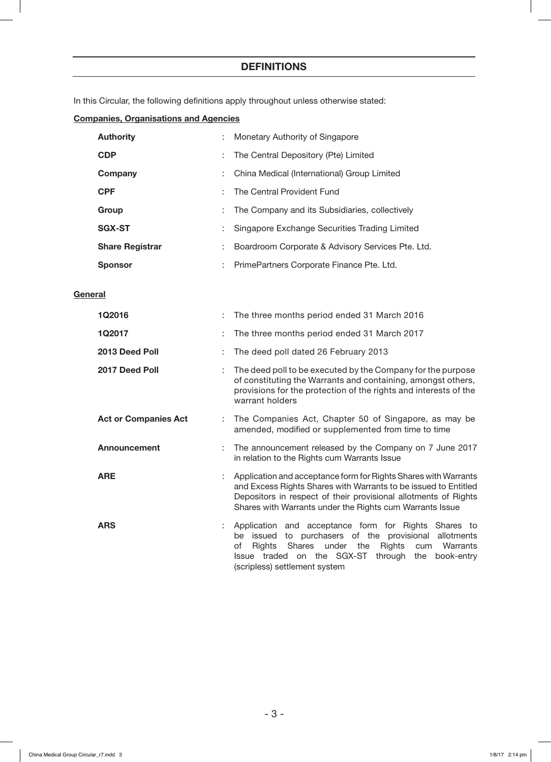## DEFINITIONS

In this Circular, the following definitions apply throughout unless otherwise stated:

**Companies, Organisations and Agencies**

| | | |
|---|---|---|
| **Authority** | : | Monetary Authority of Singapore |
| **CDP** | : | The Central Depository (Pte) Limited |
| **Company** | : | China Medical (International) Group Limited |
| **CPF** | : | The Central Provident Fund |
| **Group** | : | The Company and its Subsidiaries, collectively |
| **SGX-ST** | : | Singapore Exchange Securities Trading Limited |
| **Share Registrar** | : | Boardroom Corporate & Advisory Services Pte. Ltd. |
| **Sponsor** | : | PrimePartners Corporate Finance Pte. Ltd. |

**General**

| | | |
|---|---|---|
| **1Q2016** | : | The three months period ended 31 March 2016 |
| **1Q2017** | : | The three months period ended 31 March 2017 |
| **2013 Deed Poll** | : | The deed poll dated 26 February 2013 |
| **2017 Deed Poll** | : | The deed poll to be executed by the Company for the purpose of constituting the Warrants and containing, amongst others, provisions for the protection of the rights and interests of the warrant holders |
| **Act or Companies Act** | : | The Companies Act, Chapter 50 of Singapore, as may be amended, modified or supplemented from time to time |
| **Announcement** | : | The announcement released by the Company on 7 June 2017 in relation to the Rights cum Warrants Issue |
| **ARE** | : | Application and acceptance form for Rights Shares with Warrants and Excess Rights Shares with Warrants to be issued to Entitled Depositors in respect of their provisional allotments of Rights Shares with Warrants under the Rights cum Warrants Issue |
| **ARS** | : | Application and acceptance form for Rights Shares to be issued to purchasers of the provisional allotments of Rights Shares under the Rights cum Warrants Issue traded on the SGX-ST through the book-entry (scripless) settlement system |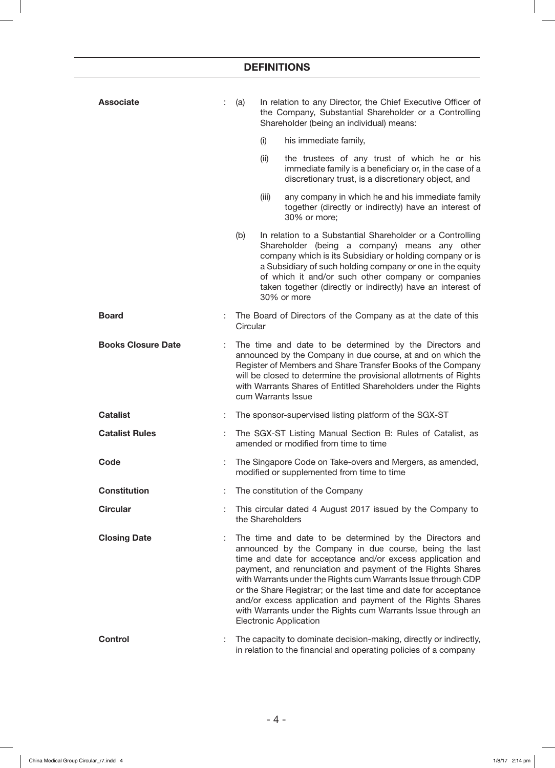## DEFINITIONS

**Associate** : (a) In relation to any Director, the Chief Executive Officer of the Company, Substantial Shareholder or a Controlling Shareholder (being an individual) means:

(i) his immediate family,

(ii) the trustees of any trust of which he or his immediate family is a beneficiary or, in the case of a discretionary trust, is a discretionary object, and

(iii) any company in which he and his immediate family together (directly or indirectly) have an interest of 30% or more;

(b) In relation to a Substantial Shareholder or a Controlling Shareholder (being a company) means any other company which is its Subsidiary or holding company or is a Subsidiary of such holding company or one in the equity of which it and/or such other company or companies taken together (directly or indirectly) have an interest of 30% or more

**Board** : The Board of Directors of the Company as at the date of this Circular

**Books Closure Date** : The time and date to be determined by the Directors and announced by the Company in due course, at and on which the Register of Members and Share Transfer Books of the Company will be closed to determine the provisional allotments of Rights with Warrants Shares of Entitled Shareholders under the Rights cum Warrants Issue

**Catalist** : The sponsor-supervised listing platform of the SGX-ST

**Catalist Rules** : The SGX-ST Listing Manual Section B: Rules of Catalist, as amended or modified from time to time

**Code** : The Singapore Code on Take-overs and Mergers, as amended, modified or supplemented from time to time

**Constitution** : The constitution of the Company

**Circular** : This circular dated 4 August 2017 issued by the Company to the Shareholders

**Closing Date** : The time and date to be determined by the Directors and announced by the Company in due course, being the last time and date for acceptance and/or excess application and payment, and renunciation and payment of the Rights Shares with Warrants under the Rights cum Warrants Issue through CDP or the Share Registrar; or the last time and date for acceptance and/or excess application and payment of the Rights Shares with Warrants under the Rights cum Warrants Issue through an Electronic Application

**Control** : The capacity to dominate decision-making, directly or indirectly, in relation to the financial and operating policies of a company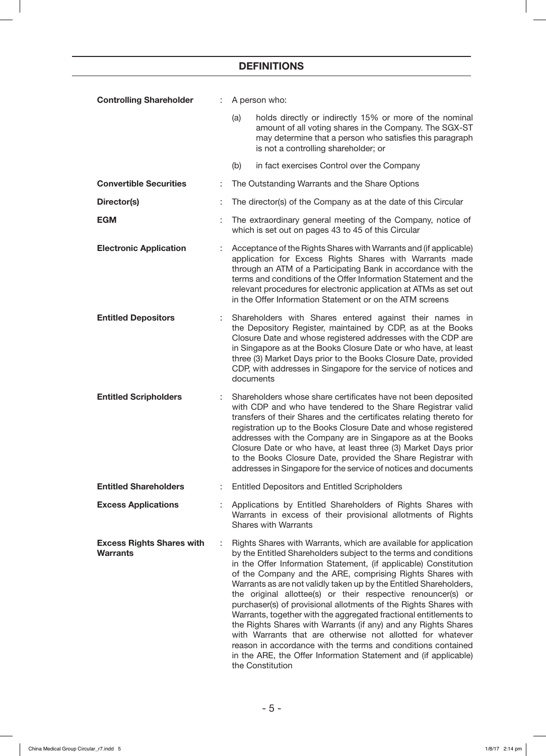## DEFINITIONS

| | | |
|---|---|---|
| **Controlling Shareholder** | : | A person who:<br>(a) holds directly or indirectly 15% or more of the nominal amount of all voting shares in the Company. The SGX-ST may determine that a person who satisfies this paragraph is not a controlling shareholder; or<br>(b) in fact exercises Control over the Company |
| **Convertible Securities** | : | The Outstanding Warrants and the Share Options |
| **Director(s)** | : | The director(s) of the Company as at the date of this Circular |
| **EGM** | : | The extraordinary general meeting of the Company, notice of which is set out on pages 43 to 45 of this Circular |
| **Electronic Application** | : | Acceptance of the Rights Shares with Warrants and (if applicable) application for Excess Rights Shares with Warrants made through an ATM of a Participating Bank in accordance with the terms and conditions of the Offer Information Statement and the relevant procedures for electronic application at ATMs as set out in the Offer Information Statement or on the ATM screens |
| **Entitled Depositors** | : | Shareholders with Shares entered against their names in the Depository Register, maintained by CDP, as at the Books Closure Date and whose registered addresses with the CDP are in Singapore as at the Books Closure Date or who have, at least three (3) Market Days prior to the Books Closure Date, provided CDP, with addresses in Singapore for the service of notices and documents |
| **Entitled Scripholders** | : | Shareholders whose share certificates have not been deposited with CDP and who have tendered to the Share Registrar valid transfers of their Shares and the certificates relating thereto for registration up to the Books Closure Date and whose registered addresses with the Company are in Singapore as at the Books Closure Date or who have, at least three (3) Market Days prior to the Books Closure Date, provided the Share Registrar with addresses in Singapore for the service of notices and documents |
| **Entitled Shareholders** | : | Entitled Depositors and Entitled Scripholders |
| **Excess Applications** | : | Applications by Entitled Shareholders of Rights Shares with Warrants in excess of their provisional allotments of Rights Shares with Warrants |
| **Excess Rights Shares with Warrants** | : | Rights Shares with Warrants, which are available for application by the Entitled Shareholders subject to the terms and conditions in the Offer Information Statement, (if applicable) Constitution of the Company and the ARE, comprising Rights Shares with Warrants as are not validly taken up by the Entitled Shareholders, the original allottee(s) or their respective renouncer(s) or purchaser(s) of provisional allotments of the Rights Shares with Warrants, together with the aggregated fractional entitlements to the Rights Shares with Warrants (if any) and any Rights Shares with Warrants that are otherwise not allotted for whatever reason in accordance with the terms and conditions contained in the ARE, the Offer Information Statement and (if applicable) the Constitution |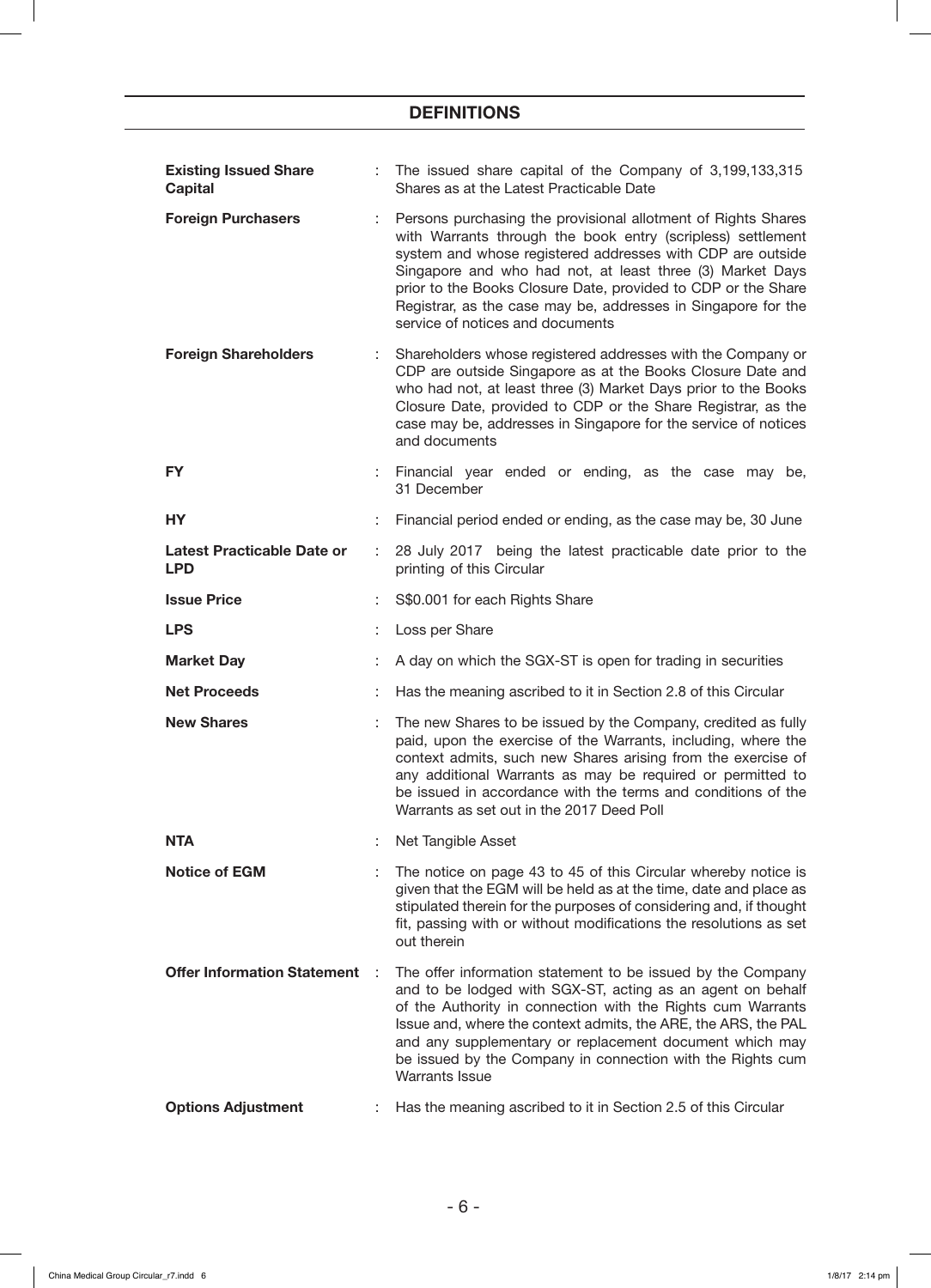## DEFINITIONS

| | | |
|---|---|---|
| **Existing Issued Share Capital** | : | The issued share capital of the Company of 3,199,133,315 Shares as at the Latest Practicable Date |
| **Foreign Purchasers** | : | Persons purchasing the provisional allotment of Rights Shares with Warrants through the book entry (scripless) settlement system and whose registered addresses with CDP are outside Singapore and who had not, at least three (3) Market Days prior to the Books Closure Date, provided to CDP or the Share Registrar, as the case may be, addresses in Singapore for the service of notices and documents |
| **Foreign Shareholders** | : | Shareholders whose registered addresses with the Company or CDP are outside Singapore as at the Books Closure Date and who had not, at least three (3) Market Days prior to the Books Closure Date, provided to CDP or the Share Registrar, as the case may be, addresses in Singapore for the service of notices and documents |
| **FY** | : | Financial year ended or ending, as the case may be, 31 December |
| **HY** | : | Financial period ended or ending, as the case may be, 30 June |
| **Latest Practicable Date or LPD** | : | 28 July 2017 being the latest practicable date prior to the printing of this Circular |
| **Issue Price** | : | S$0.001 for each Rights Share |
| **LPS** | : | Loss per Share |
| **Market Day** | : | A day on which the SGX-ST is open for trading in securities |
| **Net Proceeds** | : | Has the meaning ascribed to it in Section 2.8 of this Circular |
| **New Shares** | : | The new Shares to be issued by the Company, credited as fully paid, upon the exercise of the Warrants, including, where the context admits, such new Shares arising from the exercise of any additional Warrants as may be required or permitted to be issued in accordance with the terms and conditions of the Warrants as set out in the 2017 Deed Poll |
| **NTA** | : | Net Tangible Asset |
| **Notice of EGM** | : | The notice on page 43 to 45 of this Circular whereby notice is given that the EGM will be held as at the time, date and place as stipulated therein for the purposes of considering and, if thought fit, passing with or without modifications the resolutions as set out therein |
| **Offer Information Statement** | : | The offer information statement to be issued by the Company and to be lodged with SGX-ST, acting as an agent on behalf of the Authority in connection with the Rights cum Warrants Issue and, where the context admits, the ARE, the ARS, the PAL and any supplementary or replacement document which may be issued by the Company in connection with the Rights cum Warrants Issue |
| **Options Adjustment** | : | Has the meaning ascribed to it in Section 2.5 of this Circular |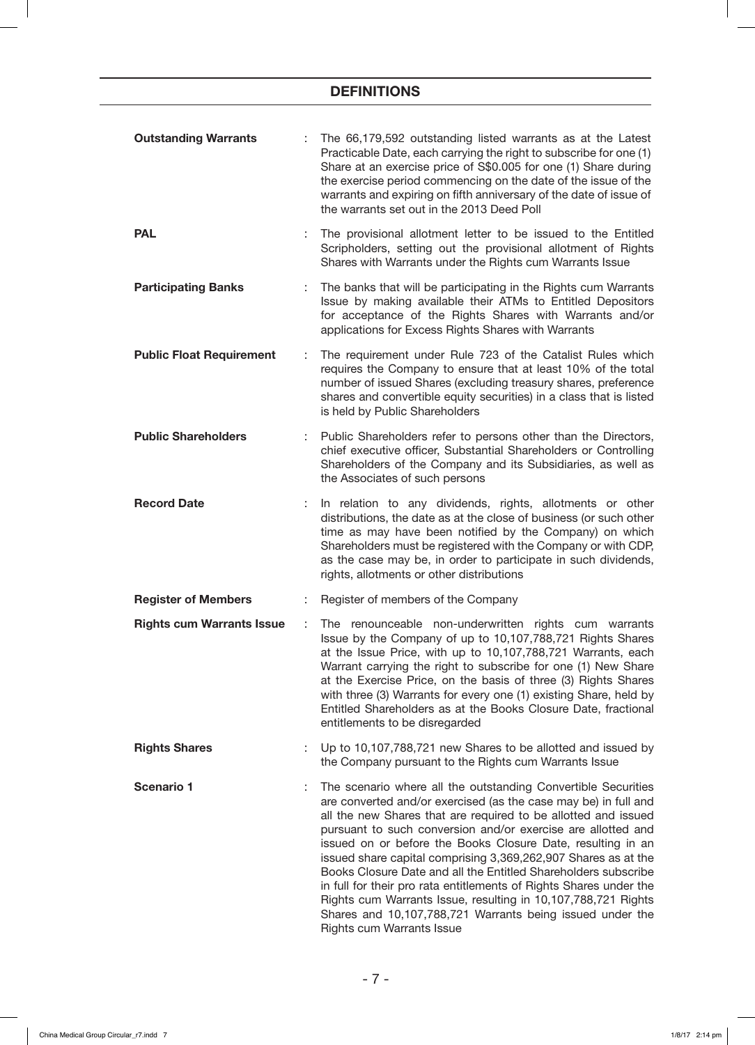## DEFINITIONS

**Outstanding Warrants** : The 66,179,592 outstanding listed warrants as at the Latest Practicable Date, each carrying the right to subscribe for one (1) Share at an exercise price of S$0.005 for one (1) Share during the exercise period commencing on the date of the issue of the warrants and expiring on fifth anniversary of the date of issue of the warrants set out in the 2013 Deed Poll

**PAL** : The provisional allotment letter to be issued to the Entitled Scripholders, setting out the provisional allotment of Rights Shares with Warrants under the Rights cum Warrants Issue

**Participating Banks** : The banks that will be participating in the Rights cum Warrants Issue by making available their ATMs to Entitled Depositors for acceptance of the Rights Shares with Warrants and/or applications for Excess Rights Shares with Warrants

**Public Float Requirement** : The requirement under Rule 723 of the Catalist Rules which requires the Company to ensure that at least 10% of the total number of issued Shares (excluding treasury shares, preference shares and convertible equity securities) in a class that is listed is held by Public Shareholders

**Public Shareholders** : Public Shareholders refer to persons other than the Directors, chief executive officer, Substantial Shareholders or Controlling Shareholders of the Company and its Subsidiaries, as well as the Associates of such persons

**Record Date** : In relation to any dividends, rights, allotments or other distributions, the date as at the close of business (or such other time as may have been notified by the Company) on which Shareholders must be registered with the Company or with CDP, as the case may be, in order to participate in such dividends, rights, allotments or other distributions

**Register of Members** : Register of members of the Company

**Rights cum Warrants Issue** : The renounceable non-underwritten rights cum warrants Issue by the Company of up to 10,107,788,721 Rights Shares at the Issue Price, with up to 10,107,788,721 Warrants, each Warrant carrying the right to subscribe for one (1) New Share at the Exercise Price, on the basis of three (3) Rights Shares with three (3) Warrants for every one (1) existing Share, held by Entitled Shareholders as at the Books Closure Date, fractional entitlements to be disregarded

**Rights Shares** : Up to 10,107,788,721 new Shares to be allotted and issued by the Company pursuant to the Rights cum Warrants Issue

**Scenario 1** : The scenario where all the outstanding Convertible Securities are converted and/or exercised (as the case may be) in full and all the new Shares that are required to be allotted and issued pursuant to such conversion and/or exercise are allotted and issued on or before the Books Closure Date, resulting in an issued share capital comprising 3,369,262,907 Shares as at the Books Closure Date and all the Entitled Shareholders subscribe in full for their pro rata entitlements of Rights Shares under the Rights cum Warrants Issue, resulting in 10,107,788,721 Rights Shares and 10,107,788,721 Warrants being issued under the Rights cum Warrants Issue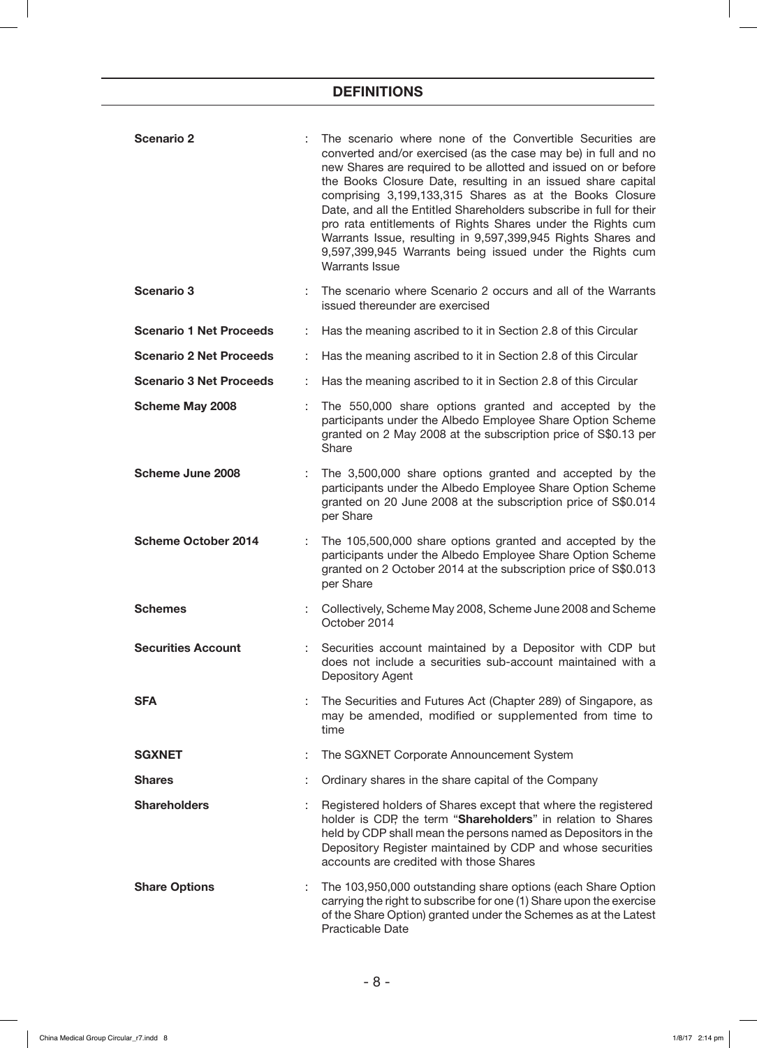## DEFINITIONS

| | | |
|---|---|---|
| **Scenario 2** | : | The scenario where none of the Convertible Securities are converted and/or exercised (as the case may be) in full and no new Shares are required to be allotted and issued on or before the Books Closure Date, resulting in an issued share capital comprising 3,199,133,315 Shares as at the Books Closure Date, and all the Entitled Shareholders subscribe in full for their pro rata entitlements of Rights Shares under the Rights cum Warrants Issue, resulting in 9,597,399,945 Rights Shares and 9,597,399,945 Warrants being issued under the Rights cum Warrants Issue |
| **Scenario 3** | : | The scenario where Scenario 2 occurs and all of the Warrants issued thereunder are exercised |
| **Scenario 1 Net Proceeds** | : | Has the meaning ascribed to it in Section 2.8 of this Circular |
| **Scenario 2 Net Proceeds** | : | Has the meaning ascribed to it in Section 2.8 of this Circular |
| **Scenario 3 Net Proceeds** | : | Has the meaning ascribed to it in Section 2.8 of this Circular |
| **Scheme May 2008** | : | The 550,000 share options granted and accepted by the participants under the Albedo Employee Share Option Scheme granted on 2 May 2008 at the subscription price of S$0.13 per Share |
| **Scheme June 2008** | : | The 3,500,000 share options granted and accepted by the participants under the Albedo Employee Share Option Scheme granted on 20 June 2008 at the subscription price of S$0.014 per Share |
| **Scheme October 2014** | : | The 105,500,000 share options granted and accepted by the participants under the Albedo Employee Share Option Scheme granted on 2 October 2014 at the subscription price of S$0.013 per Share |
| **Schemes** | : | Collectively, Scheme May 2008, Scheme June 2008 and Scheme October 2014 |
| **Securities Account** | : | Securities account maintained by a Depositor with CDP but does not include a securities sub-account maintained with a Depository Agent |
| **SFA** | : | The Securities and Futures Act (Chapter 289) of Singapore, as may be amended, modified or supplemented from time to time |
| **SGXNET** | : | The SGXNET Corporate Announcement System |
| **Shares** | : | Ordinary shares in the share capital of the Company |
| **Shareholders** | : | Registered holders of Shares except that where the registered holder is CDP, the term "**Shareholders**" in relation to Shares held by CDP shall mean the persons named as Depositors in the Depository Register maintained by CDP and whose securities accounts are credited with those Shares |
| **Share Options** | : | The 103,950,000 outstanding share options (each Share Option carrying the right to subscribe for one (1) Share upon the exercise of the Share Option) granted under the Schemes as at the Latest Practicable Date |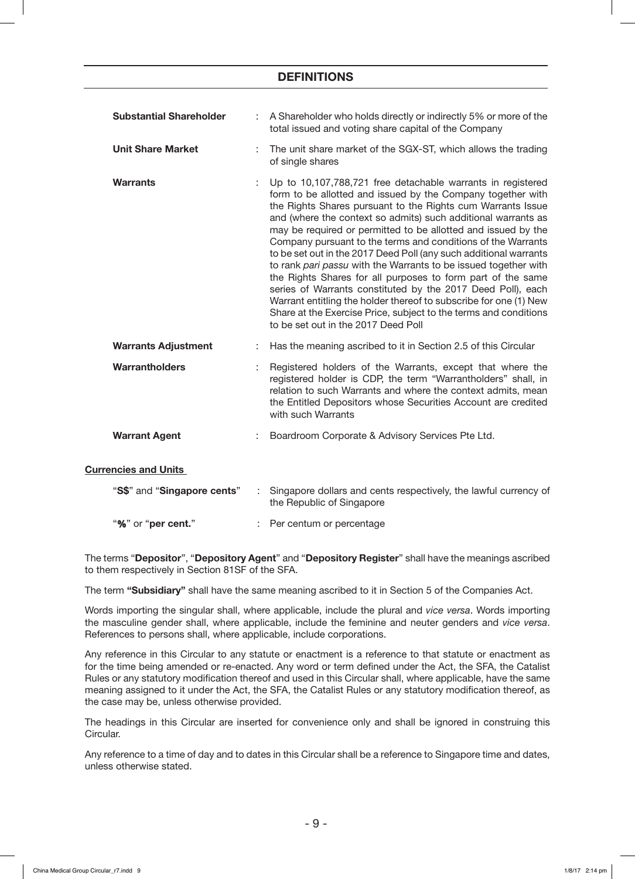## DEFINITIONS

| | | |
|---|---|---|
| **Substantial Shareholder** | : | A Shareholder who holds directly or indirectly 5% or more of the total issued and voting share capital of the Company |
| **Unit Share Market** | : | The unit share market of the SGX-ST, which allows the trading of single shares |
| **Warrants** | : | Up to 10,107,788,721 free detachable warrants in registered form to be allotted and issued by the Company together with the Rights Shares pursuant to the Rights cum Warrants Issue and (where the context so admits) such additional warrants as may be required or permitted to be allotted and issued by the Company pursuant to the terms and conditions of the Warrants to be set out in the 2017 Deed Poll (any such additional warrants to rank *pari passu* with the Warrants to be issued together with the Rights Shares for all purposes to form part of the same series of Warrants constituted by the 2017 Deed Poll), each Warrant entitling the holder thereof to subscribe for one (1) New Share at the Exercise Price, subject to the terms and conditions to be set out in the 2017 Deed Poll |
| **Warrants Adjustment** | : | Has the meaning ascribed to it in Section 2.5 of this Circular |
| **Warrantholders** | : | Registered holders of the Warrants, except that where the registered holder is CDP, the term "Warrantholders" shall, in relation to such Warrants and where the context admits, mean the Entitled Depositors whose Securities Account are credited with such Warrants |
| **Warrant Agent** | : | Boardroom Corporate & Advisory Services Pte Ltd. |

**Currencies and Units**

| | | |
|---|---|---|
| "**S$**" and "**Singapore cents**" | : | Singapore dollars and cents respectively, the lawful currency of the Republic of Singapore |
| "**%**" or "**per cent.**" | : | Per centum or percentage |

The terms "**Depositor**", "**Depository Agent**" and "**Depository Register**" shall have the meanings ascribed to them respectively in Section 81SF of the SFA.

The term **"Subsidiary"** shall have the same meaning ascribed to it in Section 5 of the Companies Act.

Words importing the singular shall, where applicable, include the plural and *vice versa*. Words importing the masculine gender shall, where applicable, include the feminine and neuter genders and *vice versa*. References to persons shall, where applicable, include corporations.

Any reference in this Circular to any statute or enactment is a reference to that statute or enactment as for the time being amended or re-enacted. Any word or term defined under the Act, the SFA, the Catalist Rules or any statutory modification thereof and used in this Circular shall, where applicable, have the same meaning assigned to it under the Act, the SFA, the Catalist Rules or any statutory modification thereof, as the case may be, unless otherwise provided.

The headings in this Circular are inserted for convenience only and shall be ignored in construing this Circular.

Any reference to a time of day and to dates in this Circular shall be a reference to Singapore time and dates, unless otherwise stated.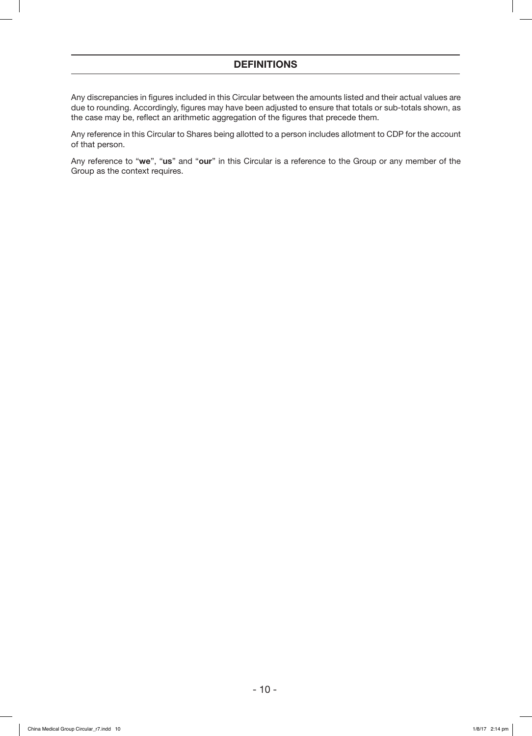## DEFINITIONS

Any discrepancies in figures included in this Circular between the amounts listed and their actual values are due to rounding. Accordingly, figures may have been adjusted to ensure that totals or sub-totals shown, as the case may be, reflect an arithmetic aggregation of the figures that precede them.

Any reference in this Circular to Shares being allotted to a person includes allotment to CDP for the account of that person.

Any reference to "**we**", "**us**" and "**our**" in this Circular is a reference to the Group or any member of the Group as the context requires.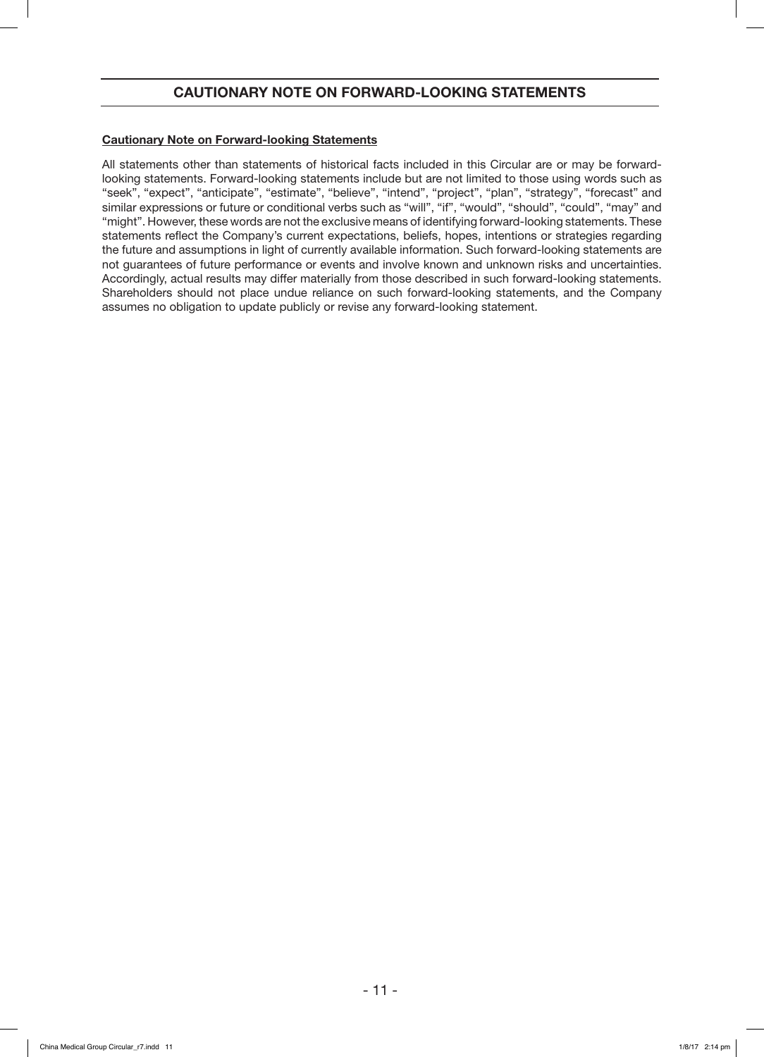# CAUTIONARY NOTE ON FORWARD-LOOKING STATEMENTS

**Cautionary Note on Forward-looking Statements**

All statements other than statements of historical facts included in this Circular are or may be forward-looking statements. Forward-looking statements include but are not limited to those using words such as "seek", "expect", "anticipate", "estimate", "believe", "intend", "project", "plan", "strategy", "forecast" and similar expressions or future or conditional verbs such as "will", "if", "would", "should", "could", "may" and "might". However, these words are not the exclusive means of identifying forward-looking statements. These statements reflect the Company's current expectations, beliefs, hopes, intentions or strategies regarding the future and assumptions in light of currently available information. Such forward-looking statements are not guarantees of future performance or events and involve known and unknown risks and uncertainties. Accordingly, actual results may differ materially from those described in such forward-looking statements. Shareholders should not place undue reliance on such forward-looking statements, and the Company assumes no obligation to update publicly or revise any forward-looking statement.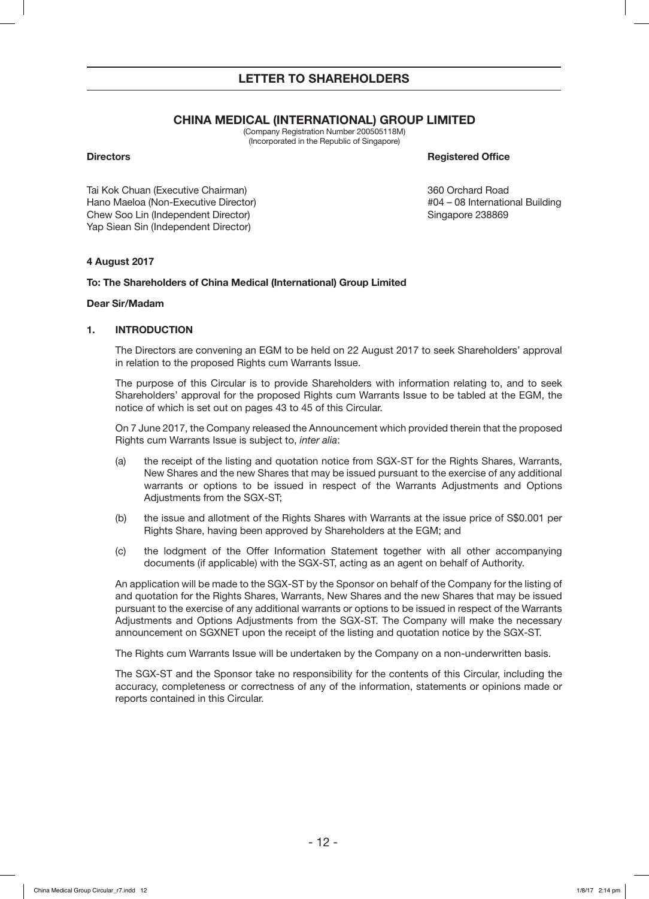## LETTER TO SHAREHOLDERS

# CHINA MEDICAL (INTERNATIONAL) GROUP LIMITED

(Company Registration Number 200505118M)
(Incorporated in the Republic of Singapore)

| **Directors** | **Registered Office** |
|---|---|
| Tai Kok Chuan (Executive Chairman) | 360 Orchard Road |
| Hano Maeloa (Non-Executive Director) | #04 – 08 International Building |
| Chew Soo Lin (Independent Director) | Singapore 238869 |
| Yap Siean Sin (Independent Director) | |

**4 August 2017**

**To: The Shareholders of China Medical (International) Group Limited**

**Dear Sir/Madam**

**1. INTRODUCTION**

The Directors are convening an EGM to be held on 22 August 2017 to seek Shareholders' approval in relation to the proposed Rights cum Warrants Issue.

The purpose of this Circular is to provide Shareholders with information relating to, and to seek Shareholders' approval for the proposed Rights cum Warrants Issue to be tabled at the EGM, the notice of which is set out on pages 43 to 45 of this Circular.

On 7 June 2017, the Company released the Announcement which provided therein that the proposed Rights cum Warrants Issue is subject to, *inter alia*:

(a) the receipt of the listing and quotation notice from SGX-ST for the Rights Shares, Warrants, New Shares and the new Shares that may be issued pursuant to the exercise of any additional warrants or options to be issued in respect of the Warrants Adjustments and Options Adjustments from the SGX-ST;

(b) the issue and allotment of the Rights Shares with Warrants at the issue price of S$0.001 per Rights Share, having been approved by Shareholders at the EGM; and

(c) the lodgment of the Offer Information Statement together with all other accompanying documents (if applicable) with the SGX-ST, acting as an agent on behalf of Authority.

An application will be made to the SGX-ST by the Sponsor on behalf of the Company for the listing of and quotation for the Rights Shares, Warrants, New Shares and the new Shares that may be issued pursuant to the exercise of any additional warrants or options to be issued in respect of the Warrants Adjustments and Options Adjustments from the SGX-ST. The Company will make the necessary announcement on SGXNET upon the receipt of the listing and quotation notice by the SGX-ST.

The Rights cum Warrants Issue will be undertaken by the Company on a non-underwritten basis.

The SGX-ST and the Sponsor take no responsibility for the contents of this Circular, including the accuracy, completeness or correctness of any of the information, statements or opinions made or reports contained in this Circular.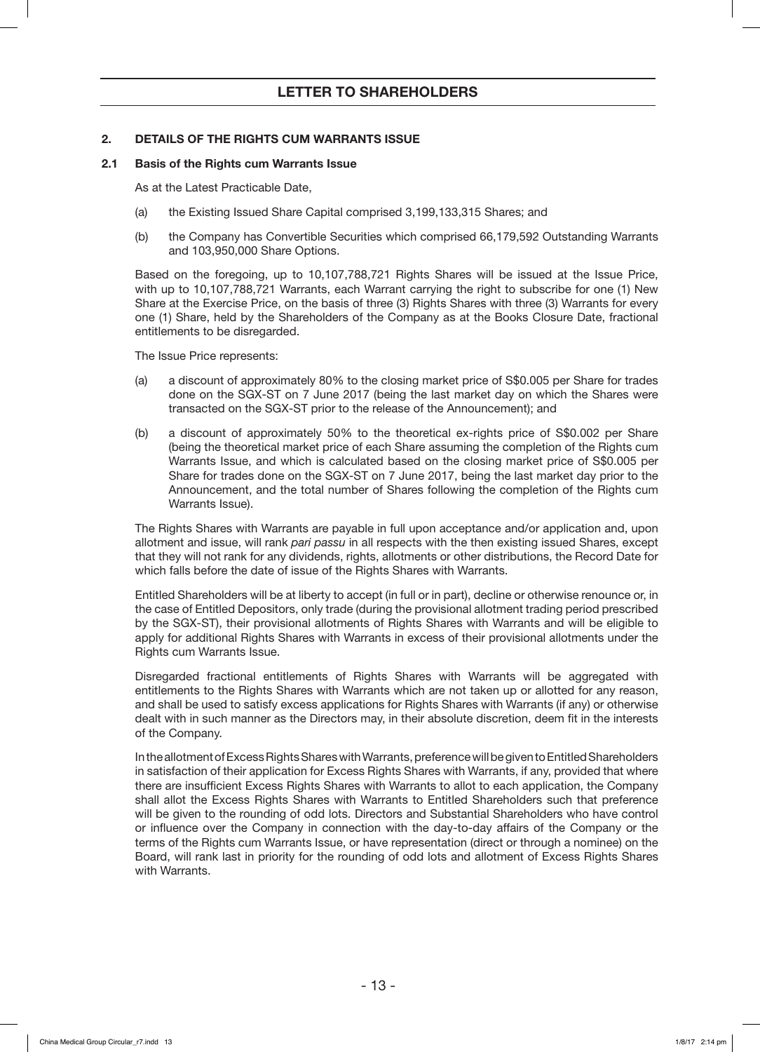## 2. DETAILS OF THE RIGHTS CUM WARRANTS ISSUE

### 2.1 Basis of the Rights cum Warrants Issue

As at the Latest Practicable Date,

(a) the Existing Issued Share Capital comprised 3,199,133,315 Shares; and

(b) the Company has Convertible Securities which comprised 66,179,592 Outstanding Warrants and 103,950,000 Share Options.

Based on the foregoing, up to 10,107,788,721 Rights Shares will be issued at the Issue Price, with up to 10,107,788,721 Warrants, each Warrant carrying the right to subscribe for one (1) New Share at the Exercise Price, on the basis of three (3) Rights Shares with three (3) Warrants for every one (1) Share, held by the Shareholders of the Company as at the Books Closure Date, fractional entitlements to be disregarded.

The Issue Price represents:

(a) a discount of approximately 80% to the closing market price of S$0.005 per Share for trades done on the SGX-ST on 7 June 2017 (being the last market day on which the Shares were transacted on the SGX-ST prior to the release of the Announcement); and

(b) a discount of approximately 50% to the theoretical ex-rights price of S$0.002 per Share (being the theoretical market price of each Share assuming the completion of the Rights cum Warrants Issue, and which is calculated based on the closing market price of S$0.005 per Share for trades done on the SGX-ST on 7 June 2017, being the last market day prior to the Announcement, and the total number of Shares following the completion of the Rights cum Warrants Issue).

The Rights Shares with Warrants are payable in full upon acceptance and/or application and, upon allotment and issue, will rank *pari passu* in all respects with the then existing issued Shares, except that they will not rank for any dividends, rights, allotments or other distributions, the Record Date for which falls before the date of issue of the Rights Shares with Warrants.

Entitled Shareholders will be at liberty to accept (in full or in part), decline or otherwise renounce or, in the case of Entitled Depositors, only trade (during the provisional allotment trading period prescribed by the SGX-ST), their provisional allotments of Rights Shares with Warrants and will be eligible to apply for additional Rights Shares with Warrants in excess of their provisional allotments under the Rights cum Warrants Issue.

Disregarded fractional entitlements of Rights Shares with Warrants will be aggregated with entitlements to the Rights Shares with Warrants which are not taken up or allotted for any reason, and shall be used to satisfy excess applications for Rights Shares with Warrants (if any) or otherwise dealt with in such manner as the Directors may, in their absolute discretion, deem fit in the interests of the Company.

In the allotment of Excess Rights Shares with Warrants, preference will be given to Entitled Shareholders in satisfaction of their application for Excess Rights Shares with Warrants, if any, provided that where there are insufficient Excess Rights Shares with Warrants to allot to each application, the Company shall allot the Excess Rights Shares with Warrants to Entitled Shareholders such that preference will be given to the rounding of odd lots. Directors and Substantial Shareholders who have control or influence over the Company in connection with the day-to-day affairs of the Company or the terms of the Rights cum Warrants Issue, or have representation (direct or through a nominee) on the Board, will rank last in priority for the rounding of odd lots and allotment of Excess Rights Shares with Warrants.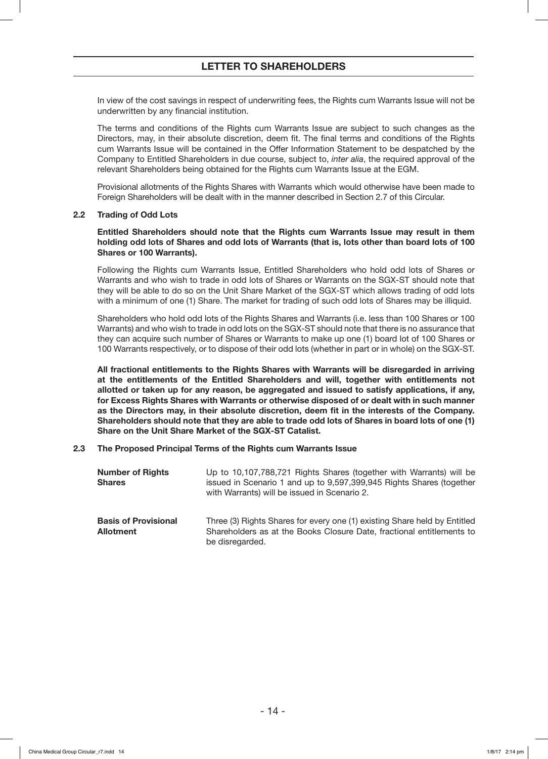In view of the cost savings in respect of underwriting fees, the Rights cum Warrants Issue will not be underwritten by any financial institution.

The terms and conditions of the Rights cum Warrants Issue are subject to such changes as the Directors, may, in their absolute discretion, deem fit. The final terms and conditions of the Rights cum Warrants Issue will be contained in the Offer Information Statement to be despatched by the Company to Entitled Shareholders in due course, subject to, *inter alia*, the required approval of the relevant Shareholders being obtained for the Rights cum Warrants Issue at the EGM.

Provisional allotments of the Rights Shares with Warrants which would otherwise have been made to Foreign Shareholders will be dealt with in the manner described in Section 2.7 of this Circular.

### 2.2 Trading of Odd Lots

**Entitled Shareholders should note that the Rights cum Warrants Issue may result in them holding odd lots of Shares and odd lots of Warrants (that is, lots other than board lots of 100 Shares or 100 Warrants).**

Following the Rights cum Warrants Issue, Entitled Shareholders who hold odd lots of Shares or Warrants and who wish to trade in odd lots of Shares or Warrants on the SGX-ST should note that they will be able to do so on the Unit Share Market of the SGX-ST which allows trading of odd lots with a minimum of one (1) Share. The market for trading of such odd lots of Shares may be illiquid.

Shareholders who hold odd lots of the Rights Shares and Warrants (i.e. less than 100 Shares or 100 Warrants) and who wish to trade in odd lots on the SGX-ST should note that there is no assurance that they can acquire such number of Shares or Warrants to make up one (1) board lot of 100 Shares or 100 Warrants respectively, or to dispose of their odd lots (whether in part or in whole) on the SGX-ST.

**All fractional entitlements to the Rights Shares with Warrants will be disregarded in arriving at the entitlements of the Entitled Shareholders and will, together with entitlements not allotted or taken up for any reason, be aggregated and issued to satisfy applications, if any, for Excess Rights Shares with Warrants or otherwise disposed of or dealt with in such manner as the Directors may, in their absolute discretion, deem fit in the interests of the Company. Shareholders should note that they are able to trade odd lots of Shares in board lots of one (1) Share on the Unit Share Market of the SGX-ST Catalist.**

### 2.3 The Proposed Principal Terms of the Rights cum Warrants Issue

| | |
|---|---|
| **Number of Rights Shares** | Up to 10,107,788,721 Rights Shares (together with Warrants) will be issued in Scenario 1 and up to 9,597,399,945 Rights Shares (together with Warrants) will be issued in Scenario 2. |
| **Basis of Provisional Allotment** | Three (3) Rights Shares for every one (1) existing Share held by Entitled Shareholders as at the Books Closure Date, fractional entitlements to be disregarded. |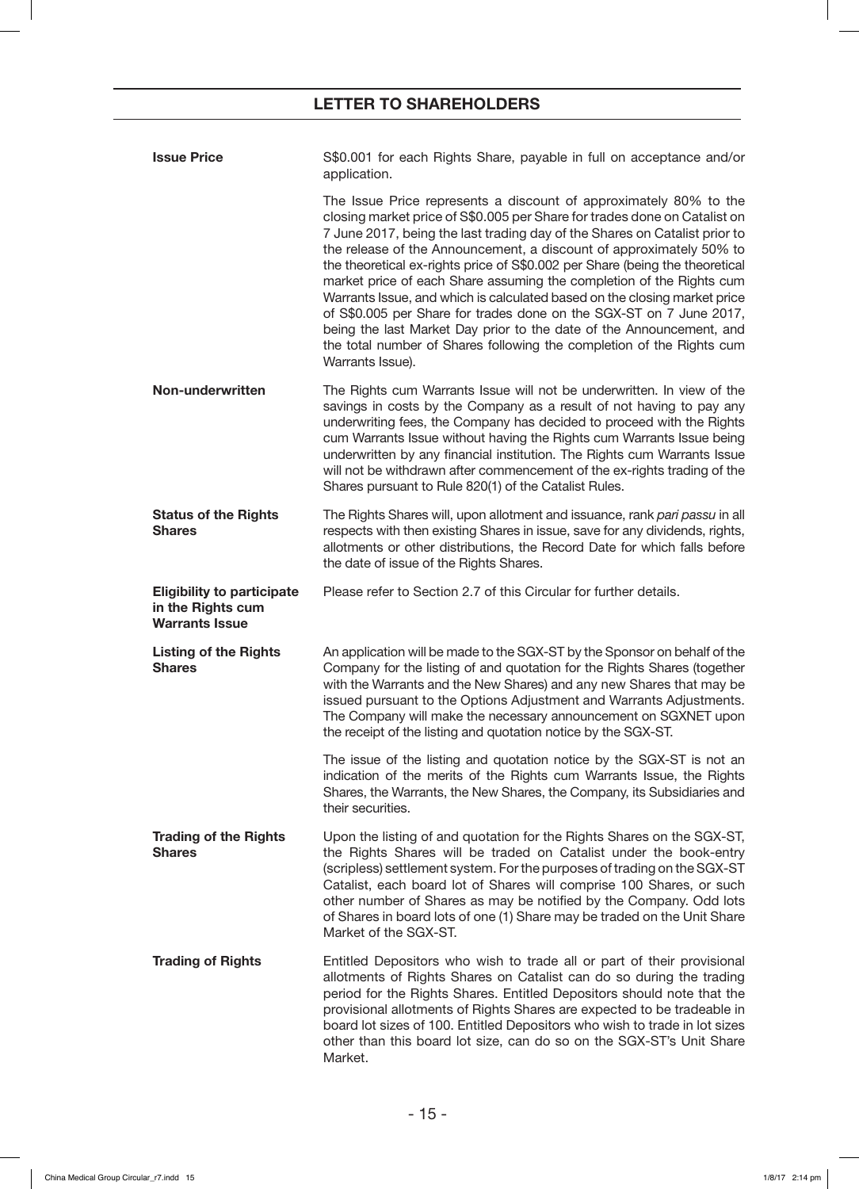## LETTER TO SHAREHOLDERS

| | |
|---|---|
| **Issue Price** | S$0.001 for each Rights Share, payable in full on acceptance and/or application.<br><br>The Issue Price represents a discount of approximately 80% to the closing market price of S$0.005 per Share for trades done on Catalist on 7 June 2017, being the last trading day of the Shares on Catalist prior to the release of the Announcement, a discount of approximately 50% to the theoretical ex-rights price of S$0.002 per Share (being the theoretical market price of each Share assuming the completion of the Rights cum Warrants Issue, and which is calculated based on the closing market price of S$0.005 per Share for trades done on the SGX-ST on 7 June 2017, being the last Market Day prior to the date of the Announcement, and the total number of Shares following the completion of the Rights cum Warrants Issue). |
| **Non-underwritten** | The Rights cum Warrants Issue will not be underwritten. In view of the savings in costs by the Company as a result of not having to pay any underwriting fees, the Company has decided to proceed with the Rights cum Warrants Issue without having the Rights cum Warrants Issue being underwritten by any financial institution. The Rights cum Warrants Issue will not be withdrawn after commencement of the ex-rights trading of the Shares pursuant to Rule 820(1) of the Catalist Rules. |
| **Status of the Rights Shares** | The Rights Shares will, upon allotment and issuance, rank *pari passu* in all respects with then existing Shares in issue, save for any dividends, rights, allotments or other distributions, the Record Date for which falls before the date of issue of the Rights Shares. |
| **Eligibility to participate in the Rights cum Warrants Issue** | Please refer to Section 2.7 of this Circular for further details. |
| **Listing of the Rights Shares** | An application will be made to the SGX-ST by the Sponsor on behalf of the Company for the listing of and quotation for the Rights Shares (together with the Warrants and the New Shares) and any new Shares that may be issued pursuant to the Options Adjustment and Warrants Adjustments. The Company will make the necessary announcement on SGXNET upon the receipt of the listing and quotation notice by the SGX-ST.<br><br>The issue of the listing and quotation notice by the SGX-ST is not an indication of the merits of the Rights cum Warrants Issue, the Rights Shares, the Warrants, the New Shares, the Company, its Subsidiaries and their securities. |
| **Trading of the Rights Shares** | Upon the listing of and quotation for the Rights Shares on the SGX-ST, the Rights Shares will be traded on Catalist under the book-entry (scripless) settlement system. For the purposes of trading on the SGX-ST Catalist, each board lot of Shares will comprise 100 Shares, or such other number of Shares as may be notified by the Company. Odd lots of Shares in board lots of one (1) Share may be traded on the Unit Share Market of the SGX-ST. |
| **Trading of Rights** | Entitled Depositors who wish to trade all or part of their provisional allotments of Rights Shares on Catalist can do so during the trading period for the Rights Shares. Entitled Depositors should note that the provisional allotments of Rights Shares are expected to be tradeable in board lot sizes of 100. Entitled Depositors who wish to trade in lot sizes other than this board lot size, can do so on the SGX-ST's Unit Share Market. |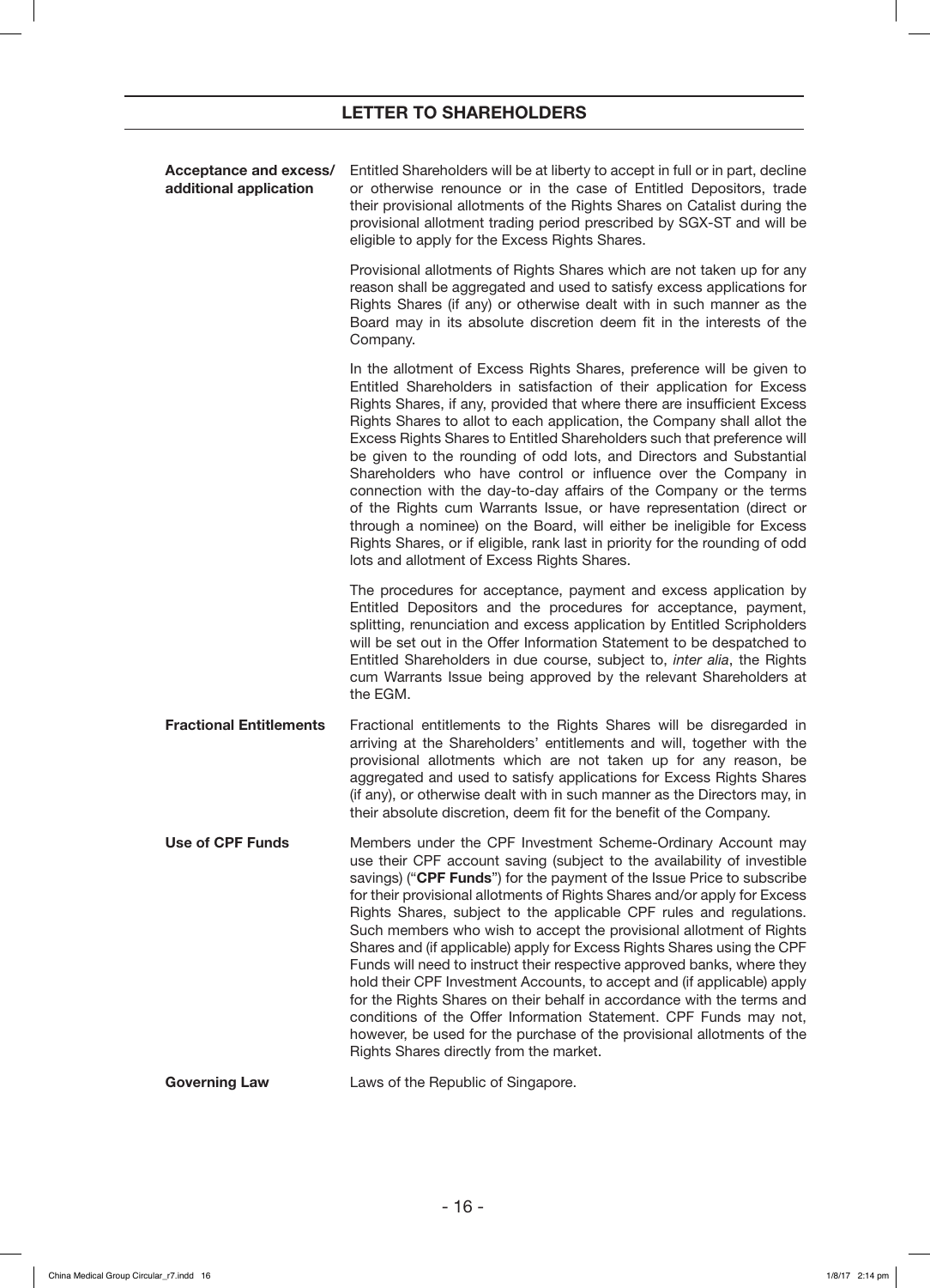## LETTER TO SHAREHOLDERS

| | |
|---|---|
| **Acceptance and excess/ additional application** | Entitled Shareholders will be at liberty to accept in full or in part, decline or otherwise renounce or in the case of Entitled Depositors, trade their provisional allotments of the Rights Shares on Catalist during the provisional allotment trading period prescribed by SGX-ST and will be eligible to apply for the Excess Rights Shares.<br><br>Provisional allotments of Rights Shares which are not taken up for any reason shall be aggregated and used to satisfy excess applications for Rights Shares (if any) or otherwise dealt with in such manner as the Board may in its absolute discretion deem fit in the interests of the Company.<br><br>In the allotment of Excess Rights Shares, preference will be given to Entitled Shareholders in satisfaction of their application for Excess Rights Shares, if any, provided that where there are insufficient Excess Rights Shares to allot to each application, the Company shall allot the Excess Rights Shares to Entitled Shareholders such that preference will be given to the rounding of odd lots, and Directors and Substantial Shareholders who have control or influence over the Company in connection with the day-to-day affairs of the Company or the terms of the Rights cum Warrants Issue, or have representation (direct or through a nominee) on the Board, will either be ineligible for Excess Rights Shares, or if eligible, rank last in priority for the rounding of odd lots and allotment of Excess Rights Shares.<br><br>The procedures for acceptance, payment and excess application by Entitled Depositors and the procedures for acceptance, payment, splitting, renunciation and excess application by Entitled Scripholders will be set out in the Offer Information Statement to be despatched to Entitled Shareholders in due course, subject to, *inter alia*, the Rights cum Warrants Issue being approved by the relevant Shareholders at the EGM. |
| **Fractional Entitlements** | Fractional entitlements to the Rights Shares will be disregarded in arriving at the Shareholders' entitlements and will, together with the provisional allotments which are not taken up for any reason, be aggregated and used to satisfy applications for Excess Rights Shares (if any), or otherwise dealt with in such manner as the Directors may, in their absolute discretion, deem fit for the benefit of the Company. |
| **Use of CPF Funds** | Members under the CPF Investment Scheme-Ordinary Account may use their CPF account saving (subject to the availability of investible savings) ("**CPF Funds**") for the payment of the Issue Price to subscribe for their provisional allotments of Rights Shares and/or apply for Excess Rights Shares, subject to the applicable CPF rules and regulations. Such members who wish to accept the provisional allotment of Rights Shares and (if applicable) apply for Excess Rights Shares using the CPF Funds will need to instruct their respective approved banks, where they hold their CPF Investment Accounts, to accept and (if applicable) apply for the Rights Shares on their behalf in accordance with the terms and conditions of the Offer Information Statement. CPF Funds may not, however, be used for the purchase of the provisional allotments of the Rights Shares directly from the market. |
| **Governing Law** | Laws of the Republic of Singapore. |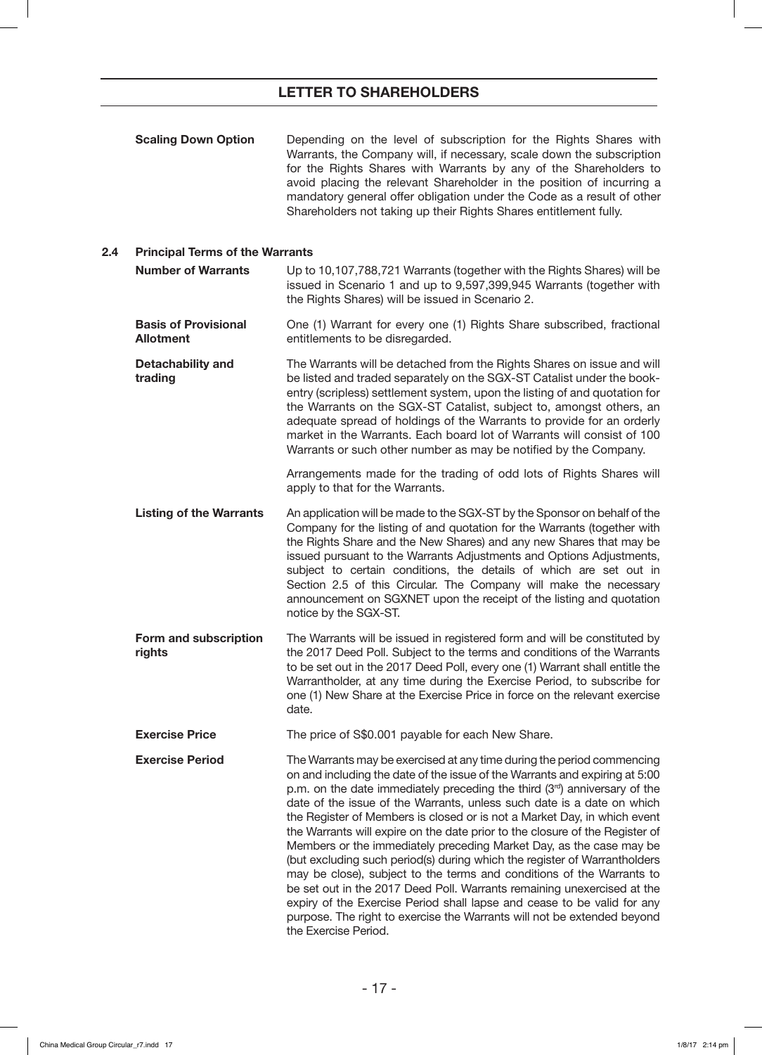**Scaling Down Option** — Depending on the level of subscription for the Rights Shares with Warrants, the Company will, if necessary, scale down the subscription for the Rights Shares with Warrants by any of the Shareholders to avoid placing the relevant Shareholder in the position of incurring a mandatory general offer obligation under the Code as a result of other Shareholders not taking up their Rights Shares entitlement fully.

## 2.4 Principal Terms of the Warrants

**Number of Warrants** — Up to 10,107,788,721 Warrants (together with the Rights Shares) will be issued in Scenario 1 and up to 9,597,399,945 Warrants (together with the Rights Shares) will be issued in Scenario 2.

**Basis of Provisional Allotment** — One (1) Warrant for every one (1) Rights Share subscribed, fractional entitlements to be disregarded.

**Detachability and trading** — The Warrants will be detached from the Rights Shares on issue and will be listed and traded separately on the SGX-ST Catalist under the book-entry (scripless) settlement system, upon the listing of and quotation for the Warrants on the SGX-ST Catalist, subject to, amongst others, an adequate spread of holdings of the Warrants to provide for an orderly market in the Warrants. Each board lot of Warrants will consist of 100 Warrants or such other number as may be notified by the Company.

Arrangements made for the trading of odd lots of Rights Shares will apply to that for the Warrants.

**Listing of the Warrants** — An application will be made to the SGX-ST by the Sponsor on behalf of the Company for the listing of and quotation for the Warrants (together with the Rights Share and the New Shares) and any new Shares that may be issued pursuant to the Warrants Adjustments and Options Adjustments, subject to certain conditions, the details of which are set out in Section 2.5 of this Circular. The Company will make the necessary announcement on SGXNET upon the receipt of the listing and quotation notice by the SGX-ST.

**Form and subscription rights** — The Warrants will be issued in registered form and will be constituted by the 2017 Deed Poll. Subject to the terms and conditions of the Warrants to be set out in the 2017 Deed Poll, every one (1) Warrant shall entitle the Warrantholder, at any time during the Exercise Period, to subscribe for one (1) New Share at the Exercise Price in force on the relevant exercise date.

**Exercise Price** — The price of S$0.001 payable for each New Share.

**Exercise Period** — The Warrants may be exercised at any time during the period commencing on and including the date of the issue of the Warrants and expiring at 5:00 p.m. on the date immediately preceding the third (3rd) anniversary of the date of the issue of the Warrants, unless such date is a date on which the Register of Members is closed or is not a Market Day, in which event the Warrants will expire on the date prior to the closure of the Register of Members or the immediately preceding Market Day, as the case may be (but excluding such period(s) during which the register of Warrantholders may be close), subject to the terms and conditions of the Warrants to be set out in the 2017 Deed Poll. Warrants remaining unexercised at the expiry of the Exercise Period shall lapse and cease to be valid for any purpose. The right to exercise the Warrants will not be extended beyond the Exercise Period.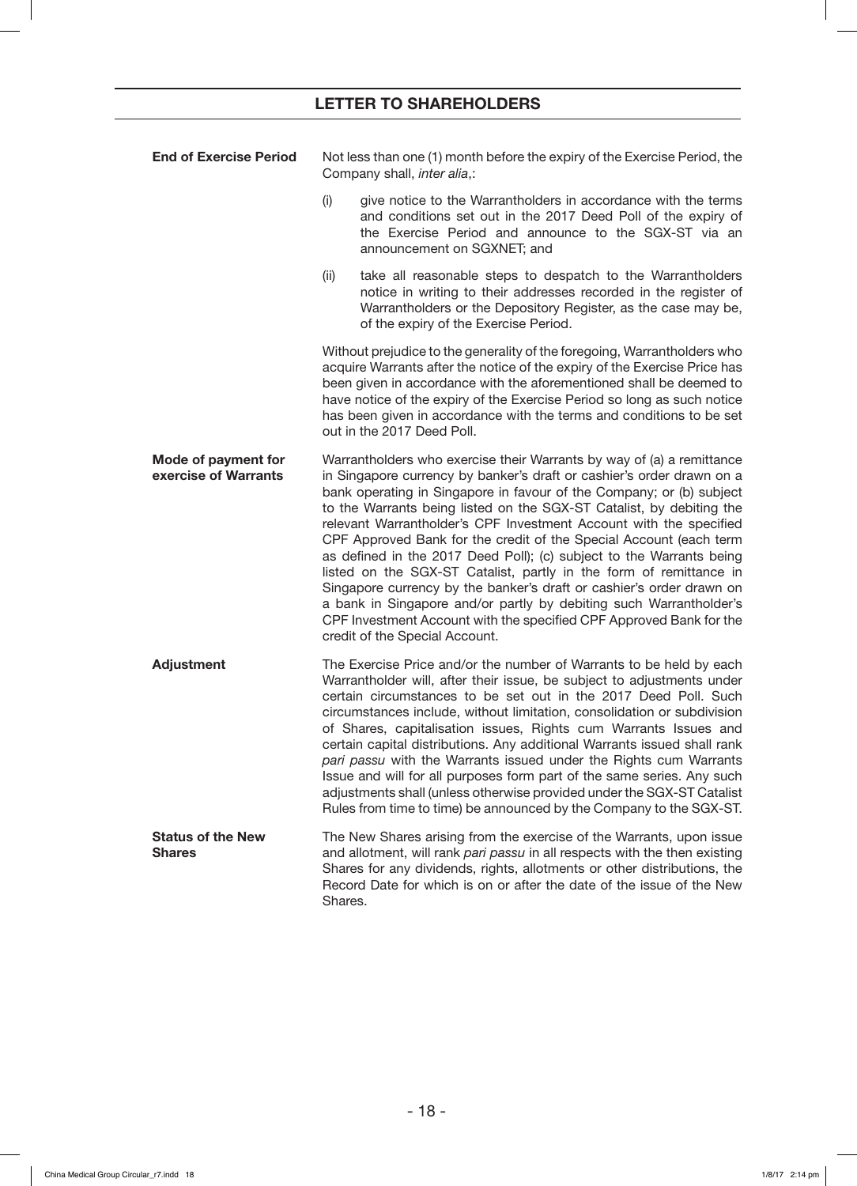## LETTER TO SHAREHOLDERS

**End of Exercise Period**

Not less than one (1) month before the expiry of the Exercise Period, the Company shall, *inter alia*,:

(i) give notice to the Warrantholders in accordance with the terms and conditions set out in the 2017 Deed Poll of the expiry of the Exercise Period and announce to the SGX-ST via an announcement on SGXNET; and

(ii) take all reasonable steps to despatch to the Warrantholders notice in writing to their addresses recorded in the register of Warrantholders or the Depository Register, as the case may be, of the expiry of the Exercise Period.

Without prejudice to the generality of the foregoing, Warrantholders who acquire Warrants after the notice of the expiry of the Exercise Price has been given in accordance with the aforementioned shall be deemed to have notice of the expiry of the Exercise Period so long as such notice has been given in accordance with the terms and conditions to be set out in the 2017 Deed Poll.

**Mode of payment for exercise of Warrants**

Warrantholders who exercise their Warrants by way of (a) a remittance in Singapore currency by banker's draft or cashier's order drawn on a bank operating in Singapore in favour of the Company; or (b) subject to the Warrants being listed on the SGX-ST Catalist, by debiting the relevant Warrantholder's CPF Investment Account with the specified CPF Approved Bank for the credit of the Special Account (each term as defined in the 2017 Deed Poll); (c) subject to the Warrants being listed on the SGX-ST Catalist, partly in the form of remittance in Singapore currency by the banker's draft or cashier's order drawn on a bank in Singapore and/or partly by debiting such Warrantholder's CPF Investment Account with the specified CPF Approved Bank for the credit of the Special Account.

**Adjustment**

The Exercise Price and/or the number of Warrants to be held by each Warrantholder will, after their issue, be subject to adjustments under certain circumstances to be set out in the 2017 Deed Poll. Such circumstances include, without limitation, consolidation or subdivision of Shares, capitalisation issues, Rights cum Warrants Issues and certain capital distributions. Any additional Warrants issued shall rank *pari passu* with the Warrants issued under the Rights cum Warrants Issue and will for all purposes form part of the same series. Any such adjustments shall (unless otherwise provided under the SGX-ST Catalist Rules from time to time) be announced by the Company to the SGX-ST.

**Status of the New Shares**

The New Shares arising from the exercise of the Warrants, upon issue and allotment, will rank *pari passu* in all respects with the then existing Shares for any dividends, rights, allotments or other distributions, the Record Date for which is on or after the date of the issue of the New Shares.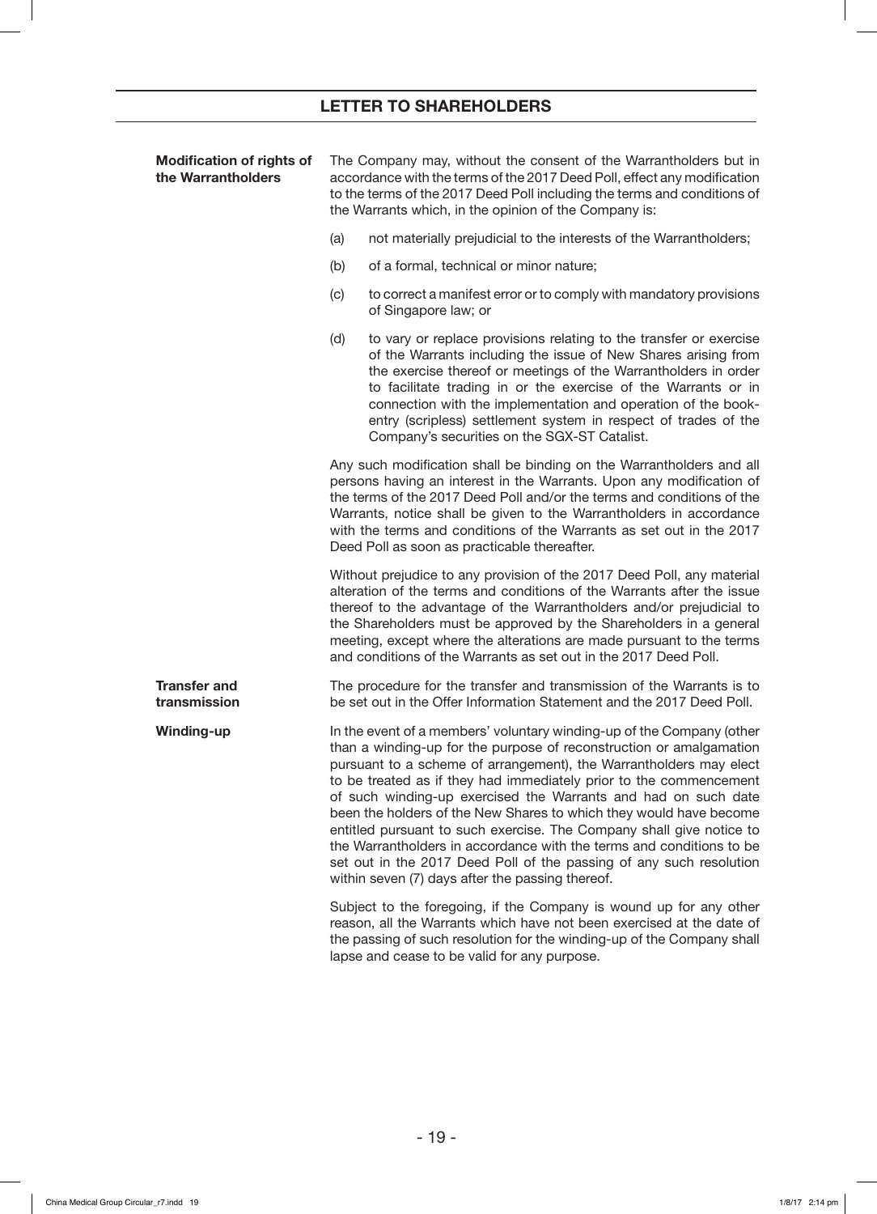**Modification of rights of the Warrantholders**

The Company may, without the consent of the Warrantholders but in accordance with the terms of the 2017 Deed Poll, effect any modification to the terms of the 2017 Deed Poll including the terms and conditions of the Warrants which, in the opinion of the Company is:

(a) not materially prejudicial to the interests of the Warrantholders;

(b) of a formal, technical or minor nature;

(c) to correct a manifest error or to comply with mandatory provisions of Singapore law; or

(d) to vary or replace provisions relating to the transfer or exercise of the Warrants including the issue of New Shares arising from the exercise thereof or meetings of the Warrantholders in order to facilitate trading in or the exercise of the Warrants or in connection with the implementation and operation of the book-entry (scripless) settlement system in respect of trades of the Company's securities on the SGX-ST Catalist.

Any such modification shall be binding on the Warrantholders and all persons having an interest in the Warrants. Upon any modification of the terms of the 2017 Deed Poll and/or the terms and conditions of the Warrants, notice shall be given to the Warrantholders in accordance with the terms and conditions of the Warrants as set out in the 2017 Deed Poll as soon as practicable thereafter.

Without prejudice to any provision of the 2017 Deed Poll, any material alteration of the terms and conditions of the Warrants after the issue thereof to the advantage of the Warrantholders and/or prejudicial to the Shareholders must be approved by the Shareholders in a general meeting, except where the alterations are made pursuant to the terms and conditions of the Warrants as set out in the 2017 Deed Poll.

**Transfer and transmission**

The procedure for the transfer and transmission of the Warrants is to be set out in the Offer Information Statement and the 2017 Deed Poll.

**Winding-up**

In the event of a members' voluntary winding-up of the Company (other than a winding-up for the purpose of reconstruction or amalgamation pursuant to a scheme of arrangement), the Warrantholders may elect to be treated as if they had immediately prior to the commencement of such winding-up exercised the Warrants and had on such date been the holders of the New Shares to which they would have become entitled pursuant to such exercise. The Company shall give notice to the Warrantholders in accordance with the terms and conditions to be set out in the 2017 Deed Poll of the passing of any such resolution within seven (7) days after the passing thereof.

Subject to the foregoing, if the Company is wound up for any other reason, all the Warrants which have not been exercised at the date of the passing of such resolution for the winding-up of the Company shall lapse and cease to be valid for any purpose.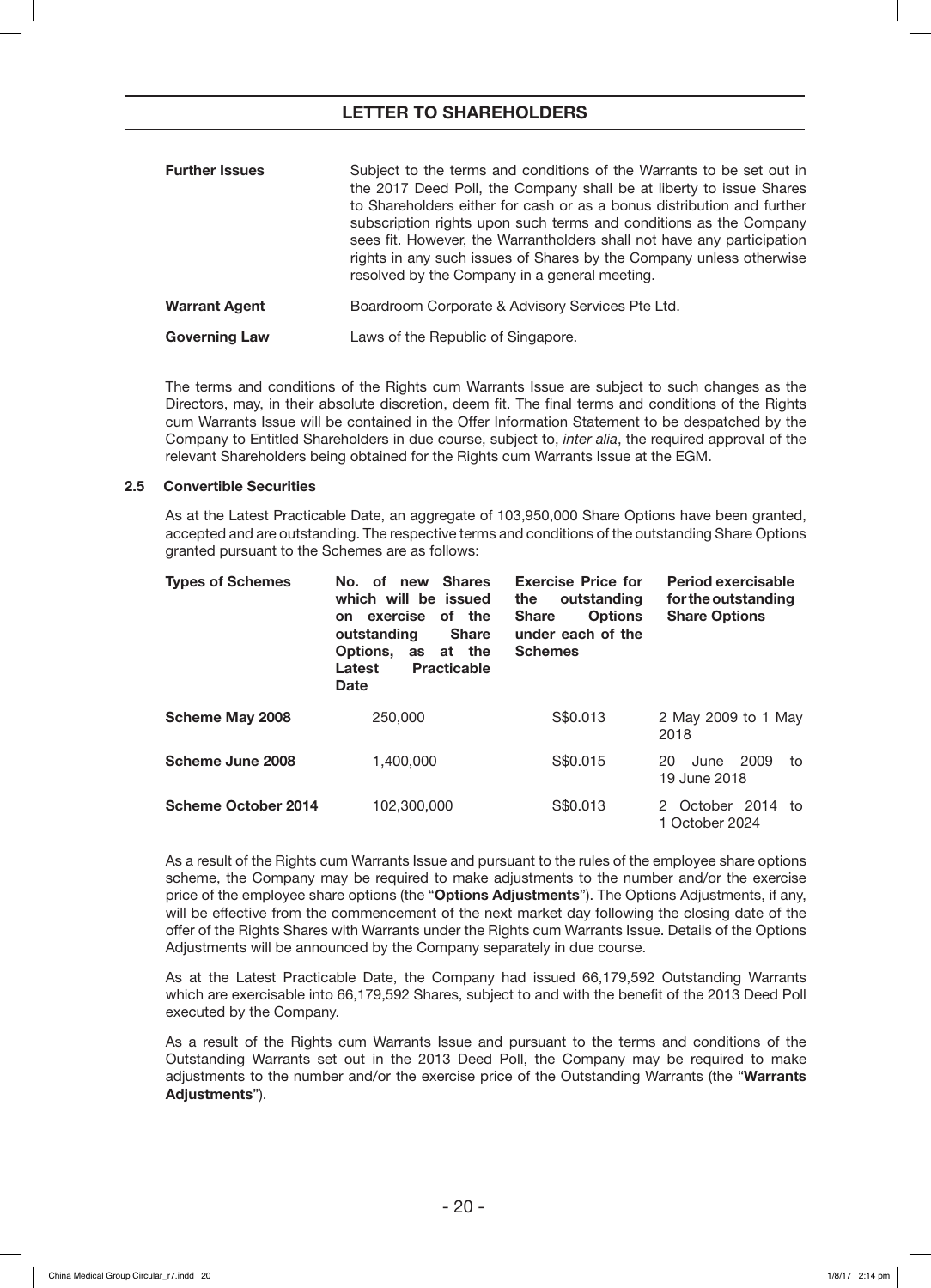| | |
|---|---|
| **Further Issues** | Subject to the terms and conditions of the Warrants to be set out in the 2017 Deed Poll, the Company shall be at liberty to issue Shares to Shareholders either for cash or as a bonus distribution and further subscription rights upon such terms and conditions as the Company sees fit. However, the Warrantholders shall not have any participation rights in any such issues of Shares by the Company unless otherwise resolved by the Company in a general meeting. |
| **Warrant Agent** | Boardroom Corporate & Advisory Services Pte Ltd. |
| **Governing Law** | Laws of the Republic of Singapore. |

The terms and conditions of the Rights cum Warrants Issue are subject to such changes as the Directors, may, in their absolute discretion, deem fit. The final terms and conditions of the Rights cum Warrants Issue will be contained in the Offer Information Statement to be despatched by the Company to Entitled Shareholders in due course, subject to, *inter alia*, the required approval of the relevant Shareholders being obtained for the Rights cum Warrants Issue at the EGM.

### 2.5 Convertible Securities

As at the Latest Practicable Date, an aggregate of 103,950,000 Share Options have been granted, accepted and are outstanding. The respective terms and conditions of the outstanding Share Options granted pursuant to the Schemes are as follows:

| Types of Schemes | No. of new Shares which will be issued on exercise of the outstanding Share Options, as at the Latest Practicable Date | Exercise Price for the outstanding Share Options under each of the Schemes | Period exercisable for the outstanding Share Options |
|---|---|---|---|
| **Scheme May 2008** | 250,000 | S$0.013 | 2 May 2009 to 1 May 2018 |
| **Scheme June 2008** | 1,400,000 | S$0.015 | 20 June 2009 to 19 June 2018 |
| **Scheme October 2014** | 102,300,000 | S$0.013 | 2 October 2014 to 1 October 2024 |

As a result of the Rights cum Warrants Issue and pursuant to the rules of the employee share options scheme, the Company may be required to make adjustments to the number and/or the exercise price of the employee share options (the "**Options Adjustments**"). The Options Adjustments, if any, will be effective from the commencement of the next market day following the closing date of the offer of the Rights Shares with Warrants under the Rights cum Warrants Issue. Details of the Options Adjustments will be announced by the Company separately in due course.

As at the Latest Practicable Date, the Company had issued 66,179,592 Outstanding Warrants which are exercisable into 66,179,592 Shares, subject to and with the benefit of the 2013 Deed Poll executed by the Company.

As a result of the Rights cum Warrants Issue and pursuant to the terms and conditions of the Outstanding Warrants set out in the 2013 Deed Poll, the Company may be required to make adjustments to the number and/or the exercise price of the Outstanding Warrants (the "**Warrants Adjustments**").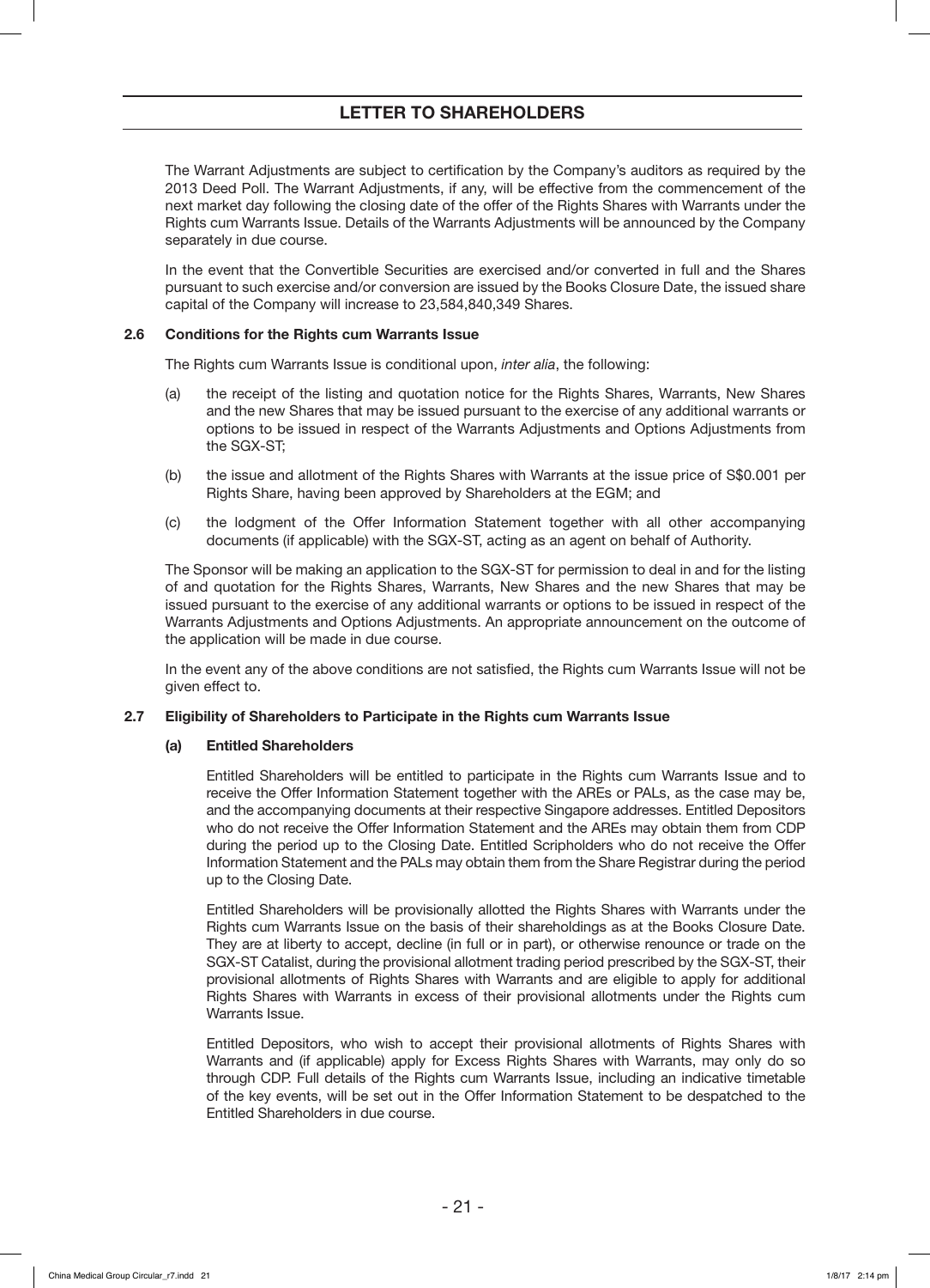The Warrant Adjustments are subject to certification by the Company's auditors as required by the 2013 Deed Poll. The Warrant Adjustments, if any, will be effective from the commencement of the next market day following the closing date of the offer of the Rights Shares with Warrants under the Rights cum Warrants Issue. Details of the Warrants Adjustments will be announced by the Company separately in due course.

In the event that the Convertible Securities are exercised and/or converted in full and the Shares pursuant to such exercise and/or conversion are issued by the Books Closure Date, the issued share capital of the Company will increase to 23,584,840,349 Shares.

### 2.6 Conditions for the Rights cum Warrants Issue

The Rights cum Warrants Issue is conditional upon, *inter alia*, the following:

(a) the receipt of the listing and quotation notice for the Rights Shares, Warrants, New Shares and the new Shares that may be issued pursuant to the exercise of any additional warrants or options to be issued in respect of the Warrants Adjustments and Options Adjustments from the SGX-ST;

(b) the issue and allotment of the Rights Shares with Warrants at the issue price of S$0.001 per Rights Share, having been approved by Shareholders at the EGM; and

(c) the lodgment of the Offer Information Statement together with all other accompanying documents (if applicable) with the SGX-ST, acting as an agent on behalf of Authority.

The Sponsor will be making an application to the SGX-ST for permission to deal in and for the listing of and quotation for the Rights Shares, Warrants, New Shares and the new Shares that may be issued pursuant to the exercise of any additional warrants or options to be issued in respect of the Warrants Adjustments and Options Adjustments. An appropriate announcement on the outcome of the application will be made in due course.

In the event any of the above conditions are not satisfied, the Rights cum Warrants Issue will not be given effect to.

### 2.7 Eligibility of Shareholders to Participate in the Rights cum Warrants Issue

#### (a) Entitled Shareholders

Entitled Shareholders will be entitled to participate in the Rights cum Warrants Issue and to receive the Offer Information Statement together with the AREs or PALs, as the case may be, and the accompanying documents at their respective Singapore addresses. Entitled Depositors who do not receive the Offer Information Statement and the AREs may obtain them from CDP during the period up to the Closing Date. Entitled Scripholders who do not receive the Offer Information Statement and the PALs may obtain them from the Share Registrar during the period up to the Closing Date.

Entitled Shareholders will be provisionally allotted the Rights Shares with Warrants under the Rights cum Warrants Issue on the basis of their shareholdings as at the Books Closure Date. They are at liberty to accept, decline (in full or in part), or otherwise renounce or trade on the SGX-ST Catalist, during the provisional allotment trading period prescribed by the SGX-ST, their provisional allotments of Rights Shares with Warrants and are eligible to apply for additional Rights Shares with Warrants in excess of their provisional allotments under the Rights cum Warrants Issue.

Entitled Depositors, who wish to accept their provisional allotments of Rights Shares with Warrants and (if applicable) apply for Excess Rights Shares with Warrants, may only do so through CDP. Full details of the Rights cum Warrants Issue, including an indicative timetable of the key events, will be set out in the Offer Information Statement to be despatched to the Entitled Shareholders in due course.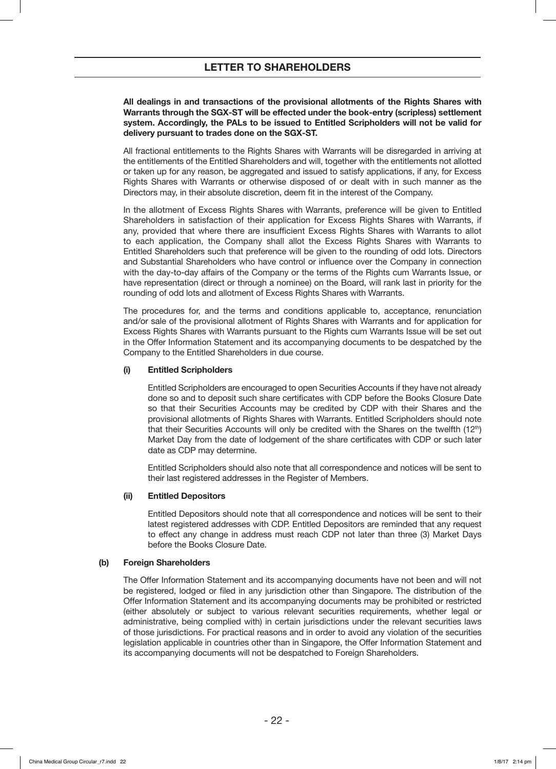**All dealings in and transactions of the provisional allotments of the Rights Shares with Warrants through the SGX-ST will be effected under the book-entry (scripless) settlement system. Accordingly, the PALs to be issued to Entitled Scripholders will not be valid for delivery pursuant to trades done on the SGX-ST.**

All fractional entitlements to the Rights Shares with Warrants will be disregarded in arriving at the entitlements of the Entitled Shareholders and will, together with the entitlements not allotted or taken up for any reason, be aggregated and issued to satisfy applications, if any, for Excess Rights Shares with Warrants or otherwise disposed of or dealt with in such manner as the Directors may, in their absolute discretion, deem fit in the interest of the Company.

In the allotment of Excess Rights Shares with Warrants, preference will be given to Entitled Shareholders in satisfaction of their application for Excess Rights Shares with Warrants, if any, provided that where there are insufficient Excess Rights Shares with Warrants to allot to each application, the Company shall allot the Excess Rights Shares with Warrants to Entitled Shareholders such that preference will be given to the rounding of odd lots. Directors and Substantial Shareholders who have control or influence over the Company in connection with the day-to-day affairs of the Company or the terms of the Rights cum Warrants Issue, or have representation (direct or through a nominee) on the Board, will rank last in priority for the rounding of odd lots and allotment of Excess Rights Shares with Warrants.

The procedures for, and the terms and conditions applicable to, acceptance, renunciation and/or sale of the provisional allotment of Rights Shares with Warrants and for application for Excess Rights Shares with Warrants pursuant to the Rights cum Warrants Issue will be set out in the Offer Information Statement and its accompanying documents to be despatched by the Company to the Entitled Shareholders in due course.

**(i) Entitled Scripholders**

Entitled Scripholders are encouraged to open Securities Accounts if they have not already done so and to deposit such share certificates with CDP before the Books Closure Date so that their Securities Accounts may be credited by CDP with their Shares and the provisional allotments of Rights Shares with Warrants. Entitled Scripholders should note that their Securities Accounts will only be credited with the Shares on the twelfth (12th) Market Day from the date of lodgement of the share certificates with CDP or such later date as CDP may determine.

Entitled Scripholders should also note that all correspondence and notices will be sent to their last registered addresses in the Register of Members.

**(ii) Entitled Depositors**

Entitled Depositors should note that all correspondence and notices will be sent to their latest registered addresses with CDP. Entitled Depositors are reminded that any request to effect any change in address must reach CDP not later than three (3) Market Days before the Books Closure Date.

**(b) Foreign Shareholders**

The Offer Information Statement and its accompanying documents have not been and will not be registered, lodged or filed in any jurisdiction other than Singapore. The distribution of the Offer Information Statement and its accompanying documents may be prohibited or restricted (either absolutely or subject to various relevant securities requirements, whether legal or administrative, being complied with) in certain jurisdictions under the relevant securities laws of those jurisdictions. For practical reasons and in order to avoid any violation of the securities legislation applicable in countries other than in Singapore, the Offer Information Statement and its accompanying documents will not be despatched to Foreign Shareholders.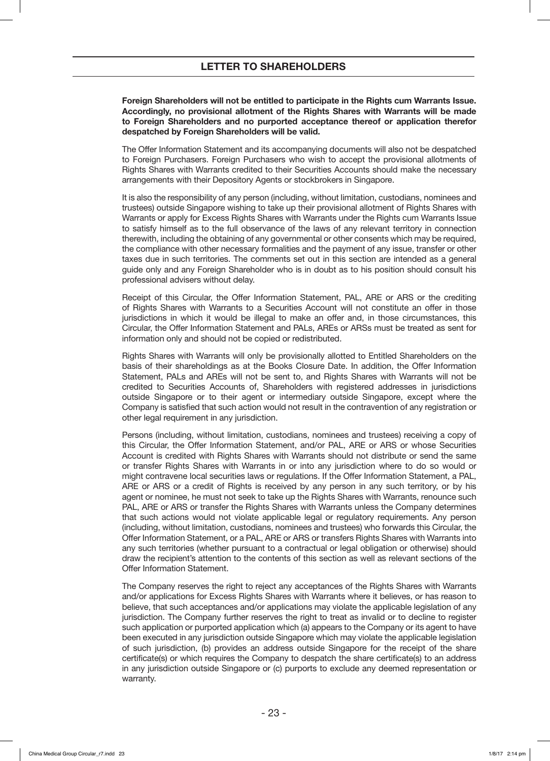**Foreign Shareholders will not be entitled to participate in the Rights cum Warrants Issue. Accordingly, no provisional allotment of the Rights Shares with Warrants will be made to Foreign Shareholders and no purported acceptance thereof or application therefor despatched by Foreign Shareholders will be valid.**

The Offer Information Statement and its accompanying documents will also not be despatched to Foreign Purchasers. Foreign Purchasers who wish to accept the provisional allotments of Rights Shares with Warrants credited to their Securities Accounts should make the necessary arrangements with their Depository Agents or stockbrokers in Singapore.

It is also the responsibility of any person (including, without limitation, custodians, nominees and trustees) outside Singapore wishing to take up their provisional allotment of Rights Shares with Warrants or apply for Excess Rights Shares with Warrants under the Rights cum Warrants Issue to satisfy himself as to the full observance of the laws of any relevant territory in connection therewith, including the obtaining of any governmental or other consents which may be required, the compliance with other necessary formalities and the payment of any issue, transfer or other taxes due in such territories. The comments set out in this section are intended as a general guide only and any Foreign Shareholder who is in doubt as to his position should consult his professional advisers without delay.

Receipt of this Circular, the Offer Information Statement, PAL, ARE or ARS or the crediting of Rights Shares with Warrants to a Securities Account will not constitute an offer in those jurisdictions in which it would be illegal to make an offer and, in those circumstances, this Circular, the Offer Information Statement and PALs, AREs or ARSs must be treated as sent for information only and should not be copied or redistributed.

Rights Shares with Warrants will only be provisionally allotted to Entitled Shareholders on the basis of their shareholdings as at the Books Closure Date. In addition, the Offer Information Statement, PALs and AREs will not be sent to, and Rights Shares with Warrants will not be credited to Securities Accounts of, Shareholders with registered addresses in jurisdictions outside Singapore or to their agent or intermediary outside Singapore, except where the Company is satisfied that such action would not result in the contravention of any registration or other legal requirement in any jurisdiction.

Persons (including, without limitation, custodians, nominees and trustees) receiving a copy of this Circular, the Offer Information Statement, and/or PAL, ARE or ARS or whose Securities Account is credited with Rights Shares with Warrants should not distribute or send the same or transfer Rights Shares with Warrants in or into any jurisdiction where to do so would or might contravene local securities laws or regulations. If the Offer Information Statement, a PAL, ARE or ARS or a credit of Rights is received by any person in any such territory, or by his agent or nominee, he must not seek to take up the Rights Shares with Warrants, renounce such PAL, ARE or ARS or transfer the Rights Shares with Warrants unless the Company determines that such actions would not violate applicable legal or regulatory requirements. Any person (including, without limitation, custodians, nominees and trustees) who forwards this Circular, the Offer Information Statement, or a PAL, ARE or ARS or transfers Rights Shares with Warrants into any such territories (whether pursuant to a contractual or legal obligation or otherwise) should draw the recipient's attention to the contents of this section as well as relevant sections of the Offer Information Statement.

The Company reserves the right to reject any acceptances of the Rights Shares with Warrants and/or applications for Excess Rights Shares with Warrants where it believes, or has reason to believe, that such acceptances and/or applications may violate the applicable legislation of any jurisdiction. The Company further reserves the right to treat as invalid or to decline to register such application or purported application which (a) appears to the Company or its agent to have been executed in any jurisdiction outside Singapore which may violate the applicable legislation of such jurisdiction, (b) provides an address outside Singapore for the receipt of the share certificate(s) or which requires the Company to despatch the share certificate(s) to an address in any jurisdiction outside Singapore or (c) purports to exclude any deemed representation or warranty.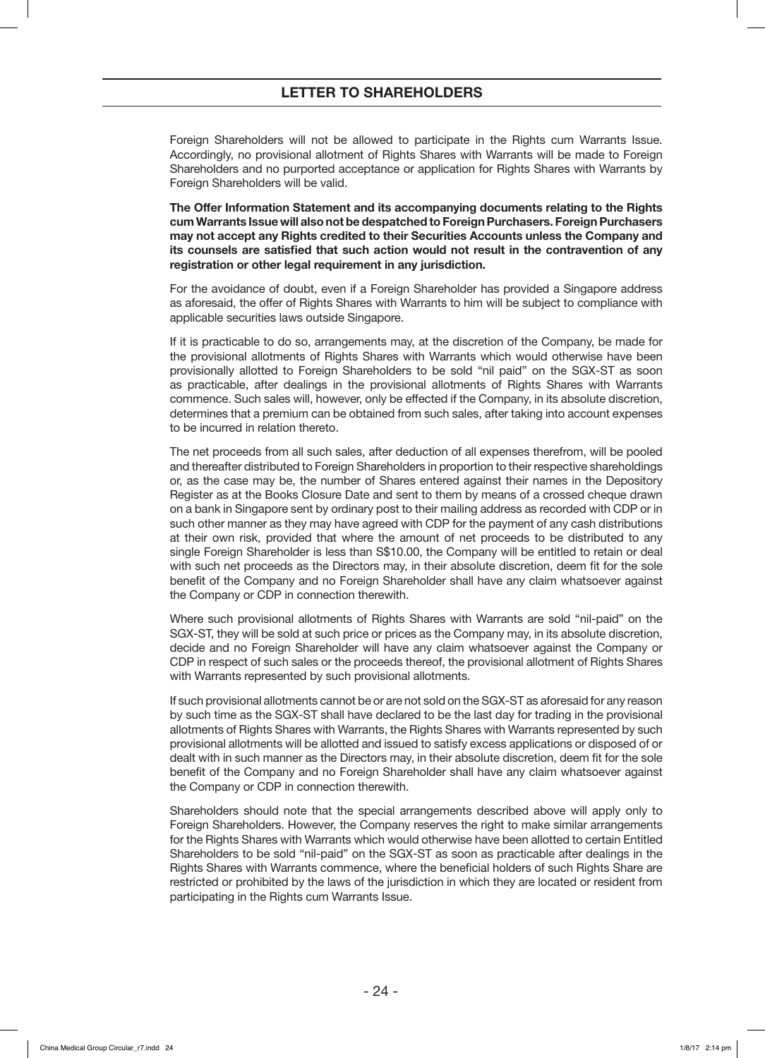Foreign Shareholders will not be allowed to participate in the Rights cum Warrants Issue. Accordingly, no provisional allotment of Rights Shares with Warrants will be made to Foreign Shareholders and no purported acceptance or application for Rights Shares with Warrants by Foreign Shareholders will be valid.

**The Offer Information Statement and its accompanying documents relating to the Rights cum Warrants Issue will also not be despatched to Foreign Purchasers. Foreign Purchasers may not accept any Rights credited to their Securities Accounts unless the Company and its counsels are satisfied that such action would not result in the contravention of any registration or other legal requirement in any jurisdiction.**

For the avoidance of doubt, even if a Foreign Shareholder has provided a Singapore address as aforesaid, the offer of Rights Shares with Warrants to him will be subject to compliance with applicable securities laws outside Singapore.

If it is practicable to do so, arrangements may, at the discretion of the Company, be made for the provisional allotments of Rights Shares with Warrants which would otherwise have been provisionally allotted to Foreign Shareholders to be sold "nil paid" on the SGX-ST as soon as practicable, after dealings in the provisional allotments of Rights Shares with Warrants commence. Such sales will, however, only be effected if the Company, in its absolute discretion, determines that a premium can be obtained from such sales, after taking into account expenses to be incurred in relation thereto.

The net proceeds from all such sales, after deduction of all expenses therefrom, will be pooled and thereafter distributed to Foreign Shareholders in proportion to their respective shareholdings or, as the case may be, the number of Shares entered against their names in the Depository Register as at the Books Closure Date and sent to them by means of a crossed cheque drawn on a bank in Singapore sent by ordinary post to their mailing address as recorded with CDP or in such other manner as they may have agreed with CDP for the payment of any cash distributions at their own risk, provided that where the amount of net proceeds to be distributed to any single Foreign Shareholder is less than S$10.00, the Company will be entitled to retain or deal with such net proceeds as the Directors may, in their absolute discretion, deem fit for the sole benefit of the Company and no Foreign Shareholder shall have any claim whatsoever against the Company or CDP in connection therewith.

Where such provisional allotments of Rights Shares with Warrants are sold "nil-paid" on the SGX-ST, they will be sold at such price or prices as the Company may, in its absolute discretion, decide and no Foreign Shareholder will have any claim whatsoever against the Company or CDP in respect of such sales or the proceeds thereof, the provisional allotment of Rights Shares with Warrants represented by such provisional allotments.

If such provisional allotments cannot be or are not sold on the SGX-ST as aforesaid for any reason by such time as the SGX-ST shall have declared to be the last day for trading in the provisional allotments of Rights Shares with Warrants, the Rights Shares with Warrants represented by such provisional allotments will be allotted and issued to satisfy excess applications or disposed of or dealt with in such manner as the Directors may, in their absolute discretion, deem fit for the sole benefit of the Company and no Foreign Shareholder shall have any claim whatsoever against the Company or CDP in connection therewith.

Shareholders should note that the special arrangements described above will apply only to Foreign Shareholders. However, the Company reserves the right to make similar arrangements for the Rights Shares with Warrants which would otherwise have been allotted to certain Entitled Shareholders to be sold "nil-paid" on the SGX-ST as soon as practicable after dealings in the Rights Shares with Warrants commence, where the beneficial holders of such Rights Share are restricted or prohibited by the laws of the jurisdiction in which they are located or resident from participating in the Rights cum Warrants Issue.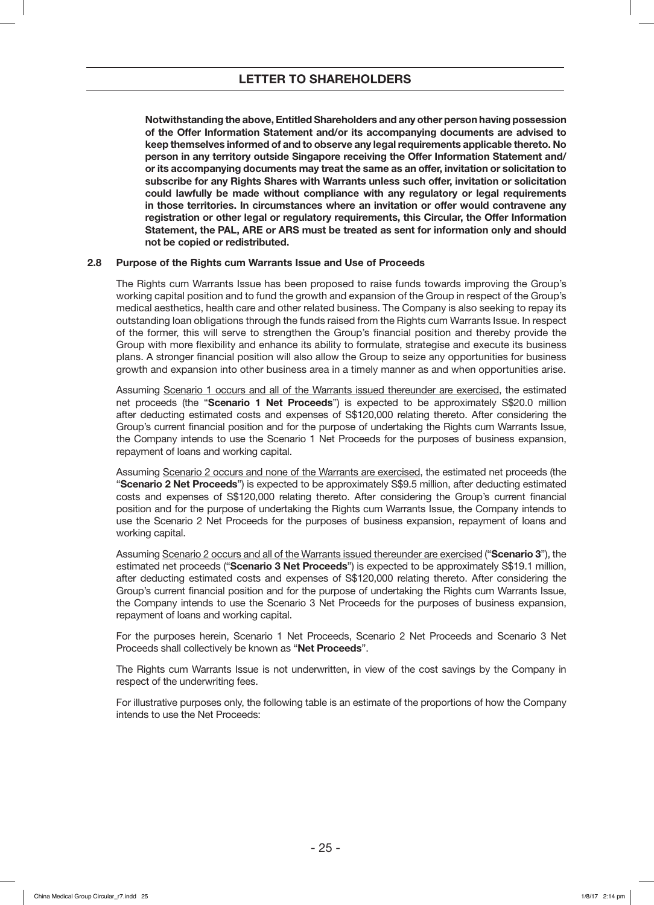**Notwithstanding the above, Entitled Shareholders and any other person having possession of the Offer Information Statement and/or its accompanying documents are advised to keep themselves informed of and to observe any legal requirements applicable thereto. No person in any territory outside Singapore receiving the Offer Information Statement and/or its accompanying documents may treat the same as an offer, invitation or solicitation to subscribe for any Rights Shares with Warrants unless such offer, invitation or solicitation could lawfully be made without compliance with any regulatory or legal requirements in those territories. In circumstances where an invitation or offer would contravene any registration or other legal or regulatory requirements, this Circular, the Offer Information Statement, the PAL, ARE or ARS must be treated as sent for information only and should not be copied or redistributed.**

### 2.8 Purpose of the Rights cum Warrants Issue and Use of Proceeds

The Rights cum Warrants Issue has been proposed to raise funds towards improving the Group's working capital position and to fund the growth and expansion of the Group in respect of the Group's medical aesthetics, health care and other related business. The Company is also seeking to repay its outstanding loan obligations through the funds raised from the Rights cum Warrants Issue. In respect of the former, this will serve to strengthen the Group's financial position and thereby provide the Group with more flexibility and enhance its ability to formulate, strategise and execute its business plans. A stronger financial position will also allow the Group to seize any opportunities for business growth and expansion into other business area in a timely manner as and when opportunities arise.

Assuming Scenario 1 occurs and all of the Warrants issued thereunder are exercised, the estimated net proceeds (the "**Scenario 1 Net Proceeds**") is expected to be approximately S$20.0 million after deducting estimated costs and expenses of S$120,000 relating thereto. After considering the Group's current financial position and for the purpose of undertaking the Rights cum Warrants Issue, the Company intends to use the Scenario 1 Net Proceeds for the purposes of business expansion, repayment of loans and working capital.

Assuming Scenario 2 occurs and none of the Warrants are exercised, the estimated net proceeds (the "**Scenario 2 Net Proceeds**") is expected to be approximately S$9.5 million, after deducting estimated costs and expenses of S$120,000 relating thereto. After considering the Group's current financial position and for the purpose of undertaking the Rights cum Warrants Issue, the Company intends to use the Scenario 2 Net Proceeds for the purposes of business expansion, repayment of loans and working capital.

Assuming Scenario 2 occurs and all of the Warrants issued thereunder are exercised ("**Scenario 3**"), the estimated net proceeds ("**Scenario 3 Net Proceeds**") is expected to be approximately S$19.1 million, after deducting estimated costs and expenses of S$120,000 relating thereto. After considering the Group's current financial position and for the purpose of undertaking the Rights cum Warrants Issue, the Company intends to use the Scenario 3 Net Proceeds for the purposes of business expansion, repayment of loans and working capital.

For the purposes herein, Scenario 1 Net Proceeds, Scenario 2 Net Proceeds and Scenario 3 Net Proceeds shall collectively be known as "**Net Proceeds**".

The Rights cum Warrants Issue is not underwritten, in view of the cost savings by the Company in respect of the underwriting fees.

For illustrative purposes only, the following table is an estimate of the proportions of how the Company intends to use the Net Proceeds: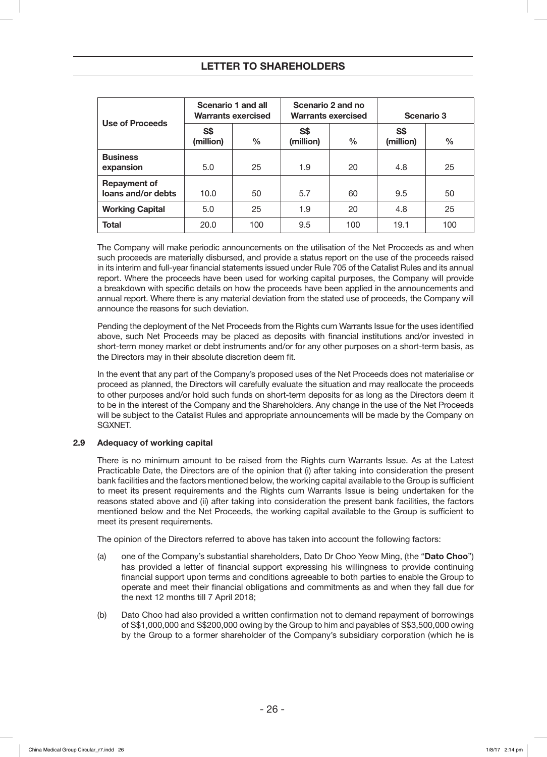| Use of Proceeds | Scenario 1 and all Warrants exercised | | Scenario 2 and no Warrants exercised | | Scenario 3 | |
|---|---|---|---|---|---|---|
| | S$ (million) | % | S$ (million) | % | S$ (million) | % |
| **Business expansion** | 5.0 | 25 | 1.9 | 20 | 4.8 | 25 |
| **Repayment of loans and/or debts** | 10.0 | 50 | 5.7 | 60 | 9.5 | 50 |
| **Working Capital** | 5.0 | 25 | 1.9 | 20 | 4.8 | 25 |
| **Total** | 20.0 | 100 | 9.5 | 100 | 19.1 | 100 |

The Company will make periodic announcements on the utilisation of the Net Proceeds as and when such proceeds are materially disbursed, and provide a status report on the use of the proceeds raised in its interim and full-year financial statements issued under Rule 705 of the Catalist Rules and its annual report. Where the proceeds have been used for working capital purposes, the Company will provide a breakdown with specific details on how the proceeds have been applied in the announcements and annual report. Where there is any material deviation from the stated use of proceeds, the Company will announce the reasons for such deviation.

Pending the deployment of the Net Proceeds from the Rights cum Warrants Issue for the uses identified above, such Net Proceeds may be placed as deposits with financial institutions and/or invested in short-term money market or debt instruments and/or for any other purposes on a short-term basis, as the Directors may in their absolute discretion deem fit.

In the event that any part of the Company's proposed uses of the Net Proceeds does not materialise or proceed as planned, the Directors will carefully evaluate the situation and may reallocate the proceeds to other purposes and/or hold such funds on short-term deposits for as long as the Directors deem it to be in the interest of the Company and the Shareholders. Any change in the use of the Net Proceeds will be subject to the Catalist Rules and appropriate announcements will be made by the Company on SGXNET.

### 2.9 Adequacy of working capital

There is no minimum amount to be raised from the Rights cum Warrants Issue. As at the Latest Practicable Date, the Directors are of the opinion that (i) after taking into consideration the present bank facilities and the factors mentioned below, the working capital available to the Group is sufficient to meet its present requirements and the Rights cum Warrants Issue is being undertaken for the reasons stated above and (ii) after taking into consideration the present bank facilities, the factors mentioned below and the Net Proceeds, the working capital available to the Group is sufficient to meet its present requirements.

The opinion of the Directors referred to above has taken into account the following factors:

(a) one of the Company's substantial shareholders, Dato Dr Choo Yeow Ming, (the "**Dato Choo**") has provided a letter of financial support expressing his willingness to provide continuing financial support upon terms and conditions agreeable to both parties to enable the Group to operate and meet their financial obligations and commitments as and when they fall due for the next 12 months till 7 April 2018;

(b) Dato Choo had also provided a written confirmation not to demand repayment of borrowings of S$1,000,000 and S$200,000 owing by the Group to him and payables of S$3,500,000 owing by the Group to a former shareholder of the Company's subsidiary corporation (which he is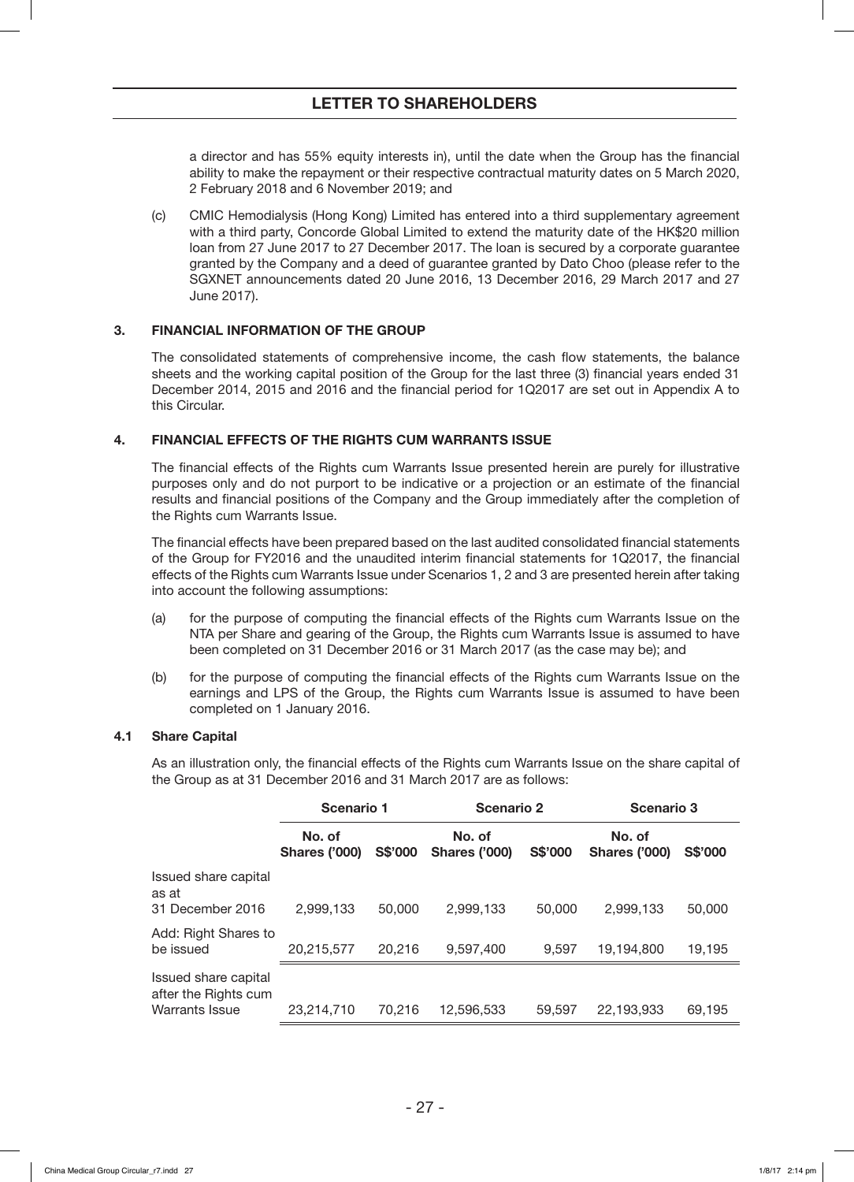a director and has 55% equity interests in), until the date when the Group has the financial ability to make the repayment or their respective contractual maturity dates on 5 March 2020, 2 February 2018 and 6 November 2019; and

(c) CMIC Hemodialysis (Hong Kong) Limited has entered into a third supplementary agreement with a third party, Concorde Global Limited to extend the maturity date of the HK$20 million loan from 27 June 2017 to 27 December 2017. The loan is secured by a corporate guarantee granted by the Company and a deed of guarantee granted by Dato Choo (please refer to the SGXNET announcements dated 20 June 2016, 13 December 2016, 29 March 2017 and 27 June 2017).

## 3. FINANCIAL INFORMATION OF THE GROUP

The consolidated statements of comprehensive income, the cash flow statements, the balance sheets and the working capital position of the Group for the last three (3) financial years ended 31 December 2014, 2015 and 2016 and the financial period for 1Q2017 are set out in Appendix A to this Circular.

## 4. FINANCIAL EFFECTS OF THE RIGHTS CUM WARRANTS ISSUE

The financial effects of the Rights cum Warrants Issue presented herein are purely for illustrative purposes only and do not purport to be indicative or a projection or an estimate of the financial results and financial positions of the Company and the Group immediately after the completion of the Rights cum Warrants Issue.

The financial effects have been prepared based on the last audited consolidated financial statements of the Group for FY2016 and the unaudited interim financial statements for 1Q2017, the financial effects of the Rights cum Warrants Issue under Scenarios 1, 2 and 3 are presented herein after taking into account the following assumptions:

(a) for the purpose of computing the financial effects of the Rights cum Warrants Issue on the NTA per Share and gearing of the Group, the Rights cum Warrants Issue is assumed to have been completed on 31 December 2016 or 31 March 2017 (as the case may be); and

(b) for the purpose of computing the financial effects of the Rights cum Warrants Issue on the earnings and LPS of the Group, the Rights cum Warrants Issue is assumed to have been completed on 1 January 2016.

### 4.1 Share Capital

As an illustration only, the financial effects of the Rights cum Warrants Issue on the share capital of the Group as at 31 December 2016 and 31 March 2017 are as follows:

| | **Scenario 1** | | **Scenario 2** | | **Scenario 3** | |
|---|---|---|---|---|---|---|
| | **No. of Shares ('000)** | **S$'000** | **No. of Shares ('000)** | **S$'000** | **No. of Shares ('000)** | **S$'000** |
| Issued share capital as at 31 December 2016 | 2,999,133 | 50,000 | 2,999,133 | 50,000 | 2,999,133 | 50,000 |
| Add: Right Shares to be issued | 20,215,577 | 20,216 | 9,597,400 | 9,597 | 19,194,800 | 19,195 |
| Issued share capital after the Rights cum Warrants Issue | 23,214,710 | 70,216 | 12,596,533 | 59,597 | 22,193,933 | 69,195 |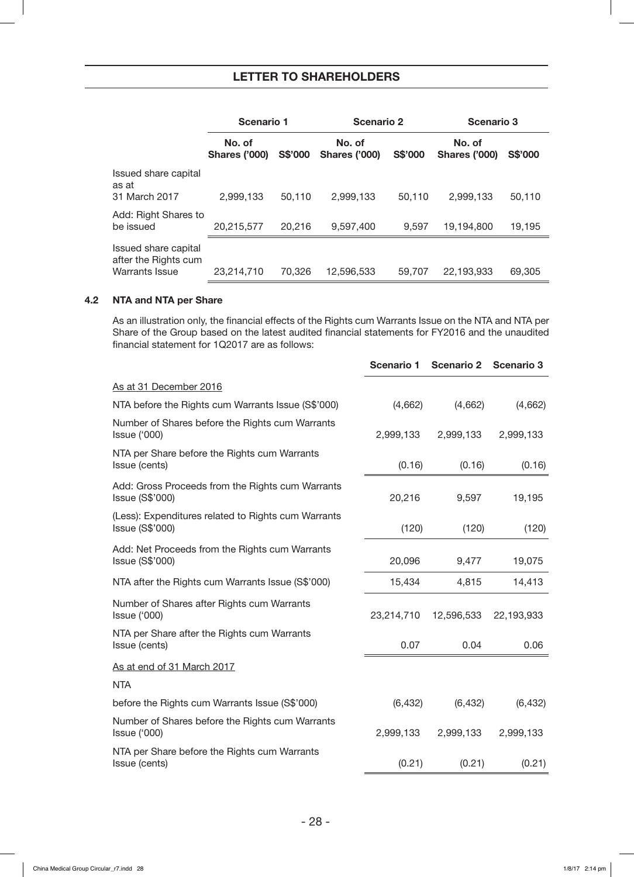|  | Scenario 1 |  | Scenario 2 |  | Scenario 3 |  |
|---|---|---|---|---|---|---|
|  | No. of Shares ('000) | S$'000 | No. of Shares ('000) | S$'000 | No. of Shares ('000) | S$'000 |
| Issued share capital as at 31 March 2017 | 2,999,133 | 50,110 | 2,999,133 | 50,110 | 2,999,133 | 50,110 |
| Add: Right Shares to be issued | 20,215,577 | 20,216 | 9,597,400 | 9,597 | 19,194,800 | 19,195 |
| Issued share capital after the Rights cum Warrants Issue | 23,214,710 | 70,326 | 12,596,533 | 59,707 | 22,193,933 | 69,305 |

### 4.2 NTA and NTA per Share

As an illustration only, the financial effects of the Rights cum Warrants Issue on the NTA and NTA per Share of the Group based on the latest audited financial statements for FY2016 and the unaudited financial statement for 1Q2017 are as follows:

|  | Scenario 1 | Scenario 2 | Scenario 3 |
|---|---|---|---|
| As at 31 December 2016 |  |  |  |
| NTA before the Rights cum Warrants Issue (S$'000) | (4,662) | (4,662) | (4,662) |
| Number of Shares before the Rights cum Warrants Issue ('000) | 2,999,133 | 2,999,133 | 2,999,133 |
| NTA per Share before the Rights cum Warrants Issue (cents) | (0.16) | (0.16) | (0.16) |
| Add: Gross Proceeds from the Rights cum Warrants Issue (S$'000) | 20,216 | 9,597 | 19,195 |
| (Less): Expenditures related to Rights cum Warrants Issue (S$'000) | (120) | (120) | (120) |
| Add: Net Proceeds from the Rights cum Warrants Issue (S$'000) | 20,096 | 9,477 | 19,075 |
| NTA after the Rights cum Warrants Issue (S$'000) | 15,434 | 4,815 | 14,413 |
| Number of Shares after Rights cum Warrants Issue ('000) | 23,214,710 | 12,596,533 | 22,193,933 |
| NTA per Share after the Rights cum Warrants Issue (cents) | 0.07 | 0.04 | 0.06 |
| As at end of 31 March 2017 |  |  |  |
| NTA |  |  |  |
| before the Rights cum Warrants Issue (S$'000) | (6,432) | (6,432) | (6,432) |
| Number of Shares before the Rights cum Warrants Issue ('000) | 2,999,133 | 2,999,133 | 2,999,133 |
| NTA per Share before the Rights cum Warrants Issue (cents) | (0.21) | (0.21) | (0.21) |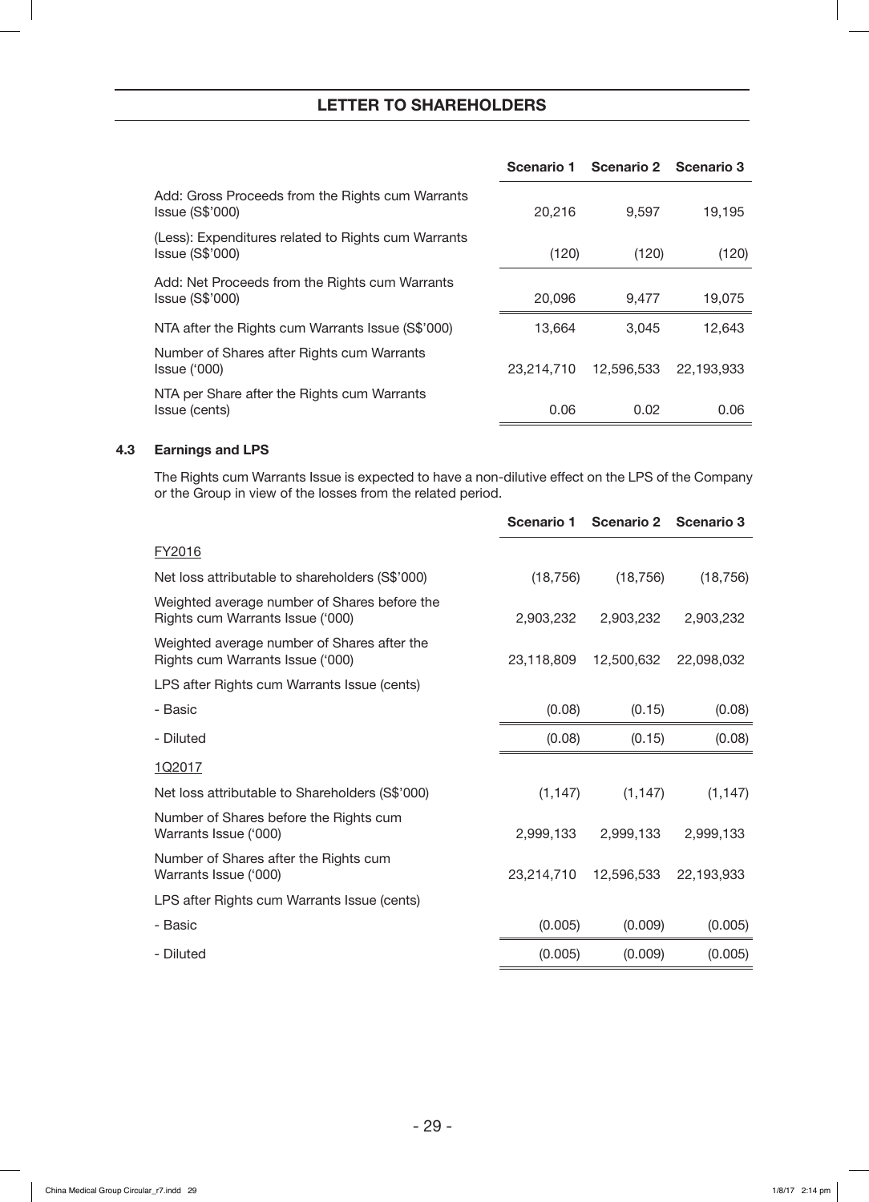| | Scenario 1 | Scenario 2 | Scenario 3 |
|---|---|---|---|
| Add: Gross Proceeds from the Rights cum Warrants Issue (S$'000) | 20,216 | 9,597 | 19,195 |
| (Less): Expenditures related to Rights cum Warrants Issue (S$'000) | (120) | (120) | (120) |
| Add: Net Proceeds from the Rights cum Warrants Issue (S$'000) | 20,096 | 9,477 | 19,075 |
| NTA after the Rights cum Warrants Issue (S$'000) | 13,664 | 3,045 | 12,643 |
| Number of Shares after Rights cum Warrants Issue ('000) | 23,214,710 | 12,596,533 | 22,193,933 |
| NTA per Share after the Rights cum Warrants Issue (cents) | 0.06 | 0.02 | 0.06 |

### 4.3 Earnings and LPS

The Rights cum Warrants Issue is expected to have a non-dilutive effect on the LPS of the Company or the Group in view of the losses from the related period.

| | Scenario 1 | Scenario 2 | Scenario 3 |
|---|---|---|---|
| FY2016 | | | |
| Net loss attributable to shareholders (S$'000) | (18,756) | (18,756) | (18,756) |
| Weighted average number of Shares before the Rights cum Warrants Issue ('000) | 2,903,232 | 2,903,232 | 2,903,232 |
| Weighted average number of Shares after the Rights cum Warrants Issue ('000) | 23,118,809 | 12,500,632 | 22,098,032 |
| LPS after Rights cum Warrants Issue (cents) | | | |
| - Basic | (0.08) | (0.15) | (0.08) |
| - Diluted | (0.08) | (0.15) | (0.08) |
| 1Q2017 | | | |
| Net loss attributable to Shareholders (S$'000) | (1,147) | (1,147) | (1,147) |
| Number of Shares before the Rights cum Warrants Issue ('000) | 2,999,133 | 2,999,133 | 2,999,133 |
| Number of Shares after the Rights cum Warrants Issue ('000) | 23,214,710 | 12,596,533 | 22,193,933 |
| LPS after Rights cum Warrants Issue (cents) | | | |
| - Basic | (0.005) | (0.009) | (0.005) |
| - Diluted | (0.005) | (0.009) | (0.005) |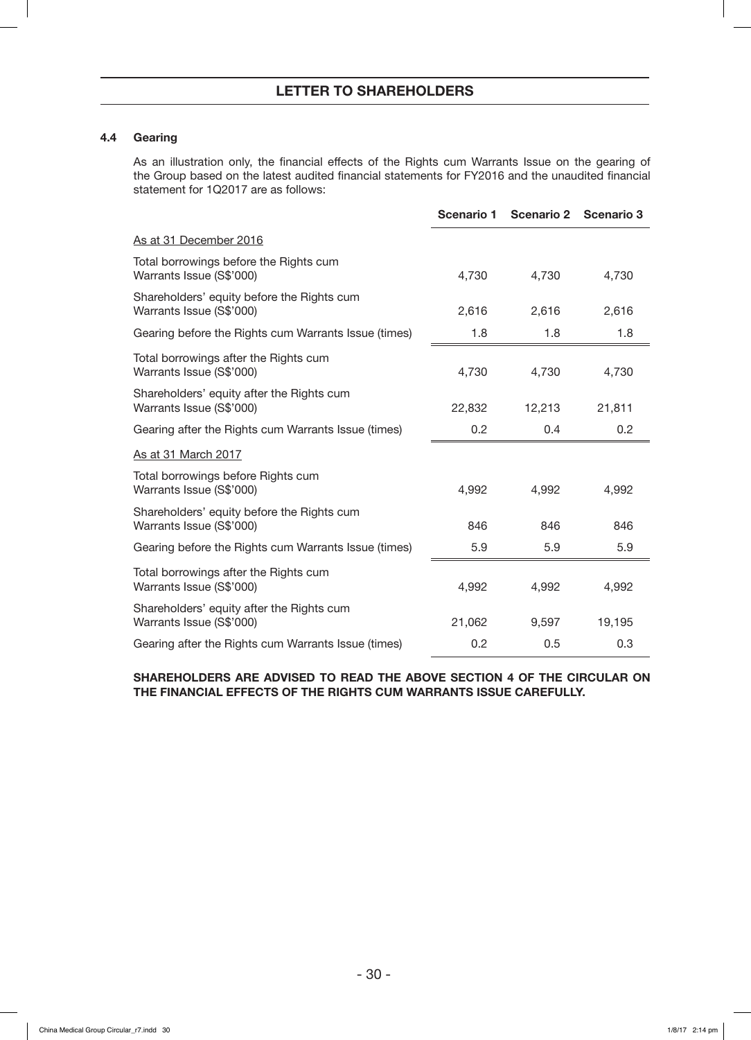## LETTER TO SHAREHOLDERS

### 4.4 Gearing

As an illustration only, the financial effects of the Rights cum Warrants Issue on the gearing of the Group based on the latest audited financial statements for FY2016 and the unaudited financial statement for 1Q2017 are as follows:

| | Scenario 1 | Scenario 2 | Scenario 3 |
|---|---|---|---|
| As at 31 December 2016 | | | |
| Total borrowings before the Rights cum Warrants Issue (S$'000) | 4,730 | 4,730 | 4,730 |
| Shareholders' equity before the Rights cum Warrants Issue (S$'000) | 2,616 | 2,616 | 2,616 |
| Gearing before the Rights cum Warrants Issue (times) | 1.8 | 1.8 | 1.8 |
| Total borrowings after the Rights cum Warrants Issue (S$'000) | 4,730 | 4,730 | 4,730 |
| Shareholders' equity after the Rights cum Warrants Issue (S$'000) | 22,832 | 12,213 | 21,811 |
| Gearing after the Rights cum Warrants Issue (times) | 0.2 | 0.4 | 0.2 |
| As at 31 March 2017 | | | |
| Total borrowings before Rights cum Warrants Issue (S$'000) | 4,992 | 4,992 | 4,992 |
| Shareholders' equity before the Rights cum Warrants Issue (S$'000) | 846 | 846 | 846 |
| Gearing before the Rights cum Warrants Issue (times) | 5.9 | 5.9 | 5.9 |
| Total borrowings after the Rights cum Warrants Issue (S$'000) | 4,992 | 4,992 | 4,992 |
| Shareholders' equity after the Rights cum Warrants Issue (S$'000) | 21,062 | 9,597 | 19,195 |
| Gearing after the Rights cum Warrants Issue (times) | 0.2 | 0.5 | 0.3 |

**SHAREHOLDERS ARE ADVISED TO READ THE ABOVE SECTION 4 OF THE CIRCULAR ON THE FINANCIAL EFFECTS OF THE RIGHTS CUM WARRANTS ISSUE CAREFULLY.**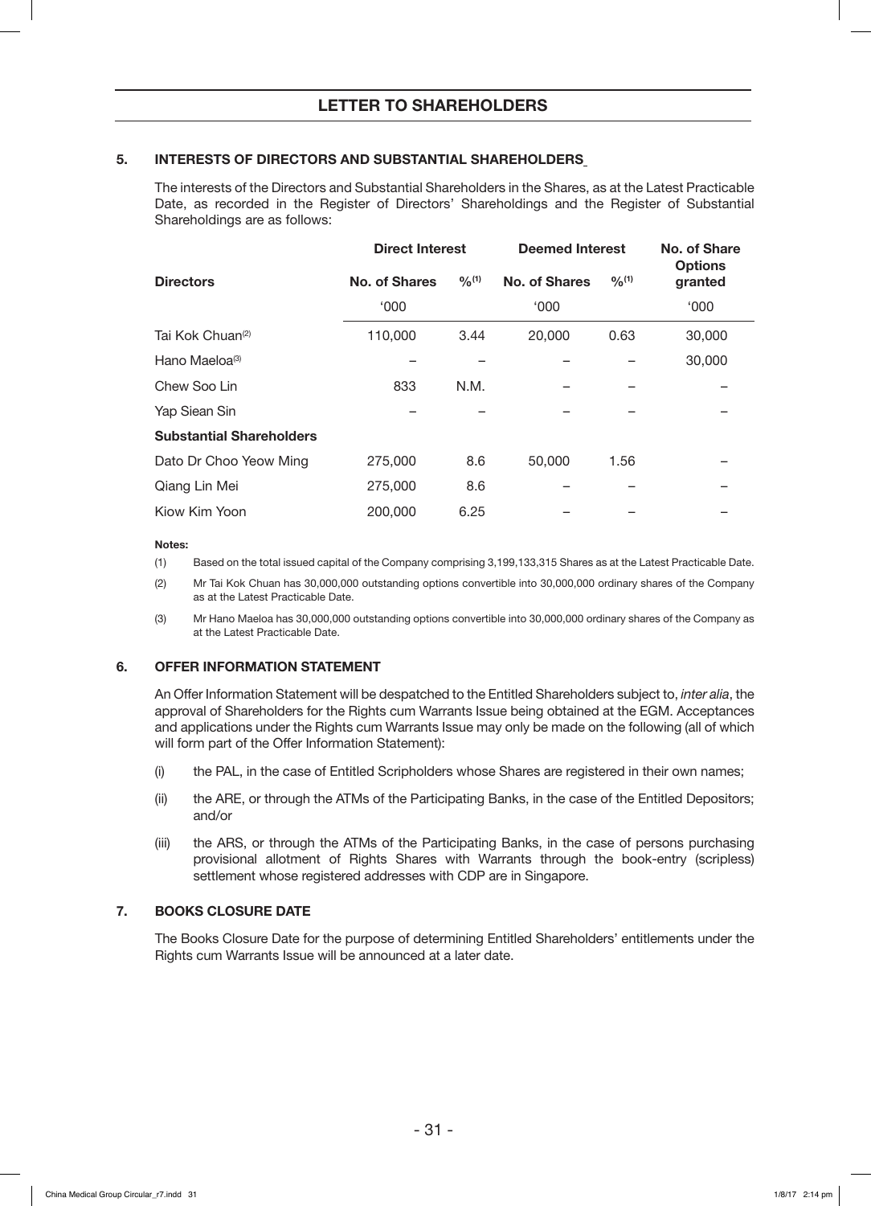## 5. INTERESTS OF DIRECTORS AND SUBSTANTIAL SHAREHOLDERS

The interests of the Directors and Substantial Shareholders in the Shares, as at the Latest Practicable Date, as recorded in the Register of Directors' Shareholdings and the Register of Substantial Shareholdings are as follows:

| | Direct Interest | | Deemed Interest | | No. of Share Options granted |
|---|---|---|---|---|---|
| **Directors** | **No. of Shares** | **%(1)** | **No. of Shares** | **%(1)** | |
| | '000 | | '000 | | '000 |
| Tai Kok Chuan(2) | 110,000 | 3.44 | 20,000 | 0.63 | 30,000 |
| Hano Maeloa(3) | – | – | – | – | 30,000 |
| Chew Soo Lin | 833 | N.M. | – | – | – |
| Yap Siean Sin | – | – | – | – | – |
| **Substantial Shareholders** | | | | | |
| Dato Dr Choo Yeow Ming | 275,000 | 8.6 | 50,000 | 1.56 | – |
| Qiang Lin Mei | 275,000 | 8.6 | – | – | – |
| Kiow Kim Yoon | 200,000 | 6.25 | – | – | – |

**Notes:**

(1) Based on the total issued capital of the Company comprising 3,199,133,315 Shares as at the Latest Practicable Date.

(2) Mr Tai Kok Chuan has 30,000,000 outstanding options convertible into 30,000,000 ordinary shares of the Company as at the Latest Practicable Date.

(3) Mr Hano Maeloa has 30,000,000 outstanding options convertible into 30,000,000 ordinary shares of the Company as at the Latest Practicable Date.

## 6. OFFER INFORMATION STATEMENT

An Offer Information Statement will be despatched to the Entitled Shareholders subject to, *inter alia*, the approval of Shareholders for the Rights cum Warrants Issue being obtained at the EGM. Acceptances and applications under the Rights cum Warrants Issue may only be made on the following (all of which will form part of the Offer Information Statement):

(i) the PAL, in the case of Entitled Scripholders whose Shares are registered in their own names;

(ii) the ARE, or through the ATMs of the Participating Banks, in the case of the Entitled Depositors; and/or

(iii) the ARS, or through the ATMs of the Participating Banks, in the case of persons purchasing provisional allotment of Rights Shares with Warrants through the book-entry (scripless) settlement whose registered addresses with CDP are in Singapore.

## 7. BOOKS CLOSURE DATE

The Books Closure Date for the purpose of determining Entitled Shareholders' entitlements under the Rights cum Warrants Issue will be announced at a later date.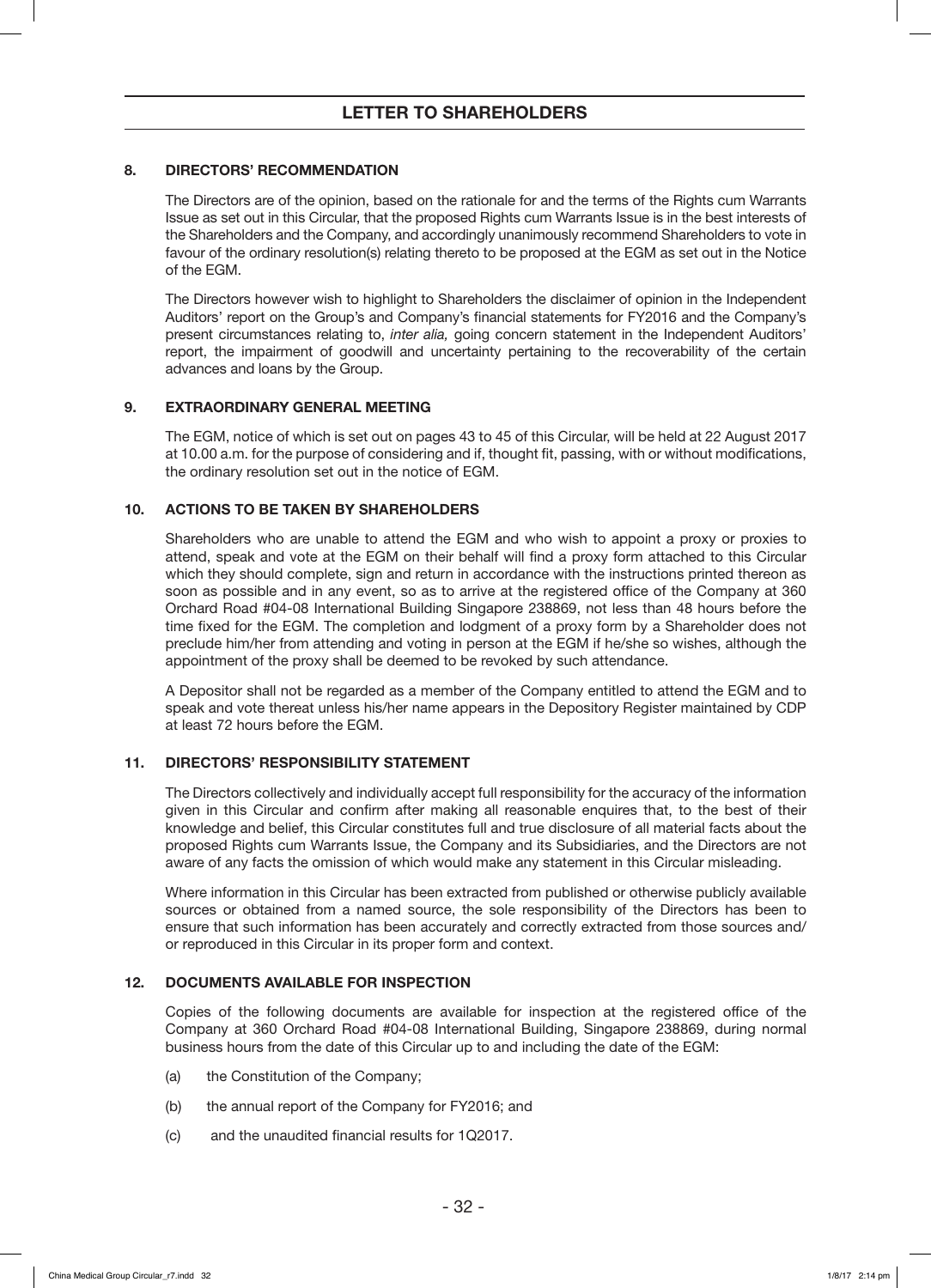## LETTER TO SHAREHOLDERS

### 8. DIRECTORS' RECOMMENDATION

The Directors are of the opinion, based on the rationale for and the terms of the Rights cum Warrants Issue as set out in this Circular, that the proposed Rights cum Warrants Issue is in the best interests of the Shareholders and the Company, and accordingly unanimously recommend Shareholders to vote in favour of the ordinary resolution(s) relating thereto to be proposed at the EGM as set out in the Notice of the EGM.

The Directors however wish to highlight to Shareholders the disclaimer of opinion in the Independent Auditors' report on the Group's and Company's financial statements for FY2016 and the Company's present circumstances relating to, *inter alia,* going concern statement in the Independent Auditors' report, the impairment of goodwill and uncertainty pertaining to the recoverability of the certain advances and loans by the Group.

### 9. EXTRAORDINARY GENERAL MEETING

The EGM, notice of which is set out on pages 43 to 45 of this Circular, will be held at 22 August 2017 at 10.00 a.m. for the purpose of considering and if, thought fit, passing, with or without modifications, the ordinary resolution set out in the notice of EGM.

### 10. ACTIONS TO BE TAKEN BY SHAREHOLDERS

Shareholders who are unable to attend the EGM and who wish to appoint a proxy or proxies to attend, speak and vote at the EGM on their behalf will find a proxy form attached to this Circular which they should complete, sign and return in accordance with the instructions printed thereon as soon as possible and in any event, so as to arrive at the registered office of the Company at 360 Orchard Road #04-08 International Building Singapore 238869, not less than 48 hours before the time fixed for the EGM. The completion and lodgment of a proxy form by a Shareholder does not preclude him/her from attending and voting in person at the EGM if he/she so wishes, although the appointment of the proxy shall be deemed to be revoked by such attendance.

A Depositor shall not be regarded as a member of the Company entitled to attend the EGM and to speak and vote thereat unless his/her name appears in the Depository Register maintained by CDP at least 72 hours before the EGM.

### 11. DIRECTORS' RESPONSIBILITY STATEMENT

The Directors collectively and individually accept full responsibility for the accuracy of the information given in this Circular and confirm after making all reasonable enquires that, to the best of their knowledge and belief, this Circular constitutes full and true disclosure of all material facts about the proposed Rights cum Warrants Issue, the Company and its Subsidiaries, and the Directors are not aware of any facts the omission of which would make any statement in this Circular misleading.

Where information in this Circular has been extracted from published or otherwise publicly available sources or obtained from a named source, the sole responsibility of the Directors has been to ensure that such information has been accurately and correctly extracted from those sources and/or reproduced in this Circular in its proper form and context.

### 12. DOCUMENTS AVAILABLE FOR INSPECTION

Copies of the following documents are available for inspection at the registered office of the Company at 360 Orchard Road #04-08 International Building, Singapore 238869, during normal business hours from the date of this Circular up to and including the date of the EGM:

(a) the Constitution of the Company;

(b) the annual report of the Company for FY2016; and

(c) and the unaudited financial results for 1Q2017.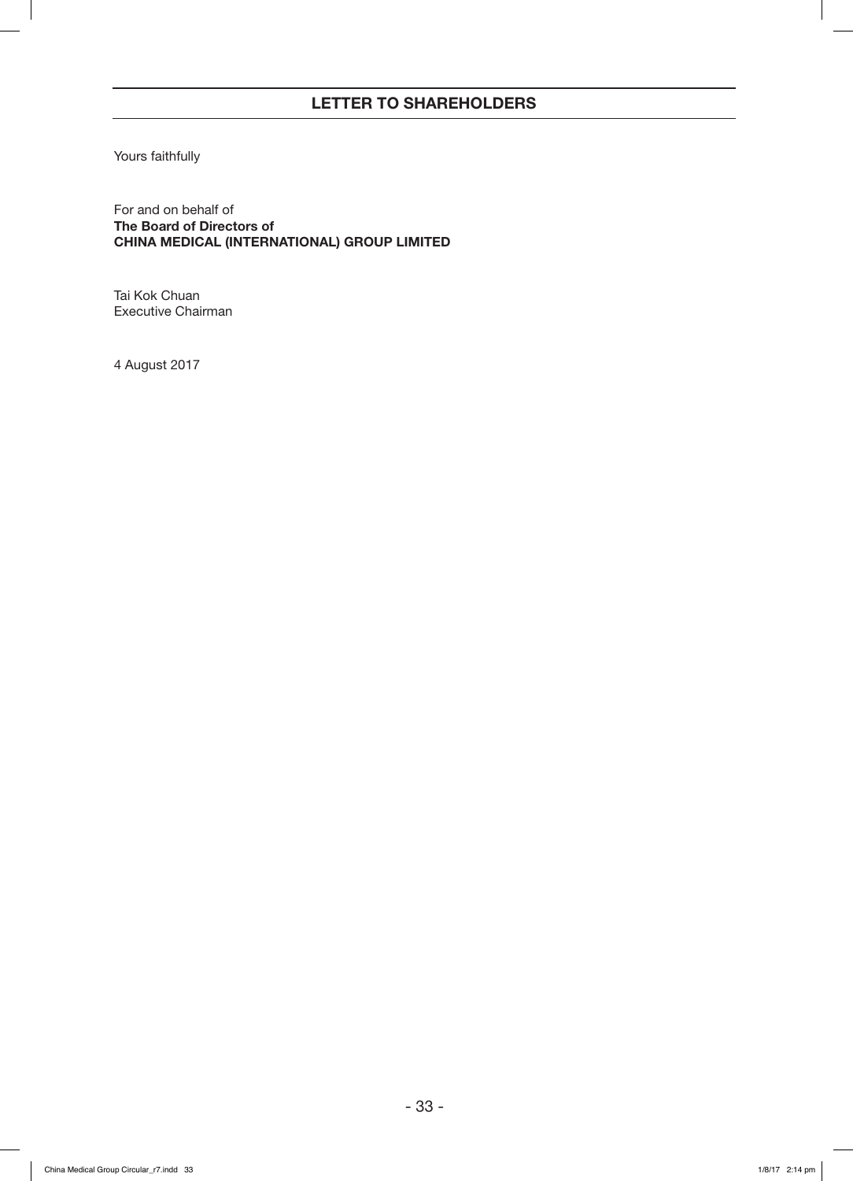Yours faithfully

For and on behalf of
**The Board of Directors of**
**CHINA MEDICAL (INTERNATIONAL) GROUP LIMITED**

Tai Kok Chuan
Executive Chairman

4 August 2017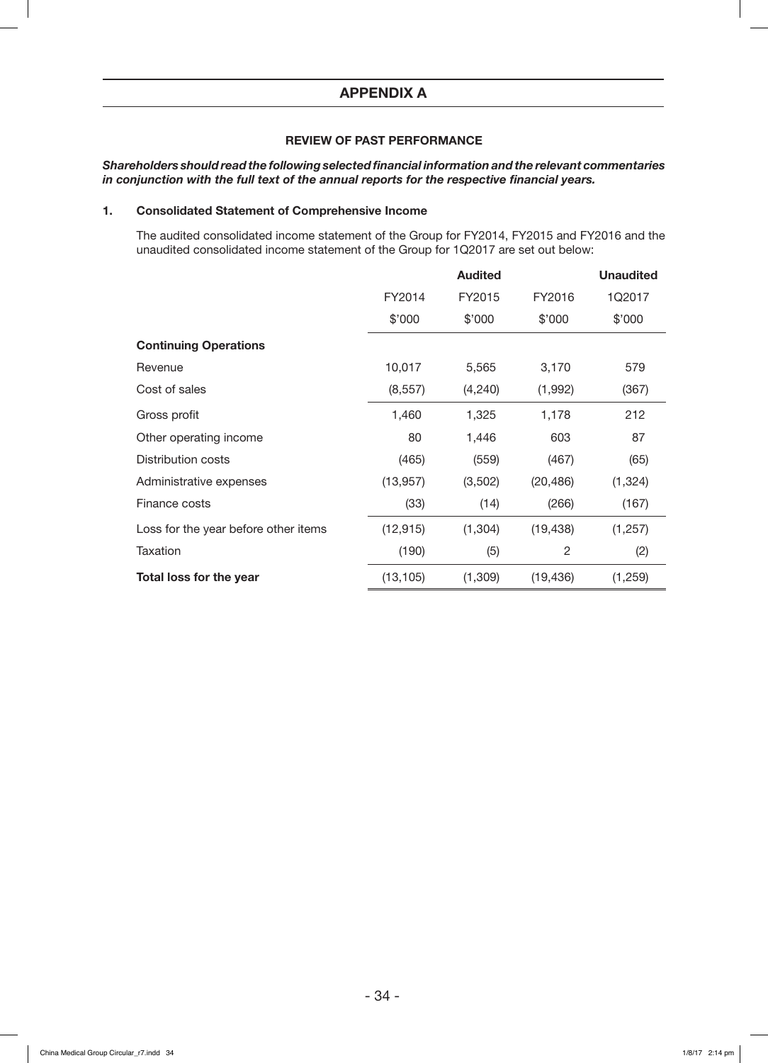# APPENDIX A

## REVIEW OF PAST PERFORMANCE

***Shareholders should read the following selected financial information and the relevant commentaries in conjunction with the full text of the annual reports for the respective financial years.***

### 1. Consolidated Statement of Comprehensive Income

The audited consolidated income statement of the Group for FY2014, FY2015 and FY2016 and the unaudited consolidated income statement of the Group for 1Q2017 are set out below:

| | **Audited** | | | **Unaudited** |
|---|---|---|---|---|
| | FY2014 | FY2015 | FY2016 | 1Q2017 |
| | $'000 | $'000 | $'000 | $'000 |
| **Continuing Operations** | | | | |
| Revenue | 10,017 | 5,565 | 3,170 | 579 |
| Cost of sales | (8,557) | (4,240) | (1,992) | (367) |
| Gross profit | 1,460 | 1,325 | 1,178 | 212 |
| Other operating income | 80 | 1,446 | 603 | 87 |
| Distribution costs | (465) | (559) | (467) | (65) |
| Administrative expenses | (13,957) | (3,502) | (20,486) | (1,324) |
| Finance costs | (33) | (14) | (266) | (167) |
| Loss for the year before other items | (12,915) | (1,304) | (19,438) | (1,257) |
| Taxation | (190) | (5) | 2 | (2) |
| **Total loss for the year** | (13,105) | (1,309) | (19,436) | (1,259) |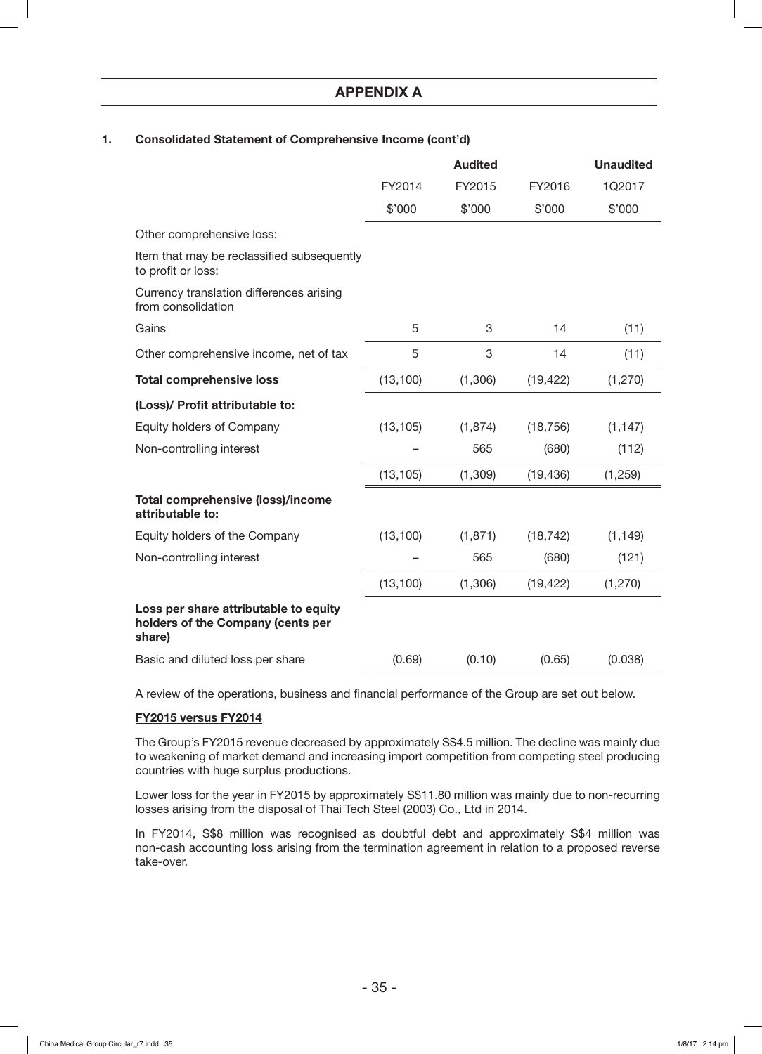## APPENDIX A

### 1. Consolidated Statement of Comprehensive Income (cont'd)

| | Audited | | | Unaudited |
|---|---|---|---|---|
| | FY2014 | FY2015 | FY2016 | 1Q2017 |
| | $'000 | $'000 | $'000 | $'000 |
| Other comprehensive loss: | | | | |
| Item that may be reclassified subsequently to profit or loss: | | | | |
| Currency translation differences arising from consolidation | | | | |
| Gains | 5 | 3 | 14 | (11) |
| Other comprehensive income, net of tax | 5 | 3 | 14 | (11) |
| **Total comprehensive loss** | (13,100) | (1,306) | (19,422) | (1,270) |
| **(Loss)/ Profit attributable to:** | | | | |
| Equity holders of Company | (13,105) | (1,874) | (18,756) | (1,147) |
| Non-controlling interest | – | 565 | (680) | (112) |
| | (13,105) | (1,309) | (19,436) | (1,259) |
| **Total comprehensive (loss)/income attributable to:** | | | | |
| Equity holders of the Company | (13,100) | (1,871) | (18,742) | (1,149) |
| Non-controlling interest | – | 565 | (680) | (121) |
| | (13,100) | (1,306) | (19,422) | (1,270) |
| **Loss per share attributable to equity holders of the Company (cents per share)** | | | | |
| Basic and diluted loss per share | (0.69) | (0.10) | (0.65) | (0.038) |

A review of the operations, business and financial performance of the Group are set out below.

**FY2015 versus FY2014**

The Group's FY2015 revenue decreased by approximately S$4.5 million. The decline was mainly due to weakening of market demand and increasing import competition from competing steel producing countries with huge surplus productions.

Lower loss for the year in FY2015 by approximately S$11.80 million was mainly due to non-recurring losses arising from the disposal of Thai Tech Steel (2003) Co., Ltd in 2014.

In FY2014, S$8 million was recognised as doubtful debt and approximately S$4 million was non-cash accounting loss arising from the termination agreement in relation to a proposed reverse take-over.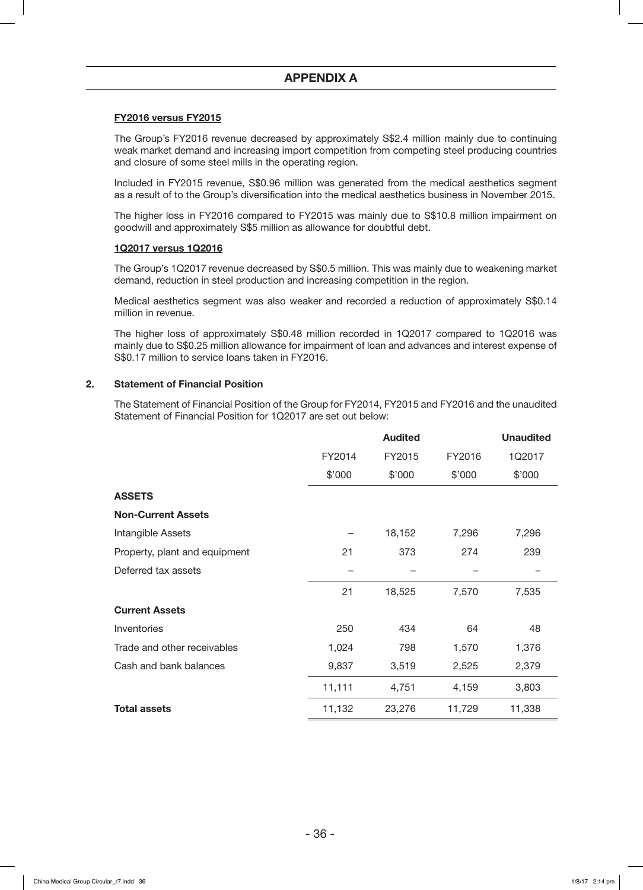# APPENDIX A

**FY2016 versus FY2015**

The Group's FY2016 revenue decreased by approximately S$2.4 million mainly due to continuing weak market demand and increasing import competition from competing steel producing countries and closure of some steel mills in the operating region.

Included in FY2015 revenue, S$0.96 million was generated from the medical aesthetics segment as a result of to the Group's diversification into the medical aesthetics business in November 2015.

The higher loss in FY2016 compared to FY2015 was mainly due to S$10.8 million impairment on goodwill and approximately S$5 million as allowance for doubtful debt.

**1Q2017 versus 1Q2016**

The Group's 1Q2017 revenue decreased by S$0.5 million. This was mainly due to weakening market demand, reduction in steel production and increasing competition in the region.

Medical aesthetics segment was also weaker and recorded a reduction of approximately S$0.14 million in revenue.

The higher loss of approximately S$0.48 million recorded in 1Q2017 compared to 1Q2016 was mainly due to S$0.25 million allowance for impairment of loan and advances and interest expense of S$0.17 million to service loans taken in FY2016.

## 2. Statement of Financial Position

The Statement of Financial Position of the Group for FY2014, FY2015 and FY2016 and the unaudited Statement of Financial Position for 1Q2017 are set out below:

| | Audited | | | Unaudited |
|---|---|---|---|---|
| | FY2014 | FY2015 | FY2016 | 1Q2017 |
| | $'000 | $'000 | $'000 | $'000 |
| **ASSETS** | | | | |
| **Non-Current Assets** | | | | |
| Intangible Assets | – | 18,152 | 7,296 | 7,296 |
| Property, plant and equipment | 21 | 373 | 274 | 239 |
| Deferred tax assets | – | – | – | – |
| | 21 | 18,525 | 7,570 | 7,535 |
| **Current Assets** | | | | |
| Inventories | 250 | 434 | 64 | 48 |
| Trade and other receivables | 1,024 | 798 | 1,570 | 1,376 |
| Cash and bank balances | 9,837 | 3,519 | 2,525 | 2,379 |
| | 11,111 | 4,751 | 4,159 | 3,803 |
| **Total assets** | 11,132 | 23,276 | 11,729 | 11,338 |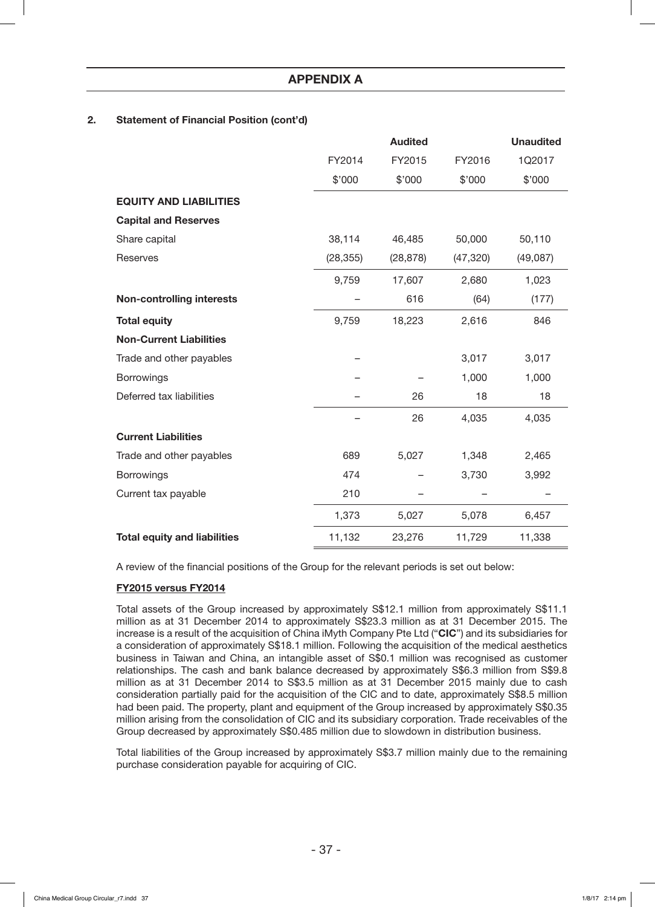## APPENDIX A

**2. Statement of Financial Position (cont'd)**

| | | Audited | | Unaudited |
|---|---|---|---|---|
| | FY2014 | FY2015 | FY2016 | 1Q2017 |
| | $'000 | $'000 | $'000 | $'000 |
| **EQUITY AND LIABILITIES** | | | | |
| **Capital and Reserves** | | | | |
| Share capital | 38,114 | 46,485 | 50,000 | 50,110 |
| Reserves | (28,355) | (28,878) | (47,320) | (49,087) |
| | 9,759 | 17,607 | 2,680 | 1,023 |
| **Non-controlling interests** | – | 616 | (64) | (177) |
| **Total equity** | 9,759 | 18,223 | 2,616 | 846 |
| **Non-Current Liabilities** | | | | |
| Trade and other payables | – | | 3,017 | 3,017 |
| Borrowings | – | – | 1,000 | 1,000 |
| Deferred tax liabilities | – | 26 | 18 | 18 |
| | – | 26 | 4,035 | 4,035 |
| **Current Liabilities** | | | | |
| Trade and other payables | 689 | 5,027 | 1,348 | 2,465 |
| Borrowings | 474 | – | 3,730 | 3,992 |
| Current tax payable | 210 | – | – | – |
| | 1,373 | 5,027 | 5,078 | 6,457 |
| **Total equity and liabilities** | 11,132 | 23,276 | 11,729 | 11,338 |

A review of the financial positions of the Group for the relevant periods is set out below:

**FY2015 versus FY2014**

Total assets of the Group increased by approximately S$12.1 million from approximately S$11.1 million as at 31 December 2014 to approximately S$23.3 million as at 31 December 2015. The increase is a result of the acquisition of China iMyth Company Pte Ltd ("**CIC**") and its subsidiaries for a consideration of approximately S$18.1 million. Following the acquisition of the medical aesthetics business in Taiwan and China, an intangible asset of S$0.1 million was recognised as customer relationships. The cash and bank balance decreased by approximately S$6.3 million from S$9.8 million as at 31 December 2014 to S$3.5 million as at 31 December 2015 mainly due to cash consideration partially paid for the acquisition of the CIC and to date, approximately S$8.5 million had been paid. The property, plant and equipment of the Group increased by approximately S$0.35 million arising from the consolidation of CIC and its subsidiary corporation. Trade receivables of the Group decreased by approximately S$0.485 million due to slowdown in distribution business.

Total liabilities of the Group increased by approximately S$3.7 million mainly due to the remaining purchase consideration payable for acquiring of CIC.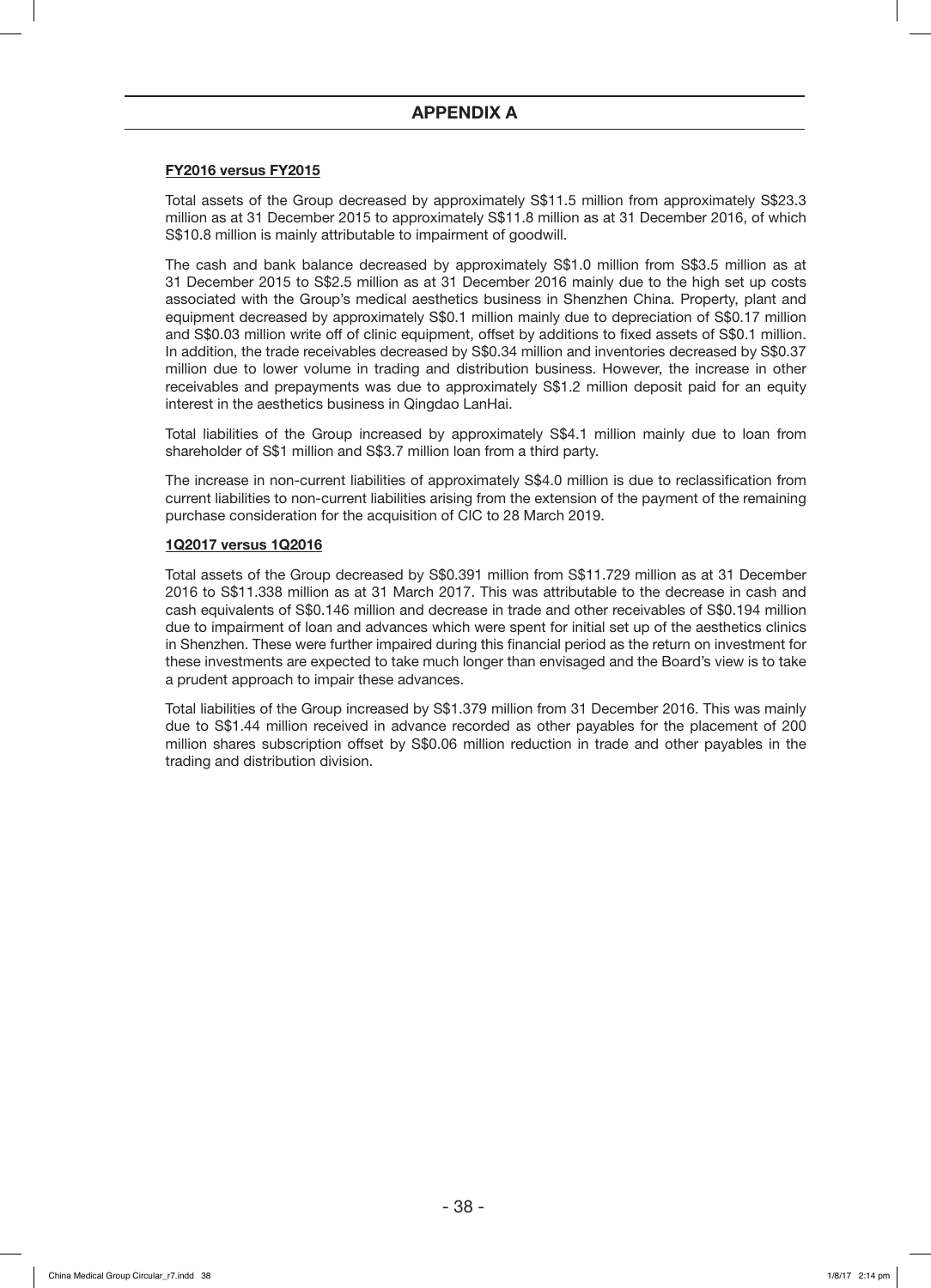# APPENDIX A

**FY2016 versus FY2015**

Total assets of the Group decreased by approximately S$11.5 million from approximately S$23.3 million as at 31 December 2015 to approximately S$11.8 million as at 31 December 2016, of which S$10.8 million is mainly attributable to impairment of goodwill.

The cash and bank balance decreased by approximately S$1.0 million from S$3.5 million as at 31 December 2015 to S$2.5 million as at 31 December 2016 mainly due to the high set up costs associated with the Group's medical aesthetics business in Shenzhen China. Property, plant and equipment decreased by approximately S$0.1 million mainly due to depreciation of S$0.17 million and S$0.03 million write off of clinic equipment, offset by additions to fixed assets of S$0.1 million. In addition, the trade receivables decreased by S$0.34 million and inventories decreased by S$0.37 million due to lower volume in trading and distribution business. However, the increase in other receivables and prepayments was due to approximately S$1.2 million deposit paid for an equity interest in the aesthetics business in Qingdao LanHai.

Total liabilities of the Group increased by approximately S$4.1 million mainly due to loan from shareholder of S$1 million and S$3.7 million loan from a third party.

The increase in non-current liabilities of approximately S$4.0 million is due to reclassification from current liabilities to non-current liabilities arising from the extension of the payment of the remaining purchase consideration for the acquisition of CIC to 28 March 2019.

**1Q2017 versus 1Q2016**

Total assets of the Group decreased by S$0.391 million from S$11.729 million as at 31 December 2016 to S$11.338 million as at 31 March 2017. This was attributable to the decrease in cash and cash equivalents of S$0.146 million and decrease in trade and other receivables of S$0.194 million due to impairment of loan and advances which were spent for initial set up of the aesthetics clinics in Shenzhen. These were further impaired during this financial period as the return on investment for these investments are expected to take much longer than envisaged and the Board's view is to take a prudent approach to impair these advances.

Total liabilities of the Group increased by S$1.379 million from 31 December 2016. This was mainly due to S$1.44 million received in advance recorded as other payables for the placement of 200 million shares subscription offset by S$0.06 million reduction in trade and other payables in the trading and distribution division.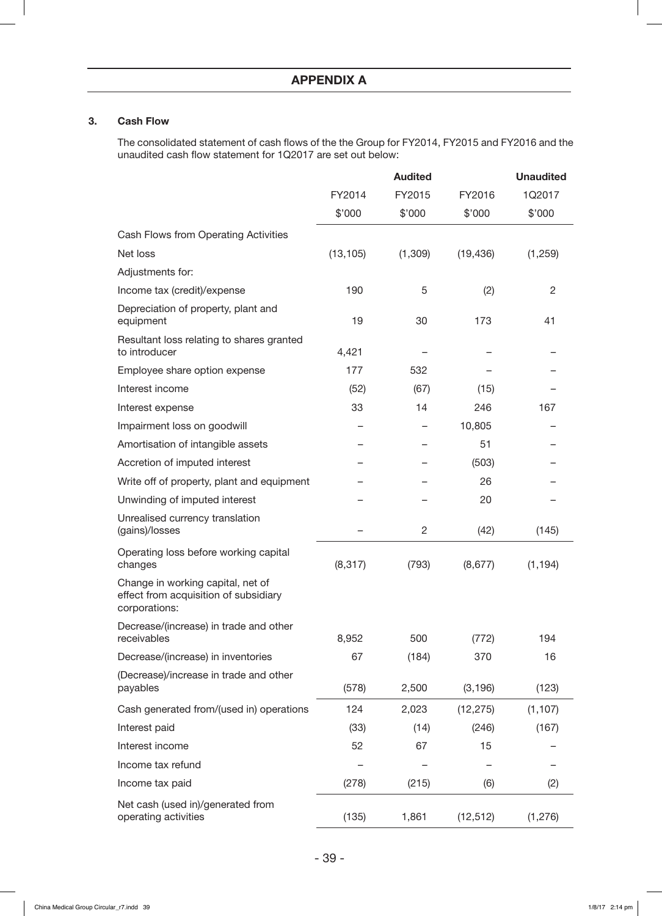## APPENDIX A

### 3. Cash Flow

The consolidated statement of cash flows of the the Group for FY2014, FY2015 and FY2016 and the unaudited cash flow statement for 1Q2017 are set out below:

| | Audited | | | Unaudited |
|---|---|---|---|---|
| | FY2014 | FY2015 | FY2016 | 1Q2017 |
| | $'000 | $'000 | $'000 | $'000 |
| Cash Flows from Operating Activities | | | | |
| Net loss | (13,105) | (1,309) | (19,436) | (1,259) |
| Adjustments for: | | | | |
| Income tax (credit)/expense | 190 | 5 | (2) | 2 |
| Depreciation of property, plant and equipment | 19 | 30 | 173 | 41 |
| Resultant loss relating to shares granted to introducer | 4,421 | – | – | – |
| Employee share option expense | 177 | 532 | – | – |
| Interest income | (52) | (67) | (15) | – |
| Interest expense | 33 | 14 | 246 | 167 |
| Impairment loss on goodwill | – | – | 10,805 | – |
| Amortisation of intangible assets | – | – | 51 | – |
| Accretion of imputed interest | – | – | (503) | – |
| Write off of property, plant and equipment | – | – | 26 | – |
| Unwinding of imputed interest | – | – | 20 | – |
| Unrealised currency translation (gains)/losses | – | 2 | (42) | (145) |
| Operating loss before working capital changes | (8,317) | (793) | (8,677) | (1,194) |
| Change in working capital, net of effect from acquisition of subsidiary corporations: | | | | |
| Decrease/(increase) in trade and other receivables | 8,952 | 500 | (772) | 194 |
| Decrease/(increase) in inventories | 67 | (184) | 370 | 16 |
| (Decrease)/increase in trade and other payables | (578) | 2,500 | (3,196) | (123) |
| Cash generated from/(used in) operations | 124 | 2,023 | (12,275) | (1,107) |
| Interest paid | (33) | (14) | (246) | (167) |
| Interest income | 52 | 67 | 15 | – |
| Income tax refund | – | – | – | – |
| Income tax paid | (278) | (215) | (6) | (2) |
| Net cash (used in)/generated from operating activities | (135) | 1,861 | (12,512) | (1,276) |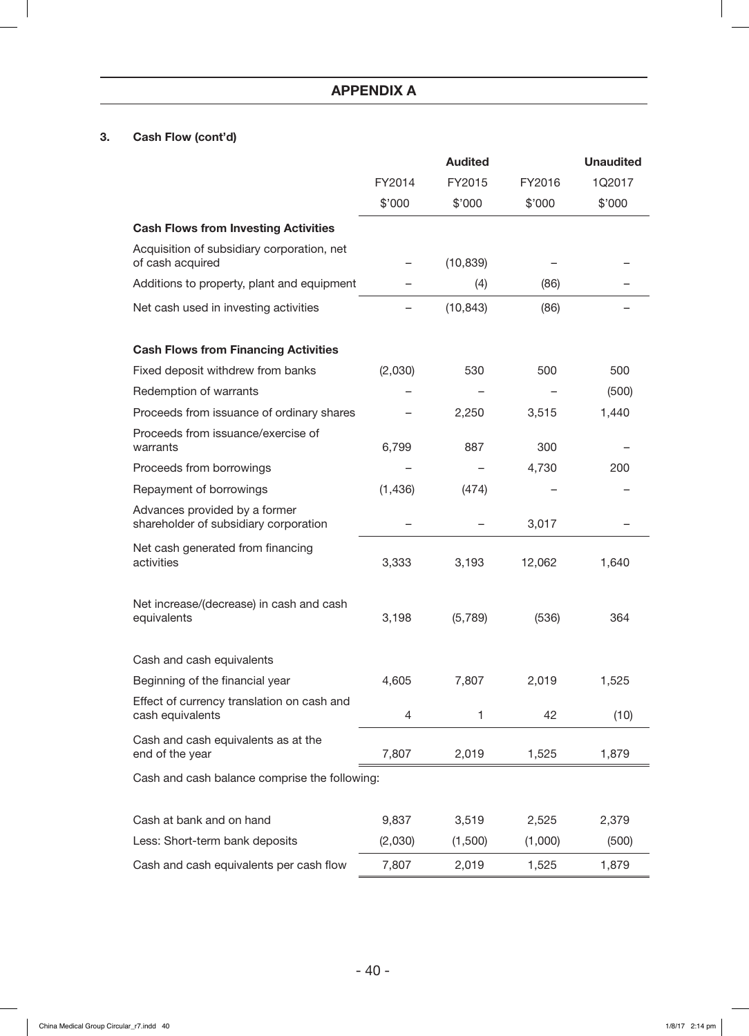## APPENDIX A

### 3. Cash Flow (cont'd)

| | | Audited | | Unaudited |
|---|---|---|---|---|
| | FY2014 | FY2015 | FY2016 | 1Q2017 |
| | $'000 | $'000 | $'000 | $'000 |
| **Cash Flows from Investing Activities** | | | | |
| Acquisition of subsidiary corporation, net of cash acquired | – | (10,839) | – | – |
| Additions to property, plant and equipment | – | (4) | (86) | – |
| Net cash used in investing activities | – | (10,843) | (86) | – |
| **Cash Flows from Financing Activities** | | | | |
| Fixed deposit withdrew from banks | (2,030) | 530 | 500 | 500 |
| Redemption of warrants | – | – | – | (500) |
| Proceeds from issuance of ordinary shares | – | 2,250 | 3,515 | 1,440 |
| Proceeds from issuance/exercise of warrants | 6,799 | 887 | 300 | – |
| Proceeds from borrowings | – | – | 4,730 | 200 |
| Repayment of borrowings | (1,436) | (474) | – | – |
| Advances provided by a former shareholder of subsidiary corporation | – | – | 3,017 | – |
| Net cash generated from financing activities | 3,333 | 3,193 | 12,062 | 1,640 |
| Net increase/(decrease) in cash and cash equivalents | 3,198 | (5,789) | (536) | 364 |
| Cash and cash equivalents | | | | |
| Beginning of the financial year | 4,605 | 7,807 | 2,019 | 1,525 |
| Effect of currency translation on cash and cash equivalents | 4 | 1 | 42 | (10) |
| Cash and cash equivalents as at the end of the year | 7,807 | 2,019 | 1,525 | 1,879 |

Cash and cash balance comprise the following:

| | FY2014 | FY2015 | FY2016 | 1Q2017 |
|---|---|---|---|---|
| Cash at bank and on hand | 9,837 | 3,519 | 2,525 | 2,379 |
| Less: Short-term bank deposits | (2,030) | (1,500) | (1,000) | (500) |
| Cash and cash equivalents per cash flow | 7,807 | 2,019 | 1,525 | 1,879 |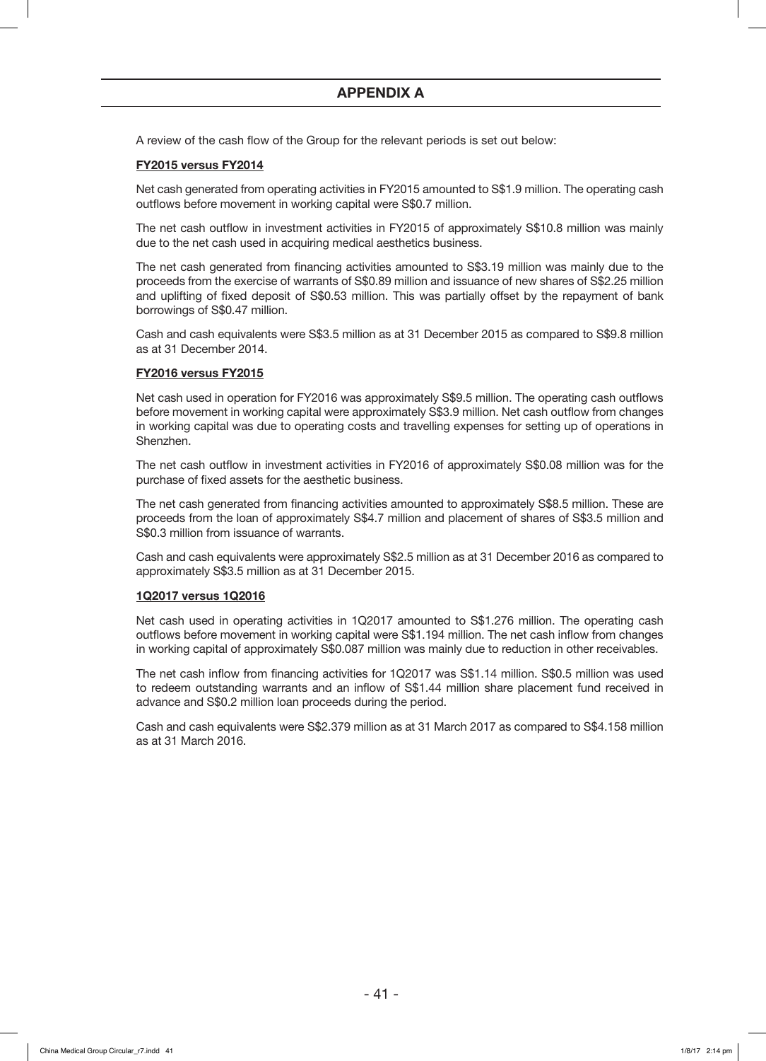## APPENDIX A

A review of the cash flow of the Group for the relevant periods is set out below:

**FY2015 versus FY2014**

Net cash generated from operating activities in FY2015 amounted to S$1.9 million. The operating cash outflows before movement in working capital were S$0.7 million.

The net cash outflow in investment activities in FY2015 of approximately S$10.8 million was mainly due to the net cash used in acquiring medical aesthetics business.

The net cash generated from financing activities amounted to S$3.19 million was mainly due to the proceeds from the exercise of warrants of S$0.89 million and issuance of new shares of S$2.25 million and uplifting of fixed deposit of S$0.53 million. This was partially offset by the repayment of bank borrowings of S$0.47 million.

Cash and cash equivalents were S$3.5 million as at 31 December 2015 as compared to S$9.8 million as at 31 December 2014.

**FY2016 versus FY2015**

Net cash used in operation for FY2016 was approximately S$9.5 million. The operating cash outflows before movement in working capital were approximately S$3.9 million. Net cash outflow from changes in working capital was due to operating costs and travelling expenses for setting up of operations in Shenzhen.

The net cash outflow in investment activities in FY2016 of approximately S$0.08 million was for the purchase of fixed assets for the aesthetic business.

The net cash generated from financing activities amounted to approximately S$8.5 million. These are proceeds from the loan of approximately S$4.7 million and placement of shares of S$3.5 million and S$0.3 million from issuance of warrants.

Cash and cash equivalents were approximately S$2.5 million as at 31 December 2016 as compared to approximately S$3.5 million as at 31 December 2015.

**1Q2017 versus 1Q2016**

Net cash used in operating activities in 1Q2017 amounted to S$1.276 million. The operating cash outflows before movement in working capital were S$1.194 million. The net cash inflow from changes in working capital of approximately S$0.087 million was mainly due to reduction in other receivables.

The net cash inflow from financing activities for 1Q2017 was S$1.14 million. S$0.5 million was used to redeem outstanding warrants and an inflow of S$1.44 million share placement fund received in advance and S$0.2 million loan proceeds during the period.

Cash and cash equivalents were S$2.379 million as at 31 March 2017 as compared to S$4.158 million as at 31 March 2016.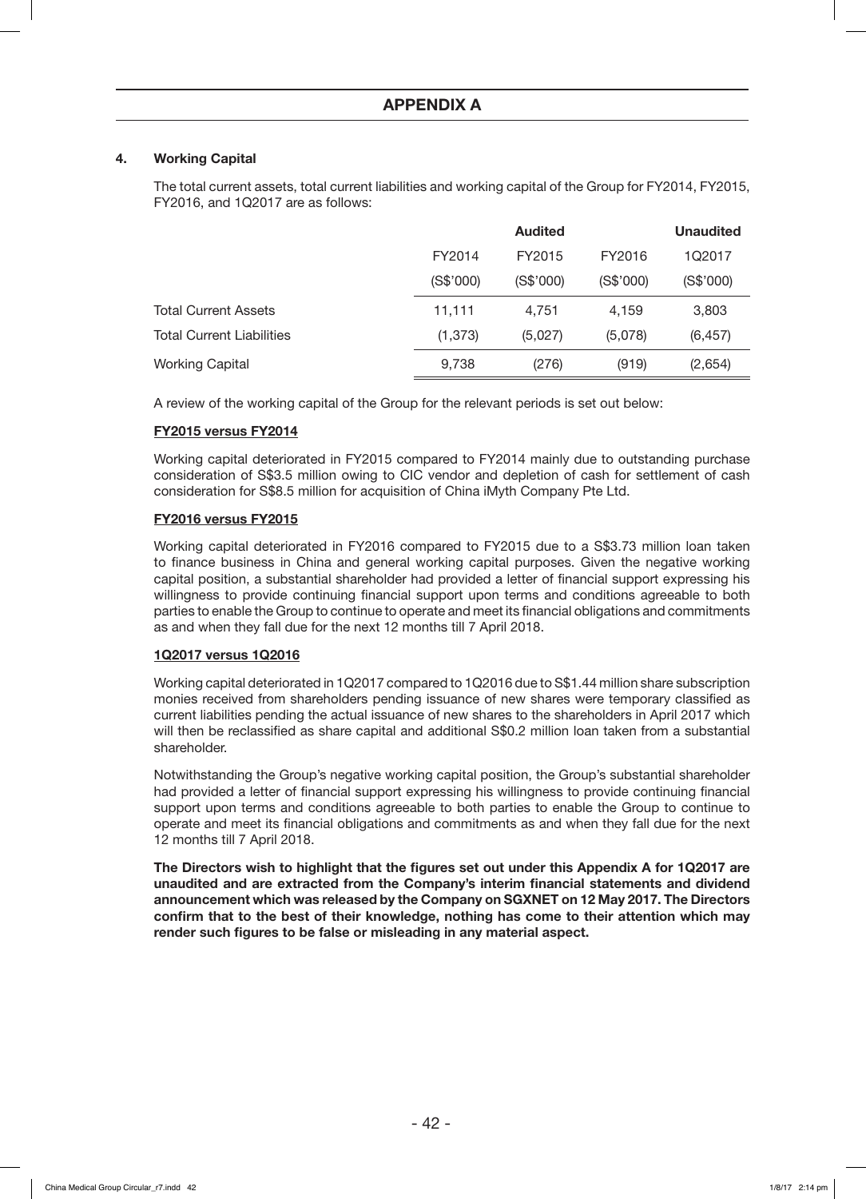## APPENDIX A

### 4. Working Capital

The total current assets, total current liabilities and working capital of the Group for FY2014, FY2015, FY2016, and 1Q2017 are as follows:

| | Audited | | | Unaudited |
|---|---|---|---|---|
| | FY2014 | FY2015 | FY2016 | 1Q2017 |
| | (S$'000) | (S$'000) | (S$'000) | (S$'000) |
| Total Current Assets | 11,111 | 4,751 | 4,159 | 3,803 |
| Total Current Liabilities | (1,373) | (5,027) | (5,078) | (6,457) |
| Working Capital | 9,738 | (276) | (919) | (2,654) |

A review of the working capital of the Group for the relevant periods is set out below:

**FY2015 versus FY2014**

Working capital deteriorated in FY2015 compared to FY2014 mainly due to outstanding purchase consideration of S$3.5 million owing to CIC vendor and depletion of cash for settlement of cash consideration for S$8.5 million for acquisition of China iMyth Company Pte Ltd.

**FY2016 versus FY2015**

Working capital deteriorated in FY2016 compared to FY2015 due to a S$3.73 million loan taken to finance business in China and general working capital purposes. Given the negative working capital position, a substantial shareholder had provided a letter of financial support expressing his willingness to provide continuing financial support upon terms and conditions agreeable to both parties to enable the Group to continue to operate and meet its financial obligations and commitments as and when they fall due for the next 12 months till 7 April 2018.

**1Q2017 versus 1Q2016**

Working capital deteriorated in 1Q2017 compared to 1Q2016 due to S$1.44 million share subscription monies received from shareholders pending issuance of new shares were temporary classified as current liabilities pending the actual issuance of new shares to the shareholders in April 2017 which will then be reclassified as share capital and additional S$0.2 million loan taken from a substantial shareholder.

Notwithstanding the Group's negative working capital position, the Group's substantial shareholder had provided a letter of financial support expressing his willingness to provide continuing financial support upon terms and conditions agreeable to both parties to enable the Group to continue to operate and meet its financial obligations and commitments as and when they fall due for the next 12 months till 7 April 2018.

**The Directors wish to highlight that the figures set out under this Appendix A for 1Q2017 are unaudited and are extracted from the Company's interim financial statements and dividend announcement which was released by the Company on SGXNET on 12 May 2017. The Directors confirm that to the best of their knowledge, nothing has come to their attention which may render such figures to be false or misleading in any material aspect.**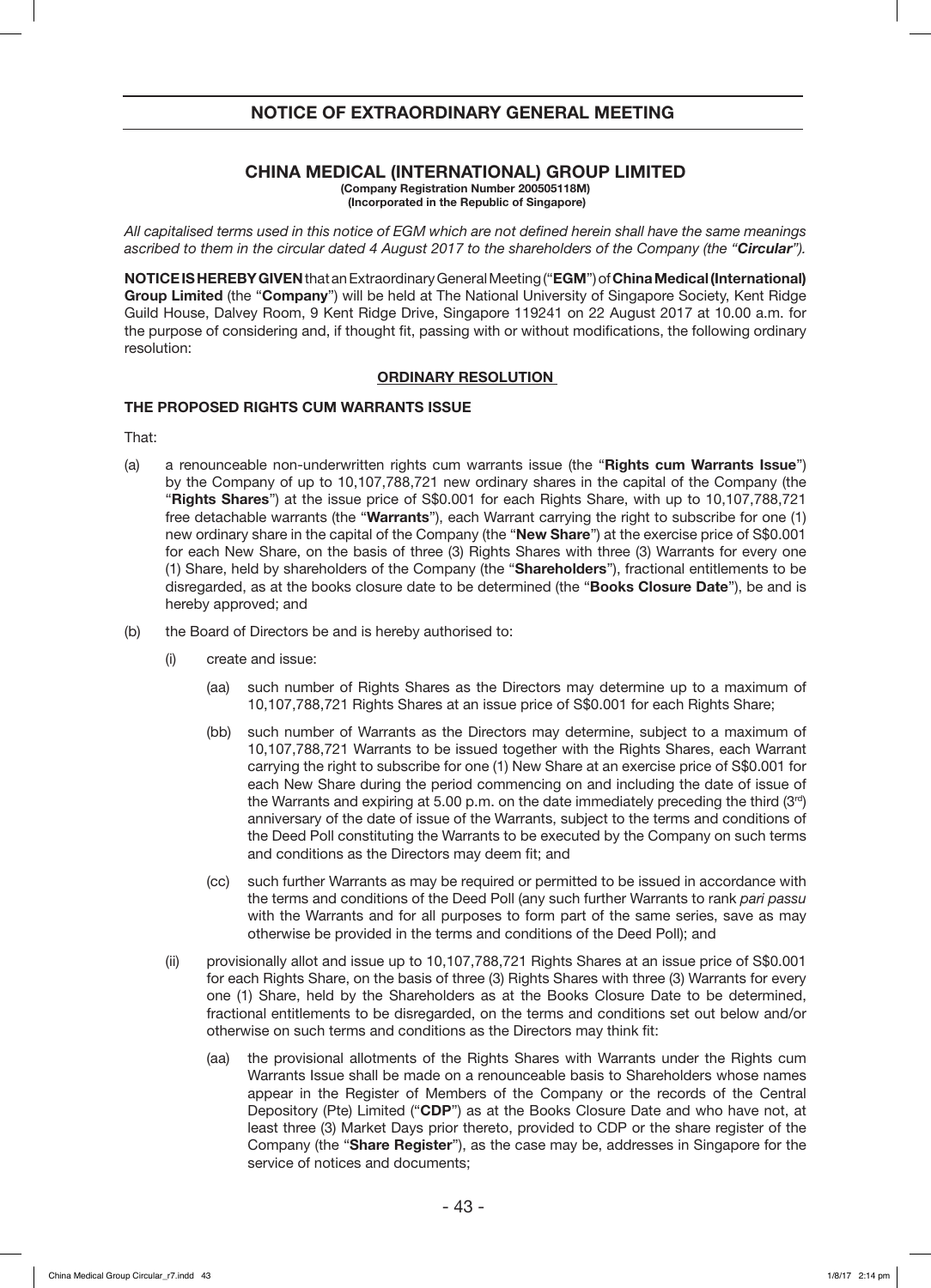## NOTICE OF EXTRAORDINARY GENERAL MEETING

### CHINA MEDICAL (INTERNATIONAL) GROUP LIMITED

**(Company Registration Number 200505118M)**
**(Incorporated in the Republic of Singapore)**

*All capitalised terms used in this notice of EGM which are not defined herein shall have the same meanings ascribed to them in the circular dated 4 August 2017 to the shareholders of the Company (the "**Circular**").*

**NOTICE IS HEREBY GIVEN** that an Extraordinary General Meeting ("**EGM**") of **China Medical (International) Group Limited** (the "**Company**") will be held at The National University of Singapore Society, Kent Ridge Guild House, Dalvey Room, 9 Kent Ridge Drive, Singapore 119241 on 22 August 2017 at 10.00 a.m. for the purpose of considering and, if thought fit, passing with or without modifications, the following ordinary resolution:

**ORDINARY RESOLUTION**

**THE PROPOSED RIGHTS CUM WARRANTS ISSUE**

That:

(a) a renounceable non-underwritten rights cum warrants issue (the "**Rights cum Warrants Issue**") by the Company of up to 10,107,788,721 new ordinary shares in the capital of the Company (the "**Rights Shares**") at the issue price of S$0.001 for each Rights Share, with up to 10,107,788,721 free detachable warrants (the "**Warrants**"), each Warrant carrying the right to subscribe for one (1) new ordinary share in the capital of the Company (the "**New Share**") at the exercise price of S$0.001 for each New Share, on the basis of three (3) Rights Shares with three (3) Warrants for every one (1) Share, held by shareholders of the Company (the "**Shareholders**"), fractional entitlements to be disregarded, as at the books closure date to be determined (the "**Books Closure Date**"), be and is hereby approved; and

(b) the Board of Directors be and is hereby authorised to:

(i) create and issue:

(aa) such number of Rights Shares as the Directors may determine up to a maximum of 10,107,788,721 Rights Shares at an issue price of S$0.001 for each Rights Share;

(bb) such number of Warrants as the Directors may determine, subject to a maximum of 10,107,788,721 Warrants to be issued together with the Rights Shares, each Warrant carrying the right to subscribe for one (1) New Share at an exercise price of S$0.001 for each New Share during the period commencing on and including the date of issue of the Warrants and expiring at 5.00 p.m. on the date immediately preceding the third (3rd) anniversary of the date of issue of the Warrants, subject to the terms and conditions of the Deed Poll constituting the Warrants to be executed by the Company on such terms and conditions as the Directors may deem fit; and

(cc) such further Warrants as may be required or permitted to be issued in accordance with the terms and conditions of the Deed Poll (any such further Warrants to rank *pari passu* with the Warrants and for all purposes to form part of the same series, save as may otherwise be provided in the terms and conditions of the Deed Poll); and

(ii) provisionally allot and issue up to 10,107,788,721 Rights Shares at an issue price of S$0.001 for each Rights Share, on the basis of three (3) Rights Shares with three (3) Warrants for every one (1) Share, held by the Shareholders as at the Books Closure Date to be determined, fractional entitlements to be disregarded, on the terms and conditions set out below and/or otherwise on such terms and conditions as the Directors may think fit:

(aa) the provisional allotments of the Rights Shares with Warrants under the Rights cum Warrants Issue shall be made on a renounceable basis to Shareholders whose names appear in the Register of Members of the Company or the records of the Central Depository (Pte) Limited ("**CDP**") as at the Books Closure Date and who have not, at least three (3) Market Days prior thereto, provided to CDP or the share register of the Company (the "**Share Register**"), as the case may be, addresses in Singapore for the service of notices and documents;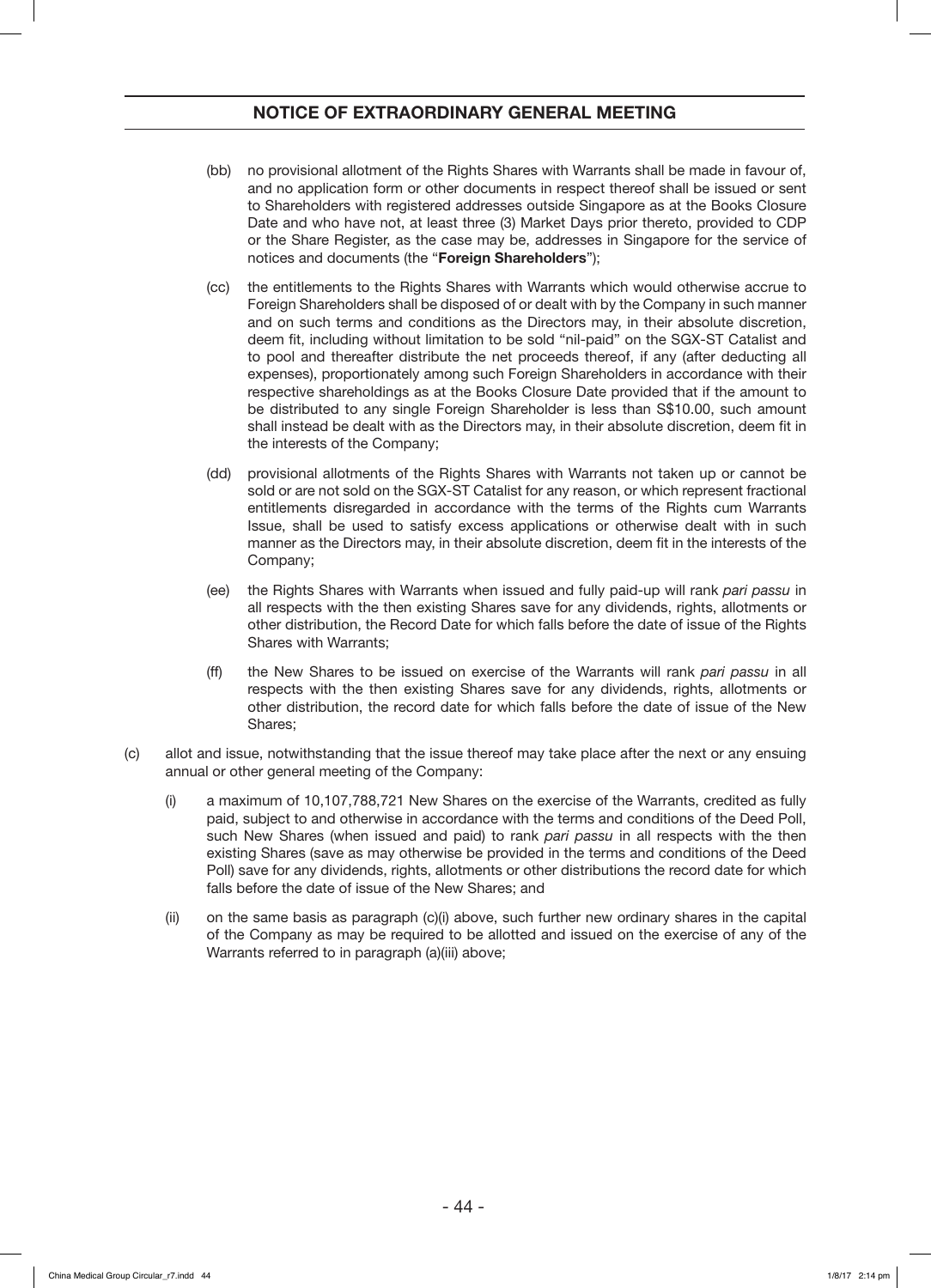# NOTICE OF EXTRAORDINARY GENERAL MEETING

(bb) no provisional allotment of the Rights Shares with Warrants shall be made in favour of, and no application form or other documents in respect thereof shall be issued or sent to Shareholders with registered addresses outside Singapore as at the Books Closure Date and who have not, at least three (3) Market Days prior thereto, provided to CDP or the Share Register, as the case may be, addresses in Singapore for the service of notices and documents (the "**Foreign Shareholders**");

(cc) the entitlements to the Rights Shares with Warrants which would otherwise accrue to Foreign Shareholders shall be disposed of or dealt with by the Company in such manner and on such terms and conditions as the Directors may, in their absolute discretion, deem fit, including without limitation to be sold "nil-paid" on the SGX-ST Catalist and to pool and thereafter distribute the net proceeds thereof, if any (after deducting all expenses), proportionately among such Foreign Shareholders in accordance with their respective shareholdings as at the Books Closure Date provided that if the amount to be distributed to any single Foreign Shareholder is less than S$10.00, such amount shall instead be dealt with as the Directors may, in their absolute discretion, deem fit in the interests of the Company;

(dd) provisional allotments of the Rights Shares with Warrants not taken up or cannot be sold or are not sold on the SGX-ST Catalist for any reason, or which represent fractional entitlements disregarded in accordance with the terms of the Rights cum Warrants Issue, shall be used to satisfy excess applications or otherwise dealt with in such manner as the Directors may, in their absolute discretion, deem fit in the interests of the Company;

(ee) the Rights Shares with Warrants when issued and fully paid-up will rank *pari passu* in all respects with the then existing Shares save for any dividends, rights, allotments or other distribution, the Record Date for which falls before the date of issue of the Rights Shares with Warrants;

(ff) the New Shares to be issued on exercise of the Warrants will rank *pari passu* in all respects with the then existing Shares save for any dividends, rights, allotments or other distribution, the record date for which falls before the date of issue of the New Shares;

(c) allot and issue, notwithstanding that the issue thereof may take place after the next or any ensuing annual or other general meeting of the Company:

(i) a maximum of 10,107,788,721 New Shares on the exercise of the Warrants, credited as fully paid, subject to and otherwise in accordance with the terms and conditions of the Deed Poll, such New Shares (when issued and paid) to rank *pari passu* in all respects with the then existing Shares (save as may otherwise be provided in the terms and conditions of the Deed Poll) save for any dividends, rights, allotments or other distributions the record date for which falls before the date of issue of the New Shares; and

(ii) on the same basis as paragraph (c)(i) above, such further new ordinary shares in the capital of the Company as may be required to be allotted and issued on the exercise of any of the Warrants referred to in paragraph (a)(iii) above;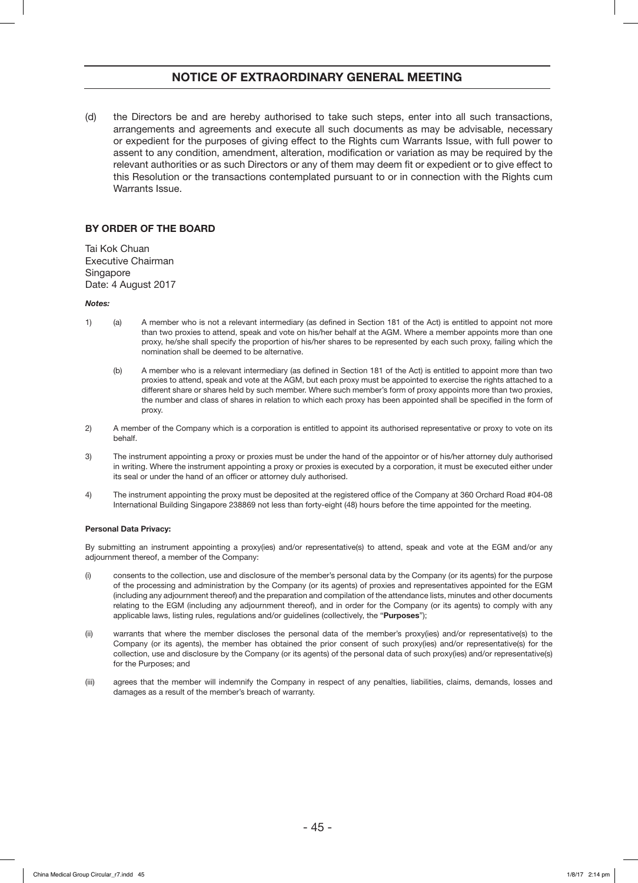## NOTICE OF EXTRAORDINARY GENERAL MEETING

(d) the Directors be and are hereby authorised to take such steps, enter into all such transactions, arrangements and agreements and execute all such documents as may be advisable, necessary or expedient for the purposes of giving effect to the Rights cum Warrants Issue, with full power to assent to any condition, amendment, alteration, modification or variation as may be required by the relevant authorities or as such Directors or any of them may deem fit or expedient or to give effect to this Resolution or the transactions contemplated pursuant to or in connection with the Rights cum Warrants Issue.

**BY ORDER OF THE BOARD**

Tai Kok Chuan
Executive Chairman
Singapore
Date: 4 August 2017

***Notes:***

1) (a) A member who is not a relevant intermediary (as defined in Section 181 of the Act) is entitled to appoint not more than two proxies to attend, speak and vote on his/her behalf at the AGM. Where a member appoints more than one proxy, he/she shall specify the proportion of his/her shares to be represented by each such proxy, failing which the nomination shall be deemed to be alternative.

   (b) A member who is a relevant intermediary (as defined in Section 181 of the Act) is entitled to appoint more than two proxies to attend, speak and vote at the AGM, but each proxy must be appointed to exercise the rights attached to a different share or shares held by such member. Where such member's form of proxy appoints more than two proxies, the number and class of shares in relation to which each proxy has been appointed shall be specified in the form of proxy.

2) A member of the Company which is a corporation is entitled to appoint its authorised representative or proxy to vote on its behalf.

3) The instrument appointing a proxy or proxies must be under the hand of the appointor or of his/her attorney duly authorised in writing. Where the instrument appointing a proxy or proxies is executed by a corporation, it must be executed either under its seal or under the hand of an officer or attorney duly authorised.

4) The instrument appointing the proxy must be deposited at the registered office of the Company at 360 Orchard Road #04-08 International Building Singapore 238869 not less than forty-eight (48) hours before the time appointed for the meeting.

**Personal Data Privacy:**

By submitting an instrument appointing a proxy(ies) and/or representative(s) to attend, speak and vote at the EGM and/or any adjournment thereof, a member of the Company:

(i) consents to the collection, use and disclosure of the member's personal data by the Company (or its agents) for the purpose of the processing and administration by the Company (or its agents) of proxies and representatives appointed for the EGM (including any adjournment thereof) and the preparation and compilation of the attendance lists, minutes and other documents relating to the EGM (including any adjournment thereof), and in order for the Company (or its agents) to comply with any applicable laws, listing rules, regulations and/or guidelines (collectively, the "**Purposes**");

(ii) warrants that where the member discloses the personal data of the member's proxy(ies) and/or representative(s) to the Company (or its agents), the member has obtained the prior consent of such proxy(ies) and/or representative(s) for the collection, use and disclosure by the Company (or its agents) of the personal data of such proxy(ies) and/or representative(s) for the Purposes; and

(iii) agrees that the member will indemnify the Company in respect of any penalties, liabilities, claims, demands, losses and damages as a result of the member's breach of warranty.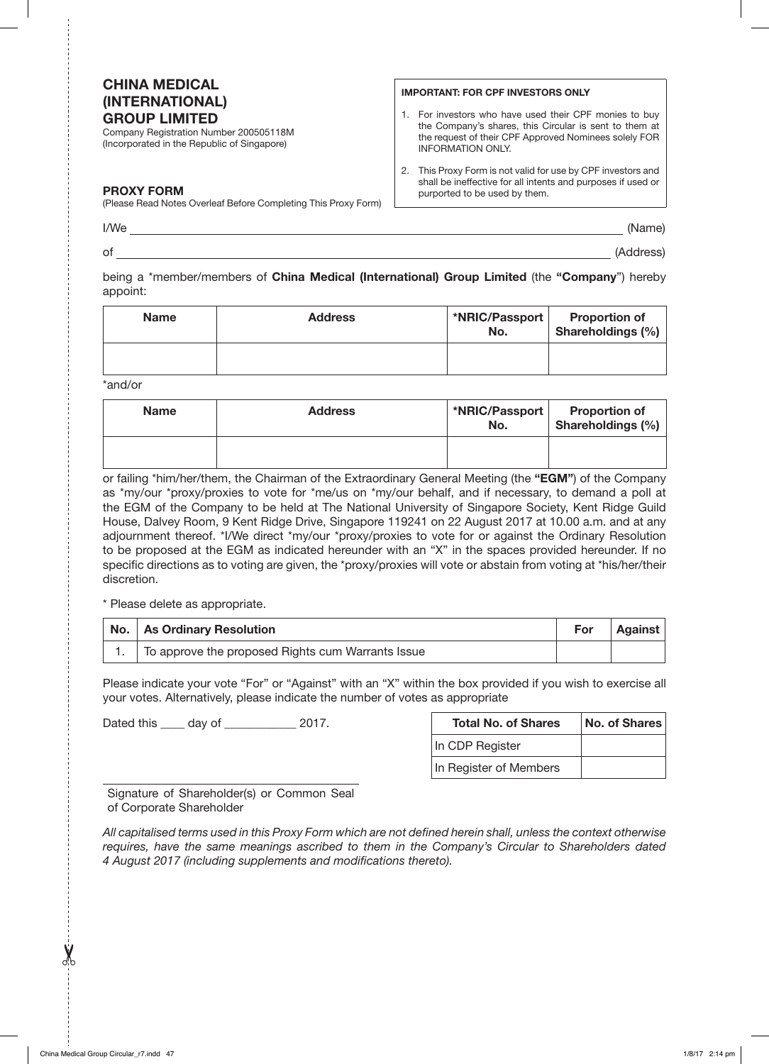**CHINA MEDICAL (INTERNATIONAL) GROUP LIMITED**
Company Registration Number 200505118M
(Incorporated in the Republic of Singapore)

**IMPORTANT: FOR CPF INVESTORS ONLY**

1. For investors who have used their CPF monies to buy the Company's shares, this Circular is sent to them at the request of their CPF Approved Nominees solely FOR INFORMATION ONLY.
2. This Proxy Form is not valid for use by CPF investors and shall be ineffective for all intents and purposes if used or purported to be used by them.

**PROXY FORM**
(Please Read Notes Overleaf Before Completing This Proxy Form)

I/We ____________________________________________ (Name)

of ____________________________________________ (Address)

being a *member/members of **China Medical (International) Group Limited** (the **"Company"**) hereby appoint:

| Name | Address | *NRIC/Passport No. | Proportion of Shareholdings (%) |
|---|---|---|---|
| | | | |

*and/or

| Name | Address | *NRIC/Passport No. | Proportion of Shareholdings (%) |
|---|---|---|---|
| | | | |

or failing *him/her/them, the Chairman of the Extraordinary General Meeting (the **"EGM"**) of the Company as *my/our *proxy/proxies to vote for *me/us on *my/our behalf, and if necessary, to demand a poll at the EGM of the Company to be held at The National University of Singapore Society, Kent Ridge Guild House, Dalvey Room, 9 Kent Ridge Drive, Singapore 119241 on 22 August 2017 at 10.00 a.m. and at any adjournment thereof. *I/We direct *my/our *proxy/proxies to vote for or against the Ordinary Resolution to be proposed at the EGM as indicated hereunder with an "X" in the spaces provided hereunder. If no specific directions as to voting are given, the *proxy/proxies will vote or abstain from voting at *his/her/their discretion.

* Please delete as appropriate.

| No. | As Ordinary Resolution | For | Against |
|---|---|---|---|
| 1. | To approve the proposed Rights cum Warrants Issue | | |

Please indicate your vote "For" or "Against" with an "X" within the box provided if you wish to exercise all your votes. Alternatively, please indicate the number of votes as appropriate

Dated this ____ day of ___________ 2017.

| Total No. of Shares | No. of Shares |
|---|---|
| In CDP Register | |
| In Register of Members | |

______________________________________
Signature of Shareholder(s) or Common Seal of Corporate Shareholder

*All capitalised terms used in this Proxy Form which are not defined herein shall, unless the context otherwise requires, have the same meanings ascribed to them in the Company's Circular to Shareholders dated 4 August 2017 (including supplements and modifications thereto).*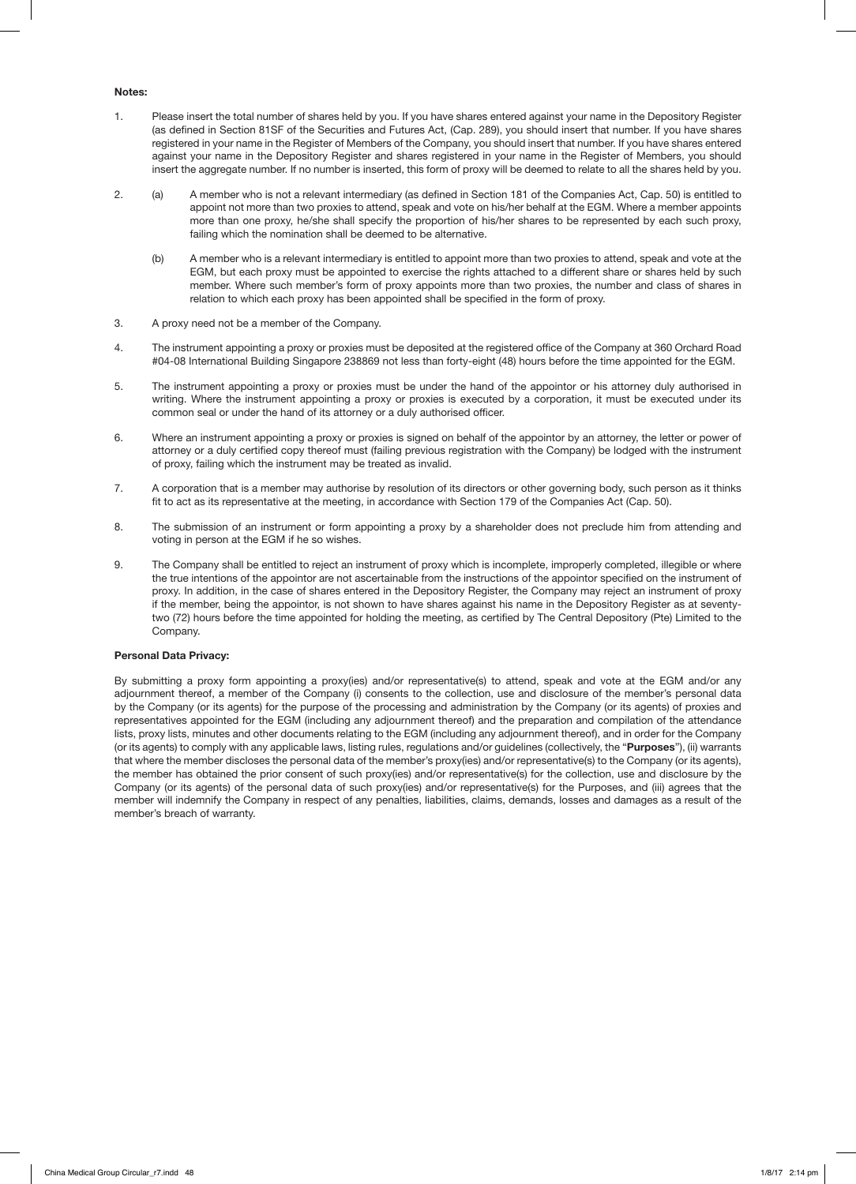**Notes:**

1. Please insert the total number of shares held by you. If you have shares entered against your name in the Depository Register (as defined in Section 81SF of the Securities and Futures Act, (Cap. 289), you should insert that number. If you have shares registered in your name in the Register of Members of the Company, you should insert that number. If you have shares entered against your name in the Depository Register and shares registered in your name in the Register of Members, you should insert the aggregate number. If no number is inserted, this form of proxy will be deemed to relate to all the shares held by you.

2. (a) A member who is not a relevant intermediary (as defined in Section 181 of the Companies Act, Cap. 50) is entitled to appoint not more than two proxies to attend, speak and vote on his/her behalf at the EGM. Where a member appoints more than one proxy, he/she shall specify the proportion of his/her shares to be represented by each such proxy, failing which the nomination shall be deemed to be alternative.

   (b) A member who is a relevant intermediary is entitled to appoint more than two proxies to attend, speak and vote at the EGM, but each proxy must be appointed to exercise the rights attached to a different share or shares held by such member. Where such member's form of proxy appoints more than two proxies, the number and class of shares in relation to which each proxy has been appointed shall be specified in the form of proxy.

3. A proxy need not be a member of the Company.

4. The instrument appointing a proxy or proxies must be deposited at the registered office of the Company at 360 Orchard Road #04-08 International Building Singapore 238869 not less than forty-eight (48) hours before the time appointed for the EGM.

5. The instrument appointing a proxy or proxies must be under the hand of the appointor or his attorney duly authorised in writing. Where the instrument appointing a proxy or proxies is executed by a corporation, it must be executed under its common seal or under the hand of its attorney or a duly authorised officer.

6. Where an instrument appointing a proxy or proxies is signed on behalf of the appointor by an attorney, the letter or power of attorney or a duly certified copy thereof must (failing previous registration with the Company) be lodged with the instrument of proxy, failing which the instrument may be treated as invalid.

7. A corporation that is a member may authorise by resolution of its directors or other governing body, such person as it thinks fit to act as its representative at the meeting, in accordance with Section 179 of the Companies Act (Cap. 50).

8. The submission of an instrument or form appointing a proxy by a shareholder does not preclude him from attending and voting in person at the EGM if he so wishes.

9. The Company shall be entitled to reject an instrument of proxy which is incomplete, improperly completed, illegible or where the true intentions of the appointor are not ascertainable from the instructions of the appointor specified on the instrument of proxy. In addition, in the case of shares entered in the Depository Register, the Company may reject an instrument of proxy if the member, being the appointor, is not shown to have shares against his name in the Depository Register as at seventy-two (72) hours before the time appointed for holding the meeting, as certified by The Central Depository (Pte) Limited to the Company.

**Personal Data Privacy:**

By submitting a proxy form appointing a proxy(ies) and/or representative(s) to attend, speak and vote at the EGM and/or any adjournment thereof, a member of the Company (i) consents to the collection, use and disclosure of the member's personal data by the Company (or its agents) for the purpose of the processing and administration by the Company (or its agents) of proxies and representatives appointed for the EGM (including any adjournment thereof) and the preparation and compilation of the attendance lists, proxy lists, minutes and other documents relating to the EGM (including any adjournment thereof), and in order for the Company (or its agents) to comply with any applicable laws, listing rules, regulations and/or guidelines (collectively, the "**Purposes**"), (ii) warrants that where the member discloses the personal data of the member's proxy(ies) and/or representative(s) to the Company (or its agents), the member has obtained the prior consent of such proxy(ies) and/or representative(s) for the collection, use and disclosure by the Company (or its agents) of the personal data of such proxy(ies) and/or representative(s) for the Purposes, and (iii) agrees that the member will indemnify the Company in respect of any penalties, liabilities, claims, demands, losses and damages as a result of the member's breach of warranty.